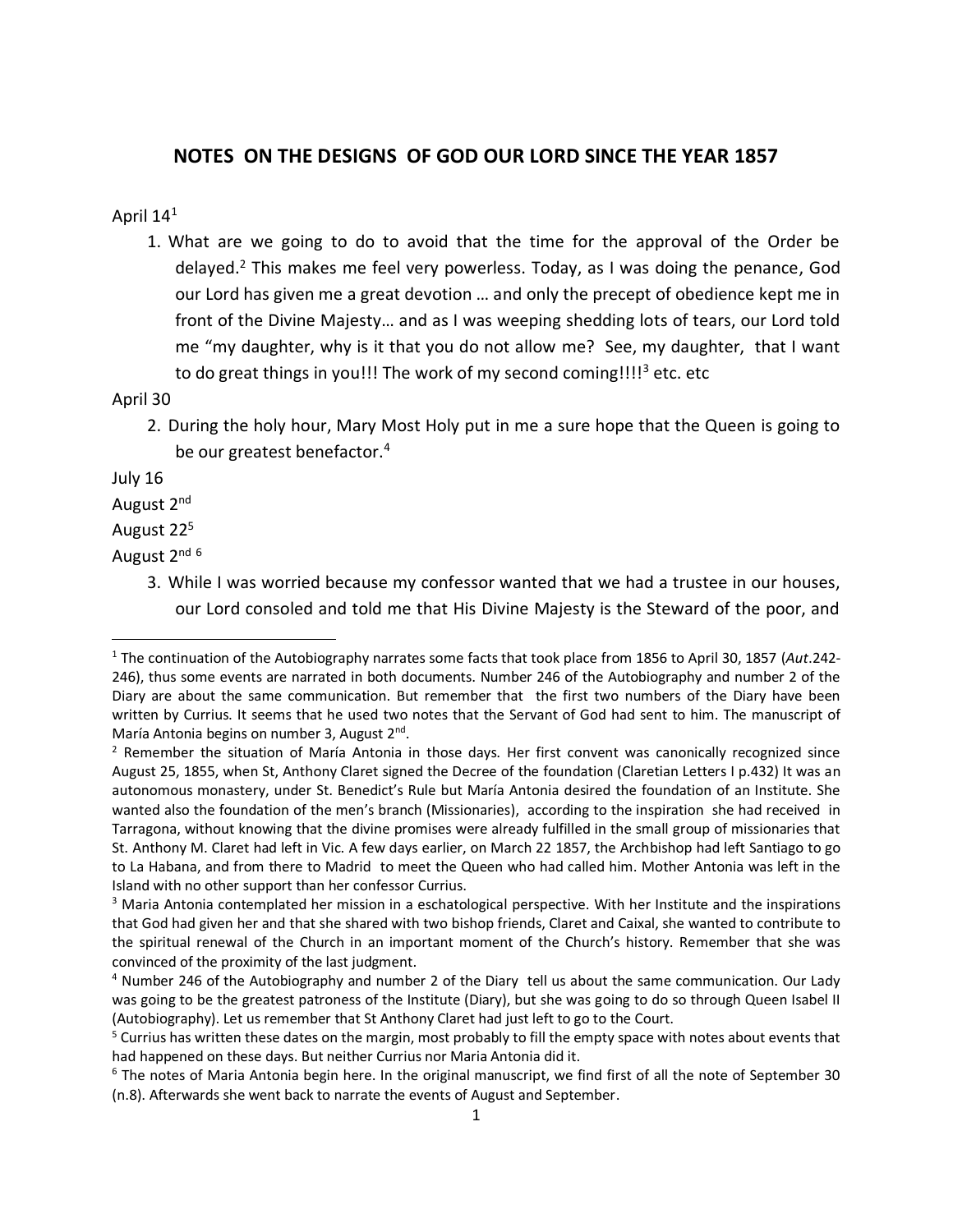## NOTES ON THE DESIGNS OF GOD OUR LORD SINCE THE YEAR 1857

April 14[1]

1. What are we going to do to avoid that the time for the approval of the Order be delayed.[2] This makes me feel very powerless. Today, as I was doing the penance, God our Lord has given me a great devotion … and only the precept of obedience kept me in front of the Divine Majesty… and as I was weeping shedding lots of tears, our Lord told me "my daughter, why is it that you do not allow me? See, my daughter, that I want to do great things in you!!! The work of my second coming!!!![3] etc. etc

April 30

2. During the holy hour, Mary Most Holy put in me a sure hope that the Queen is going to be our greatest benefactor.[4]

July 16

August 2nd

August 22[5]

August 2nd [6]

3. While I was worried because my confessor wanted that we had a trustee in our houses, our Lord consoled and told me that His Divine Majesty is the Steward of the poor, and

---

[1] The continuation of the Autobiography narrates some facts that took place from 1856 to April 30, 1857 (*Aut*.242-246), thus some events are narrated in both documents. Number 246 of the Autobiography and number 2 of the Diary are about the same communication. But remember that the first two numbers of the Diary have been written by Currius. It seems that he used two notes that the Servant of God had sent to him. The manuscript of María Antonia begins on number 3, August 2nd.

[2] Remember the situation of María Antonia in those days. Her first convent was canonically recognized since August 25, 1855, when St, Anthony Claret signed the Decree of the foundation (Claretian Letters I p.432) It was an autonomous monastery, under St. Benedict's Rule but María Antonia desired the foundation of an Institute. She wanted also the foundation of the men's branch (Missionaries), according to the inspiration she had received in Tarragona, without knowing that the divine promises were already fulfilled in the small group of missionaries that St. Anthony M. Claret had left in Vic. A few days earlier, on March 22 1857, the Archbishop had left Santiago to go to La Habana, and from there to Madrid to meet the Queen who had called him. Mother Antonia was left in the Island with no other support than her confessor Currius.

[3] Maria Antonia contemplated her mission in a eschatological perspective. With her Institute and the inspirations that God had given her and that she shared with two bishop friends, Claret and Caixal, she wanted to contribute to the spiritual renewal of the Church in an important moment of the Church's history. Remember that she was convinced of the proximity of the last judgment.

[4] Number 246 of the Autobiography and number 2 of the Diary tell us about the same communication. Our Lady was going to be the greatest patroness of the Institute (Diary), but she was going to do so through Queen Isabel II (Autobiography). Let us remember that St Anthony Claret had just left to go to the Court.

[5] Currius has written these dates on the margin, most probably to fill the empty space with notes about events that had happened on these days. But neither Currius nor Maria Antonia did it.

[6] The notes of Maria Antonia begin here. In the original manuscript, we find first of all the note of September 30 (n.8). Afterwards she went back to narrate the events of August and September.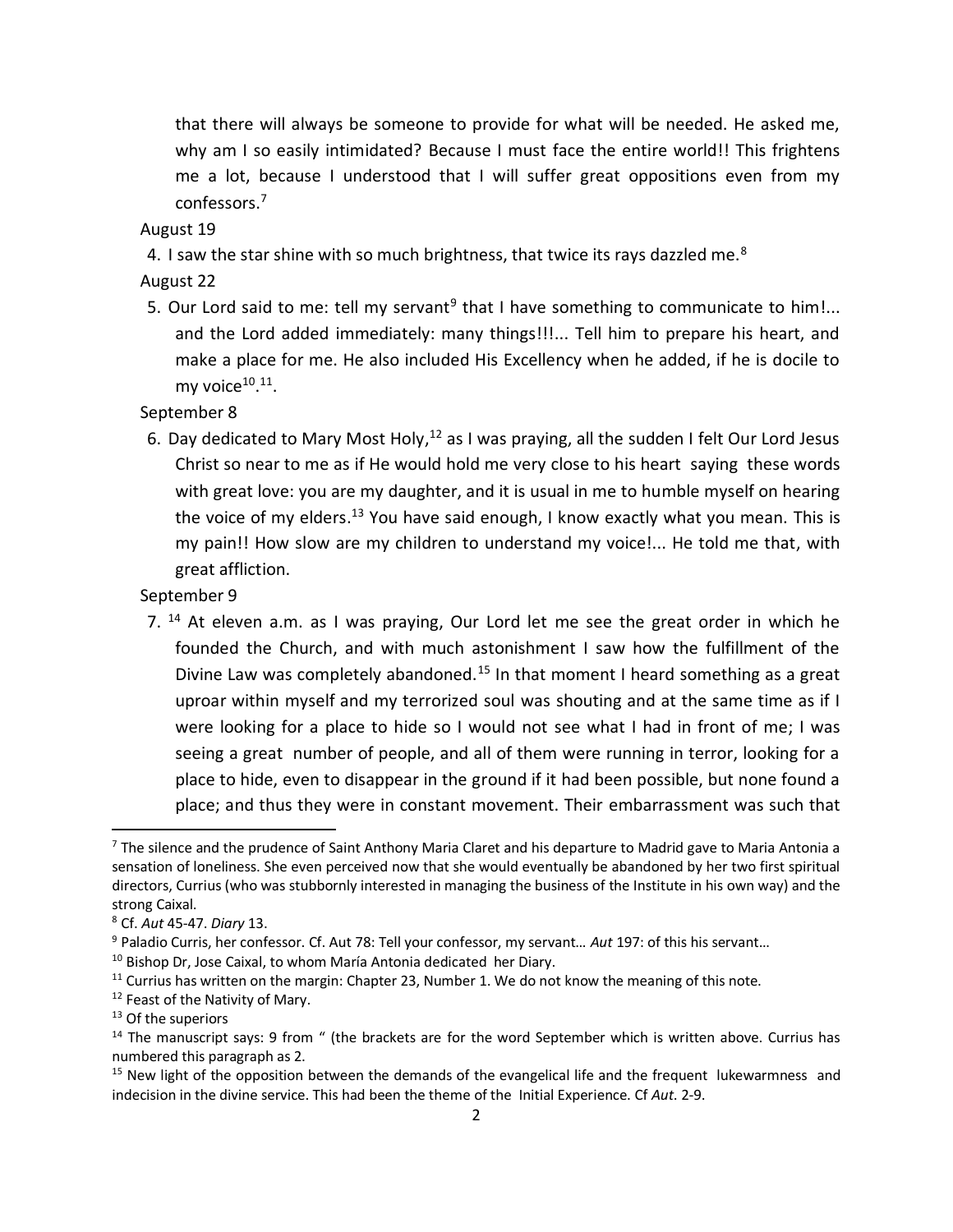that there will always be someone to provide for what will be needed. He asked me, why am I so easily intimidated? Because I must face the entire world!! This frightens me a lot, because I understood that I will suffer great oppositions even from my confessors.[7]

August 19

4. I saw the star shine with so much brightness, that twice its rays dazzled me.[8]

August 22

5. Our Lord said to me: tell my servant[9] that I have something to communicate to him!... and the Lord added immediately: many things!!!... Tell him to prepare his heart, and make a place for me. He also included His Excellency when he added, if he is docile to my voice[10].[11].

September 8

6. Day dedicated to Mary Most Holy,[12] as I was praying, all the sudden I felt Our Lord Jesus Christ so near to me as if He would hold me very close to his heart saying these words with great love: you are my daughter, and it is usual in me to humble myself on hearing the voice of my elders.[13] You have said enough, I know exactly what you mean. This is my pain!! How slow are my children to understand my voice!... He told me that, with great affliction.

September 9

7. [14] At eleven a.m. as I was praying, Our Lord let me see the great order in which he founded the Church, and with much astonishment I saw how the fulfillment of the Divine Law was completely abandoned.[15] In that moment I heard something as a great uproar within myself and my terrorized soul was shouting and at the same time as if I were looking for a place to hide so I would not see what I had in front of me; I was seeing a great number of people, and all of them were running in terror, looking for a place to hide, even to disappear in the ground if it had been possible, but none found a place; and thus they were in constant movement. Their embarrassment was such that

---

[7] The silence and the prudence of Saint Anthony Maria Claret and his departure to Madrid gave to Maria Antonia a sensation of loneliness. She even perceived now that she would eventually be abandoned by her two first spiritual directors, Currius (who was stubbornly interested in managing the business of the Institute in his own way) and the strong Caixal.

[8] Cf. *Aut* 45-47. *Diary* 13.

[9] Paladio Curris, her confessor. Cf. Aut 78: Tell your confessor, my servant… *Aut* 197: of this his servant…

[10] Bishop Dr, Jose Caixal, to whom María Antonia dedicated her Diary.

[11] Currius has written on the margin: Chapter 23, Number 1. We do not know the meaning of this note.

[12] Feast of the Nativity of Mary.

[13] Of the superiors

[14] The manuscript says: 9 from " (the brackets are for the word September which is written above. Currius has numbered this paragraph as 2.

[15] New light of the opposition between the demands of the evangelical life and the frequent lukewarmness and indecision in the divine service. This had been the theme of the Initial Experience. Cf *Aut*. 2-9.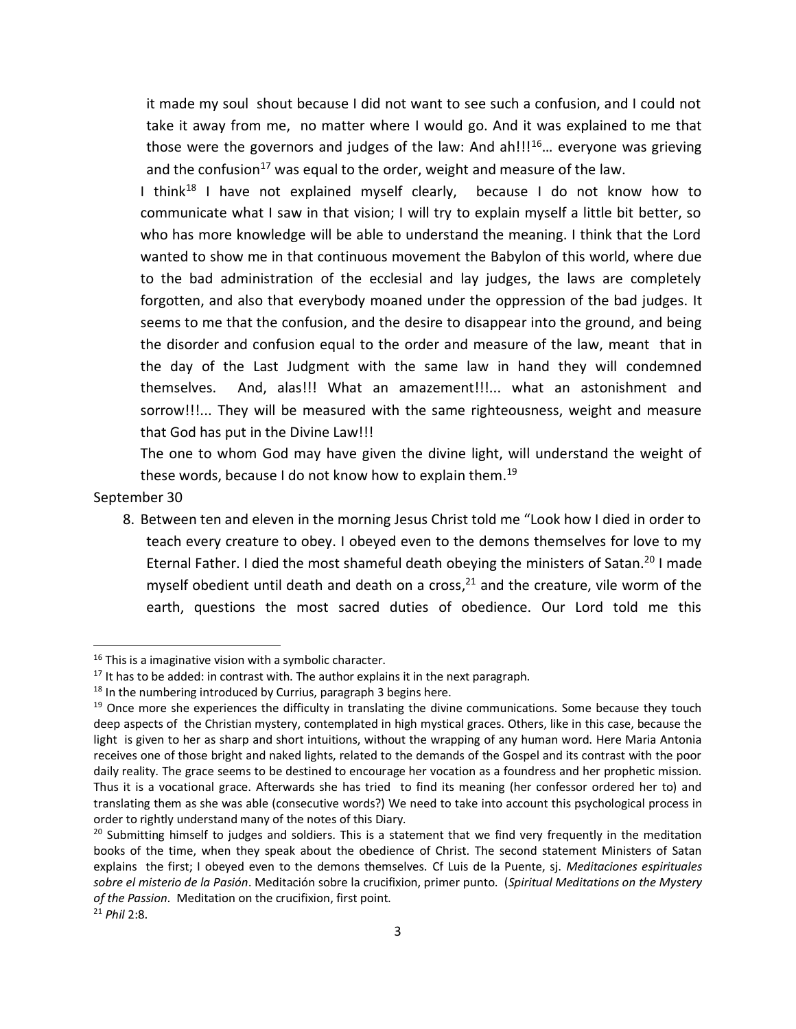it made my soul shout because I did not want to see such a confusion, and I could not take it away from me, no matter where I would go. And it was explained to me that those were the governors and judges of the law: And ah!!![16]… everyone was grieving and the confusion[17] was equal to the order, weight and measure of the law.

I think[18] I have not explained myself clearly, because I do not know how to communicate what I saw in that vision; I will try to explain myself a little bit better, so who has more knowledge will be able to understand the meaning. I think that the Lord wanted to show me in that continuous movement the Babylon of this world, where due to the bad administration of the ecclesial and lay judges, the laws are completely forgotten, and also that everybody moaned under the oppression of the bad judges. It seems to me that the confusion, and the desire to disappear into the ground, and being the disorder and confusion equal to the order and measure of the law, meant that in the day of the Last Judgment with the same law in hand they will condemned themselves. And, alas!!! What an amazement!!!... what an astonishment and sorrow!!!... They will be measured with the same righteousness, weight and measure that God has put in the Divine Law!!!

The one to whom God may have given the divine light, will understand the weight of these words, because I do not know how to explain them.[19]

September 30

8. Between ten and eleven in the morning Jesus Christ told me "Look how I died in order to teach every creature to obey. I obeyed even to the demons themselves for love to my Eternal Father. I died the most shameful death obeying the ministers of Satan.[20] I made myself obedient until death and death on a cross,[21] and the creature, vile worm of the earth, questions the most sacred duties of obedience. Our Lord told me this

---

[16] This is a imaginative vision with a symbolic character.

[17] It has to be added: in contrast with. The author explains it in the next paragraph.

[18] In the numbering introduced by Currius, paragraph 3 begins here.

[19] Once more she experiences the difficulty in translating the divine communications. Some because they touch deep aspects of the Christian mystery, contemplated in high mystical graces. Others, like in this case, because the light is given to her as sharp and short intuitions, without the wrapping of any human word. Here Maria Antonia receives one of those bright and naked lights, related to the demands of the Gospel and its contrast with the poor daily reality. The grace seems to be destined to encourage her vocation as a foundress and her prophetic mission. Thus it is a vocational grace. Afterwards she has tried to find its meaning (her confessor ordered her to) and translating them as she was able (consecutive words?) We need to take into account this psychological process in order to rightly understand many of the notes of this Diary.

[20] Submitting himself to judges and soldiers. This is a statement that we find very frequently in the meditation books of the time, when they speak about the obedience of Christ. The second statement Ministers of Satan explains the first; I obeyed even to the demons themselves. Cf Luis de la Puente, sj. *Meditaciones espirituales sobre el misterio de la Pasión*. Meditación sobre la crucifixion, primer punto. (*Spiritual Meditations on the Mystery of the Passion*. Meditation on the crucifixion, first point.

[21] *Phil* 2:8.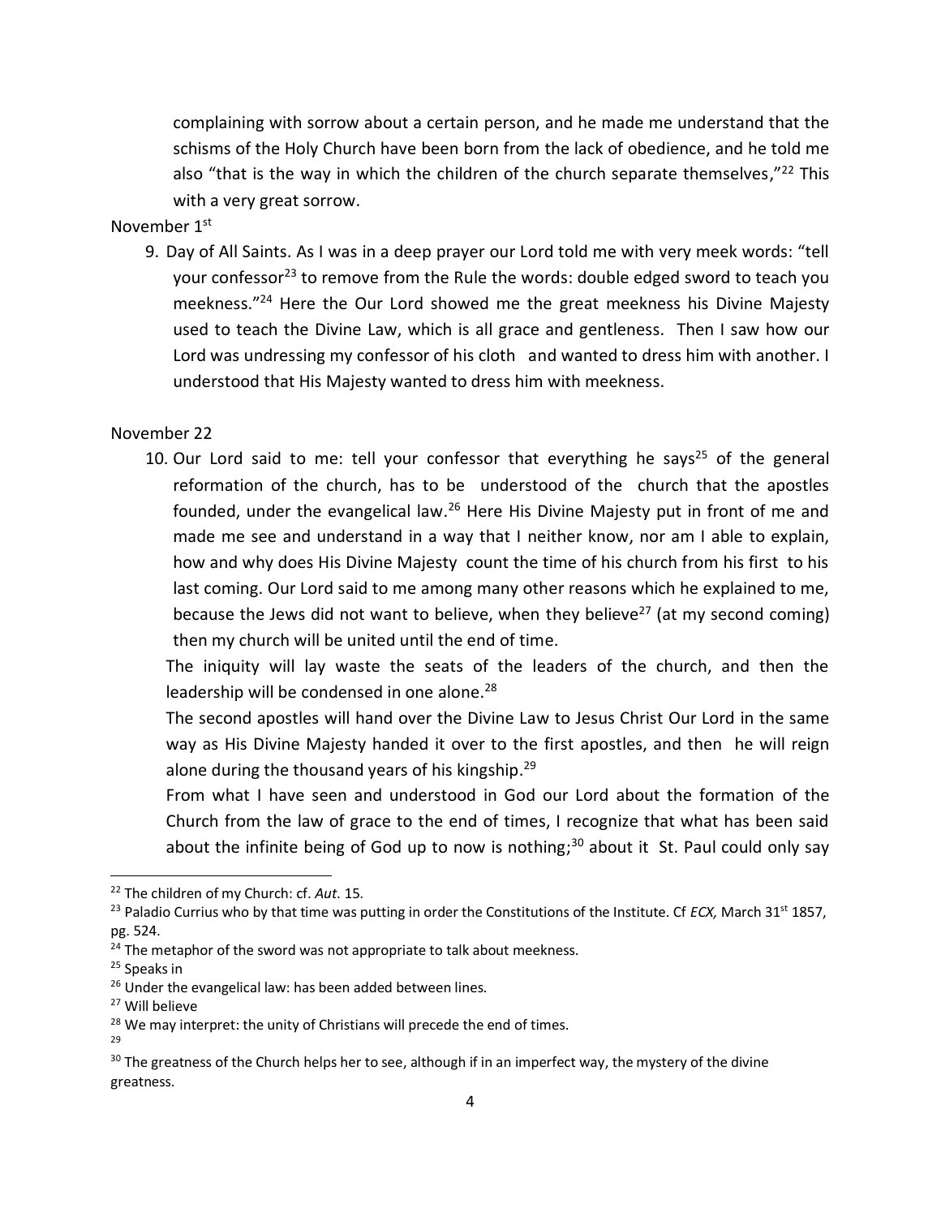complaining with sorrow about a certain person, and he made me understand that the schisms of the Holy Church have been born from the lack of obedience, and he told me also "that is the way in which the children of the church separate themselves,"[22] This with a very great sorrow.

November 1st

9. Day of All Saints. As I was in a deep prayer our Lord told me with very meek words: "tell your confessor[23] to remove from the Rule the words: double edged sword to teach you meekness."[24] Here the Our Lord showed me the great meekness his Divine Majesty used to teach the Divine Law, which is all grace and gentleness. Then I saw how our Lord was undressing my confessor of his cloth and wanted to dress him with another. I understood that His Majesty wanted to dress him with meekness.

November 22

10. Our Lord said to me: tell your confessor that everything he says[25] of the general reformation of the church, has to be understood of the church that the apostles founded, under the evangelical law.[26] Here His Divine Majesty put in front of me and made me see and understand in a way that I neither know, nor am I able to explain, how and why does His Divine Majesty count the time of his church from his first to his last coming. Our Lord said to me among many other reasons which he explained to me, because the Jews did not want to believe, when they believe[27] (at my second coming) then my church will be united until the end of time.

    The iniquity will lay waste the seats of the leaders of the church, and then the leadership will be condensed in one alone.[28]

    The second apostles will hand over the Divine Law to Jesus Christ Our Lord in the same way as His Divine Majesty handed it over to the first apostles, and then he will reign alone during the thousand years of his kingship.[29]

    From what I have seen and understood in God our Lord about the formation of the Church from the law of grace to the end of times, I recognize that what has been said about the infinite being of God up to now is nothing;[30] about it St. Paul could only say

---

[22] The children of my Church: cf. *Aut.* 15.

[23] Paladio Currius who by that time was putting in order the Constitutions of the Institute. Cf *ECX,* March 31st 1857, pg. 524.

[24] The metaphor of the sword was not appropriate to talk about meekness.

[25] Speaks in

[26] Under the evangelical law: has been added between lines.

[27] Will believe

[28] We may interpret: the unity of Christians will precede the end of times.

[29]

[30] The greatness of the Church helps her to see, although if in an imperfect way, the mystery of the divine greatness.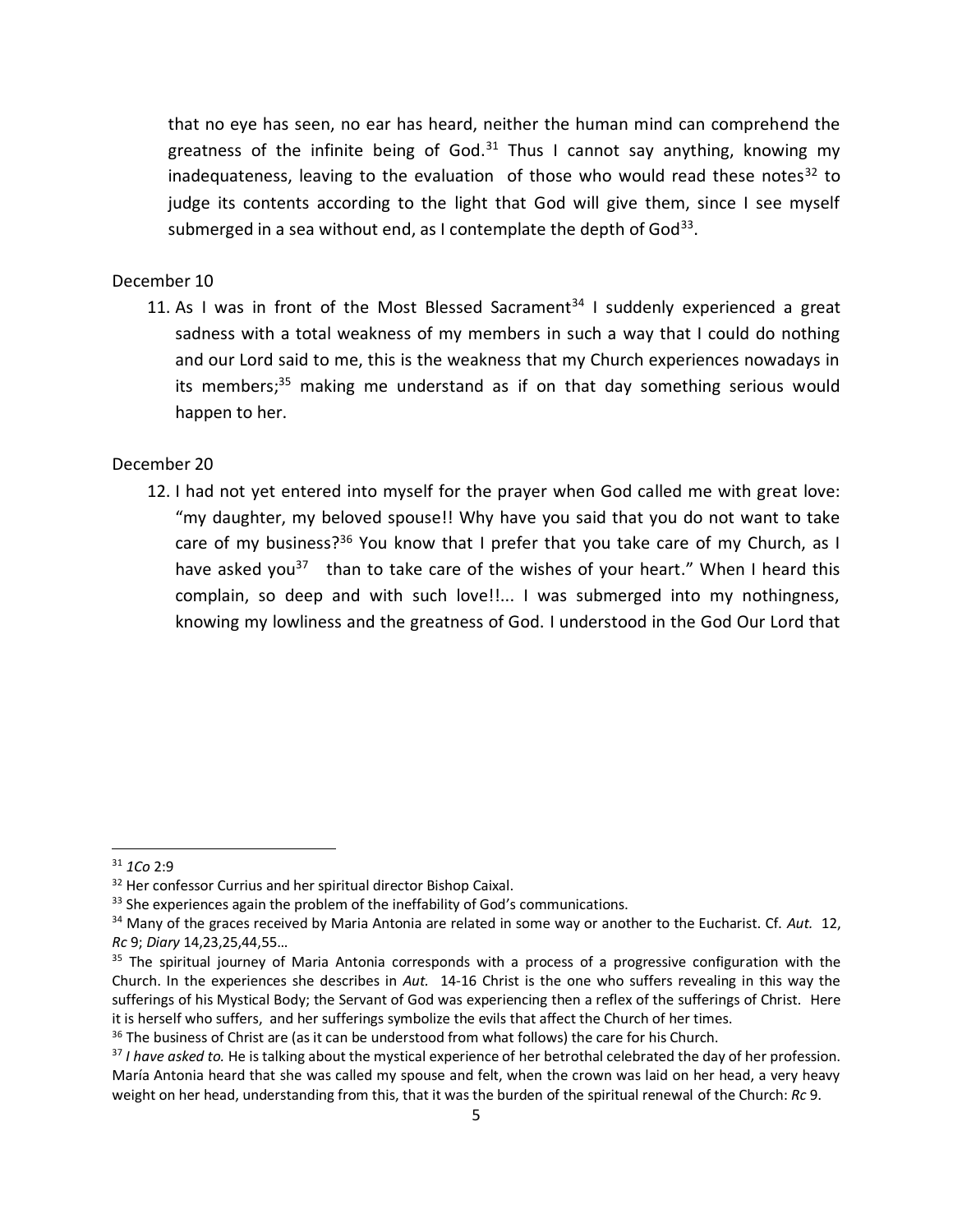that no eye has seen, no ear has heard, neither the human mind can comprehend the greatness of the infinite being of God.[31] Thus I cannot say anything, knowing my inadequateness, leaving to the evaluation of those who would read these notes[32] to judge its contents according to the light that God will give them, since I see myself submerged in a sea without end, as I contemplate the depth of God[33].

December 10

11. As I was in front of the Most Blessed Sacrament[34] I suddenly experienced a great sadness with a total weakness of my members in such a way that I could do nothing and our Lord said to me, this is the weakness that my Church experiences nowadays in its members;[35] making me understand as if on that day something serious would happen to her.

December 20

12. I had not yet entered into myself for the prayer when God called me with great love: "my daughter, my beloved spouse!! Why have you said that you do not want to take care of my business?[36] You know that I prefer that you take care of my Church, as I have asked you[37] than to take care of the wishes of your heart." When I heard this complain, so deep and with such love!!... I was submerged into my nothingness, knowing my lowliness and the greatness of God. I understood in the God Our Lord that

---

[31] *1Co* 2:9

[32] Her confessor Currius and her spiritual director Bishop Caixal.

[33] She experiences again the problem of the ineffability of God's communications.

[34] Many of the graces received by Maria Antonia are related in some way or another to the Eucharist. Cf. *Aut.* 12, *Rc* 9; *Diary* 14,23,25,44,55…

[35] The spiritual journey of Maria Antonia corresponds with a process of a progressive configuration with the Church. In the experiences she describes in *Aut.* 14-16 Christ is the one who suffers revealing in this way the sufferings of his Mystical Body; the Servant of God was experiencing then a reflex of the sufferings of Christ. Here it is herself who suffers, and her sufferings symbolize the evils that affect the Church of her times.

[36] The business of Christ are (as it can be understood from what follows) the care for his Church.

[37] *I have asked to.* He is talking about the mystical experience of her betrothal celebrated the day of her profession. María Antonia heard that she was called my spouse and felt, when the crown was laid on her head, a very heavy weight on her head, understanding from this, that it was the burden of the spiritual renewal of the Church: *Rc* 9.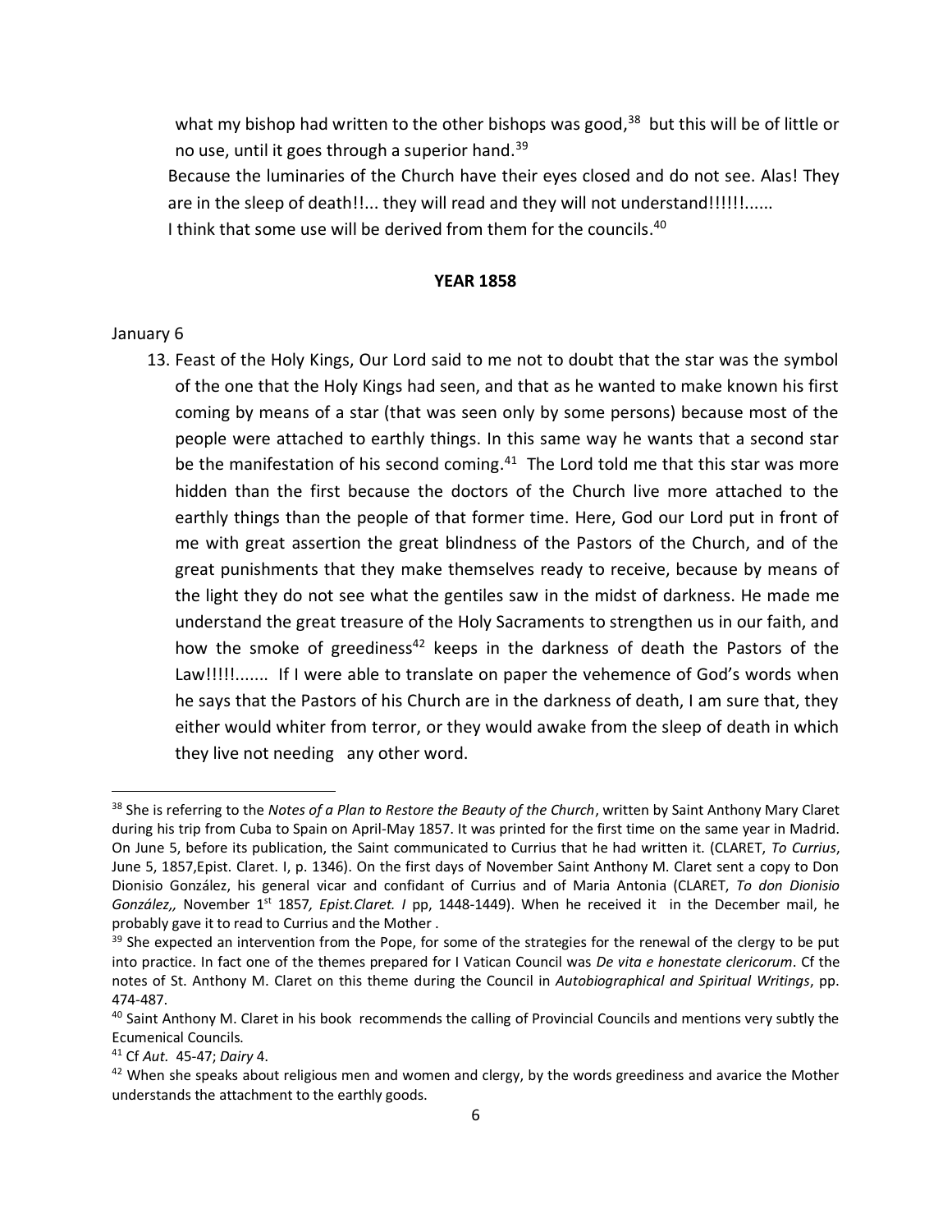what my bishop had written to the other bishops was good,[38] but this will be of little or no use, until it goes through a superior hand.[39]

Because the luminaries of the Church have their eyes closed and do not see. Alas! They are in the sleep of death!!... they will read and they will not understand!!!!!!......

I think that some use will be derived from them for the councils.[40]

**YEAR 1858**

January 6

13. Feast of the Holy Kings, Our Lord said to me not to doubt that the star was the symbol of the one that the Holy Kings had seen, and that as he wanted to make known his first coming by means of a star (that was seen only by some persons) because most of the people were attached to earthly things. In this same way he wants that a second star be the manifestation of his second coming.[41] The Lord told me that this star was more hidden than the first because the doctors of the Church live more attached to the earthly things than the people of that former time. Here, God our Lord put in front of me with great assertion the great blindness of the Pastors of the Church, and of the great punishments that they make themselves ready to receive, because by means of the light they do not see what the gentiles saw in the midst of darkness. He made me understand the great treasure of the Holy Sacraments to strengthen us in our faith, and how the smoke of greediness[42] keeps in the darkness of death the Pastors of the Law!!!!!....... If I were able to translate on paper the vehemence of God's words when he says that the Pastors of his Church are in the darkness of death, I am sure that, they either would whiter from terror, or they would awake from the sleep of death in which they live not needing any other word.

---

[38] She is referring to the *Notes of a Plan to Restore the Beauty of the Church*, written by Saint Anthony Mary Claret during his trip from Cuba to Spain on April-May 1857. It was printed for the first time on the same year in Madrid. On June 5, before its publication, the Saint communicated to Currius that he had written it. (CLARET, *To Currius*, June 5, 1857,Epist. Claret. I, p. 1346). On the first days of November Saint Anthony M. Claret sent a copy to Don Dionisio González, his general vicar and confidant of Currius and of Maria Antonia (CLARET, *To don Dionisio González,,* November 1st 1857*, Epist.Claret. I* pp, 1448-1449). When he received it in the December mail, he probably gave it to read to Currius and the Mother .

[39] She expected an intervention from the Pope, for some of the strategies for the renewal of the clergy to be put into practice. In fact one of the themes prepared for I Vatican Council was *De vita e honestate clericorum*. Cf the notes of St. Anthony M. Claret on this theme during the Council in *Autobiographical and Spiritual Writings*, pp. 474-487.

[40] Saint Anthony M. Claret in his book recommends the calling of Provincial Councils and mentions very subtly the Ecumenical Councils.

[41] Cf *Aut.* 45-47; *Dairy* 4.

[42] When she speaks about religious men and women and clergy, by the words greediness and avarice the Mother understands the attachment to the earthly goods.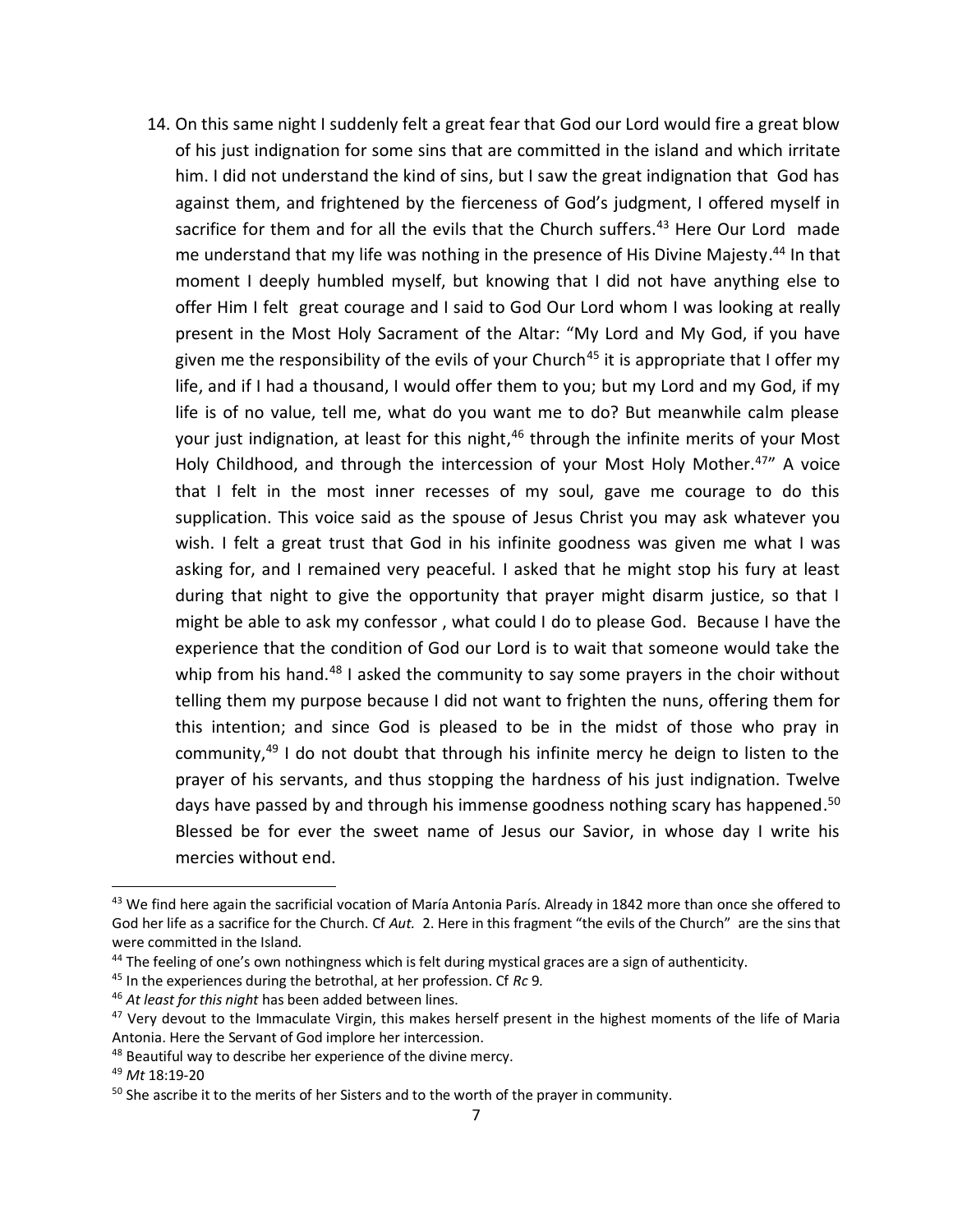14. On this same night I suddenly felt a great fear that God our Lord would fire a great blow of his just indignation for some sins that are committed in the island and which irritate him. I did not understand the kind of sins, but I saw the great indignation that God has against them, and frightened by the fierceness of God's judgment, I offered myself in sacrifice for them and for all the evils that the Church suffers.[43] Here Our Lord made me understand that my life was nothing in the presence of His Divine Majesty.[44] In that moment I deeply humbled myself, but knowing that I did not have anything else to offer Him I felt great courage and I said to God Our Lord whom I was looking at really present in the Most Holy Sacrament of the Altar: "My Lord and My God, if you have given me the responsibility of the evils of your Church[45] it is appropriate that I offer my life, and if I had a thousand, I would offer them to you; but my Lord and my God, if my life is of no value, tell me, what do you want me to do? But meanwhile calm please your just indignation, at least for this night,[46] through the infinite merits of your Most Holy Childhood, and through the intercession of your Most Holy Mother.[47]" A voice that I felt in the most inner recesses of my soul, gave me courage to do this supplication. This voice said as the spouse of Jesus Christ you may ask whatever you wish. I felt a great trust that God in his infinite goodness was given me what I was asking for, and I remained very peaceful. I asked that he might stop his fury at least during that night to give the opportunity that prayer might disarm justice, so that I might be able to ask my confessor , what could I do to please God. Because I have the experience that the condition of God our Lord is to wait that someone would take the whip from his hand.[48] I asked the community to say some prayers in the choir without telling them my purpose because I did not want to frighten the nuns, offering them for this intention; and since God is pleased to be in the midst of those who pray in community,[49] I do not doubt that through his infinite mercy he deign to listen to the prayer of his servants, and thus stopping the hardness of his just indignation. Twelve days have passed by and through his immense goodness nothing scary has happened.[50] Blessed be for ever the sweet name of Jesus our Savior, in whose day I write his mercies without end.

---

[43] We find here again the sacrificial vocation of María Antonia París. Already in 1842 more than once she offered to God her life as a sacrifice for the Church. Cf *Aut.* 2. Here in this fragment "the evils of the Church" are the sins that were committed in the Island.

[44] The feeling of one's own nothingness which is felt during mystical graces are a sign of authenticity.

[45] In the experiences during the betrothal, at her profession. Cf *Rc* 9.

[46] *At least for this night* has been added between lines.

[47] Very devout to the Immaculate Virgin, this makes herself present in the highest moments of the life of Maria Antonia. Here the Servant of God implore her intercession.

[48] Beautiful way to describe her experience of the divine mercy.

[49] *Mt* 18:19-20

[50] She ascribe it to the merits of her Sisters and to the worth of the prayer in community.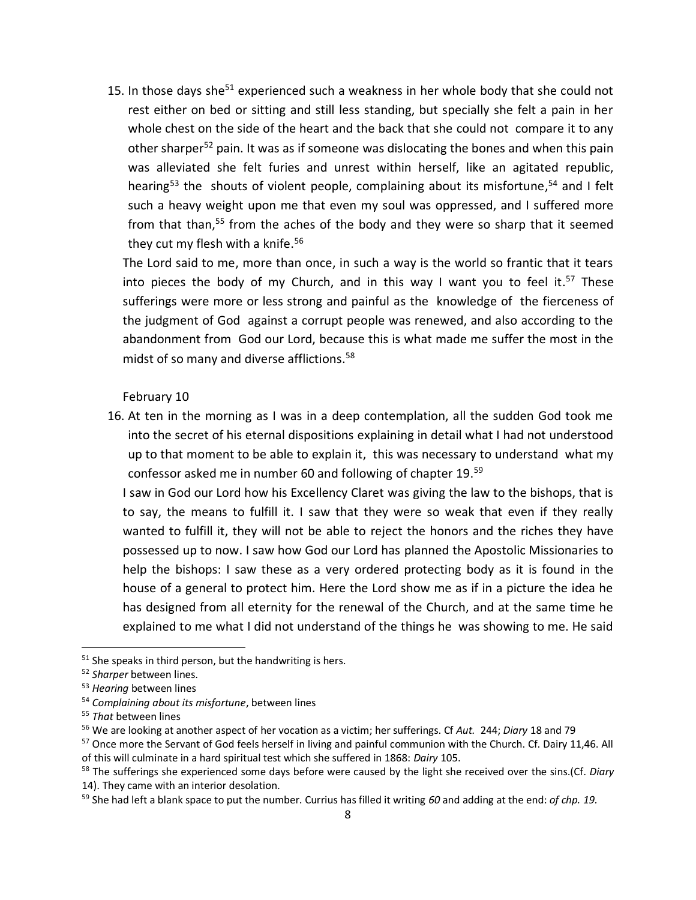15. In those days she[51] experienced such a weakness in her whole body that she could not rest either on bed or sitting and still less standing, but specially she felt a pain in her whole chest on the side of the heart and the back that she could not compare it to any other sharper[52] pain. It was as if someone was dislocating the bones and when this pain was alleviated she felt furies and unrest within herself, like an agitated republic, hearing[53] the shouts of violent people, complaining about its misfortune,[54] and I felt such a heavy weight upon me that even my soul was oppressed, and I suffered more from that than,[55] from the aches of the body and they were so sharp that it seemed they cut my flesh with a knife.[56]

   The Lord said to me, more than once, in such a way is the world so frantic that it tears into pieces the body of my Church, and in this way I want you to feel it.[57] These sufferings were more or less strong and painful as the knowledge of the fierceness of the judgment of God against a corrupt people was renewed, and also according to the abandonment from God our Lord, because this is what made me suffer the most in the midst of so many and diverse afflictions.[58]

February 10

16. At ten in the morning as I was in a deep contemplation, all the sudden God took me into the secret of his eternal dispositions explaining in detail what I had not understood up to that moment to be able to explain it, this was necessary to understand what my confessor asked me in number 60 and following of chapter 19.[59]

   I saw in God our Lord how his Excellency Claret was giving the law to the bishops, that is to say, the means to fulfill it. I saw that they were so weak that even if they really wanted to fulfill it, they will not be able to reject the honors and the riches they have possessed up to now. I saw how God our Lord has planned the Apostolic Missionaries to help the bishops: I saw these as a very ordered protecting body as it is found in the house of a general to protect him. Here the Lord show me as if in a picture the idea he has designed from all eternity for the renewal of the Church, and at the same time he explained to me what I did not understand of the things he was showing to me. He said

---

[51] She speaks in third person, but the handwriting is hers.

[52] *Sharper* between lines.

[53] *Hearing* between lines

[54] *Complaining about its misfortune*, between lines

[55] *That* between lines

[56] We are looking at another aspect of her vocation as a victim; her sufferings. Cf *Aut.* 244; *Diary* 18 and 79

[57] Once more the Servant of God feels herself in living and painful communion with the Church. Cf. Dairy 11,46. All of this will culminate in a hard spiritual test which she suffered in 1868: *Dairy* 105.

[58] The sufferings she experienced some days before were caused by the light she received over the sins.(Cf. *Diary* 14). They came with an interior desolation.

[59] She had left a blank space to put the number. Currius has filled it writing *60* and adding at the end: *of chp. 19.*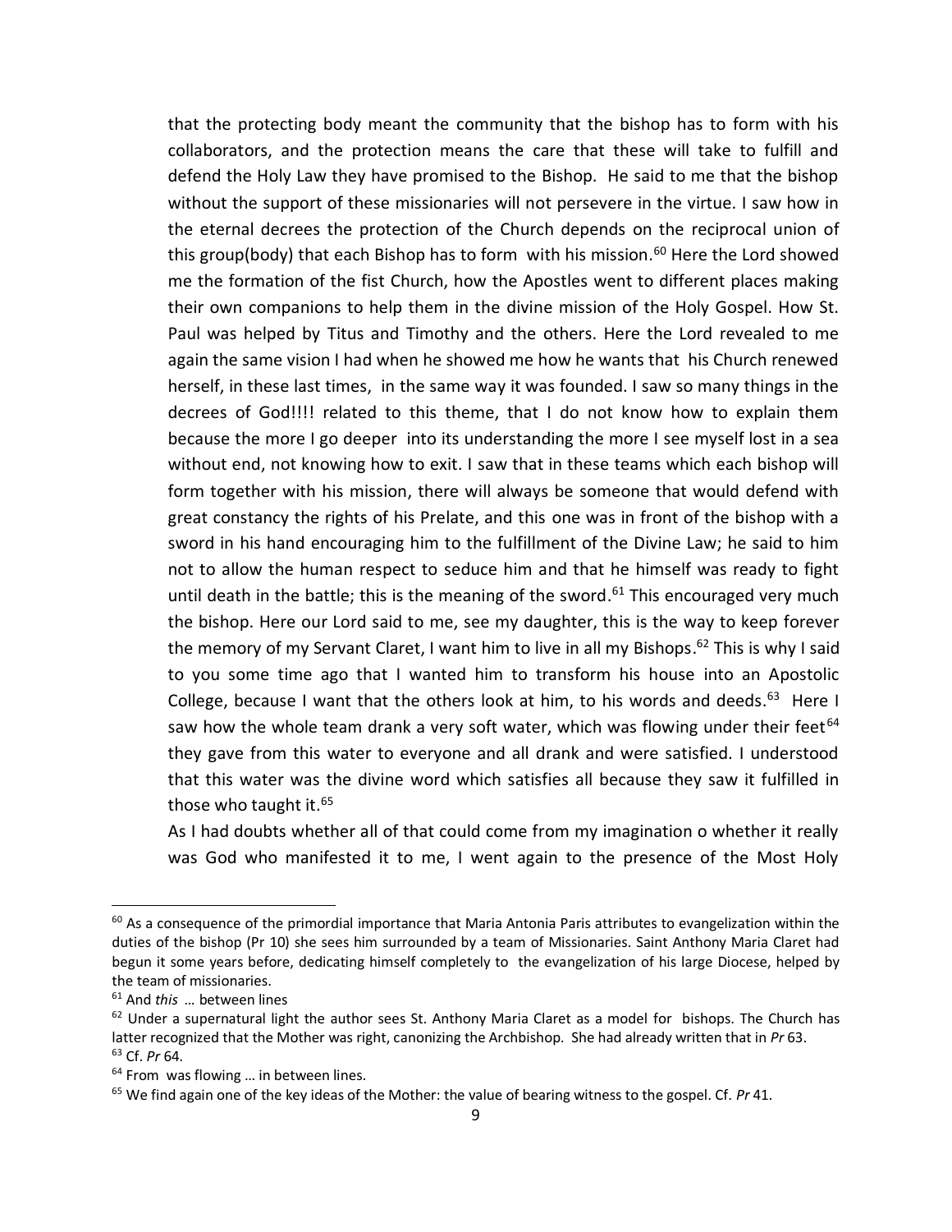that the protecting body meant the community that the bishop has to form with his collaborators, and the protection means the care that these will take to fulfill and defend the Holy Law they have promised to the Bishop. He said to me that the bishop without the support of these missionaries will not persevere in the virtue. I saw how in the eternal decrees the protection of the Church depends on the reciprocal union of this group(body) that each Bishop has to form with his mission.[60] Here the Lord showed me the formation of the fist Church, how the Apostles went to different places making their own companions to help them in the divine mission of the Holy Gospel. How St. Paul was helped by Titus and Timothy and the others. Here the Lord revealed to me again the same vision I had when he showed me how he wants that his Church renewed herself, in these last times, in the same way it was founded. I saw so many things in the decrees of God!!!! related to this theme, that I do not know how to explain them because the more I go deeper into its understanding the more I see myself lost in a sea without end, not knowing how to exit. I saw that in these teams which each bishop will form together with his mission, there will always be someone that would defend with great constancy the rights of his Prelate, and this one was in front of the bishop with a sword in his hand encouraging him to the fulfillment of the Divine Law; he said to him not to allow the human respect to seduce him and that he himself was ready to fight until death in the battle; this is the meaning of the sword.[61] This encouraged very much the bishop. Here our Lord said to me, see my daughter, this is the way to keep forever the memory of my Servant Claret, I want him to live in all my Bishops.[62] This is why I said to you some time ago that I wanted him to transform his house into an Apostolic College, because I want that the others look at him, to his words and deeds.[63] Here I saw how the whole team drank a very soft water, which was flowing under their feet[64] they gave from this water to everyone and all drank and were satisfied. I understood that this water was the divine word which satisfies all because they saw it fulfilled in those who taught it.[65]

As I had doubts whether all of that could come from my imagination o whether it really was God who manifested it to me, I went again to the presence of the Most Holy

---

[60] As a consequence of the primordial importance that Maria Antonia Paris attributes to evangelization within the duties of the bishop (Pr 10) she sees him surrounded by a team of Missionaries. Saint Anthony Maria Claret had begun it some years before, dedicating himself completely to the evangelization of his large Diocese, helped by the team of missionaries.

[61] And *this* … between lines

[62] Under a supernatural light the author sees St. Anthony Maria Claret as a model for bishops. The Church has latter recognized that the Mother was right, canonizing the Archbishop. She had already written that in *Pr* 63.

[63] Cf. *Pr* 64.

[64] From was flowing … in between lines.

[65] We find again one of the key ideas of the Mother: the value of bearing witness to the gospel. Cf. *Pr* 41.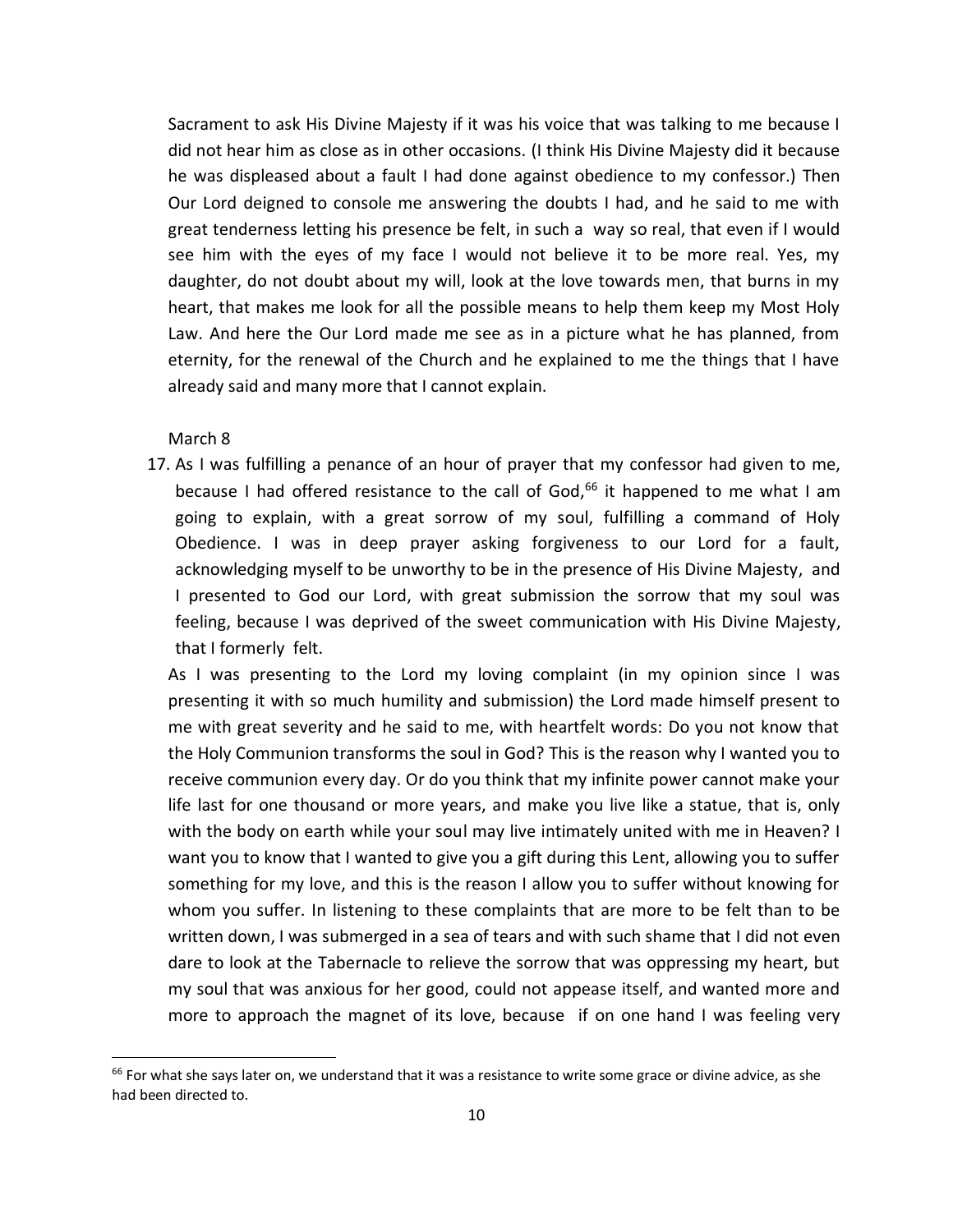Sacrament to ask His Divine Majesty if it was his voice that was talking to me because I did not hear him as close as in other occasions. (I think His Divine Majesty did it because he was displeased about a fault I had done against obedience to my confessor.) Then Our Lord deigned to console me answering the doubts I had, and he said to me with great tenderness letting his presence be felt, in such a way so real, that even if I would see him with the eyes of my face I would not believe it to be more real. Yes, my daughter, do not doubt about my will, look at the love towards men, that burns in my heart, that makes me look for all the possible means to help them keep my Most Holy Law. And here the Our Lord made me see as in a picture what he has planned, from eternity, for the renewal of the Church and he explained to me the things that I have already said and many more that I cannot explain.

March 8

17. As I was fulfilling a penance of an hour of prayer that my confessor had given to me, because I had offered resistance to the call of God,[66] it happened to me what I am going to explain, with a great sorrow of my soul, fulfilling a command of Holy Obedience. I was in deep prayer asking forgiveness to our Lord for a fault, acknowledging myself to be unworthy to be in the presence of His Divine Majesty, and I presented to God our Lord, with great submission the sorrow that my soul was feeling, because I was deprived of the sweet communication with His Divine Majesty, that I formerly felt.

As I was presenting to the Lord my loving complaint (in my opinion since I was presenting it with so much humility and submission) the Lord made himself present to me with great severity and he said to me, with heartfelt words: Do you not know that the Holy Communion transforms the soul in God? This is the reason why I wanted you to receive communion every day. Or do you think that my infinite power cannot make your life last for one thousand or more years, and make you live like a statue, that is, only with the body on earth while your soul may live intimately united with me in Heaven? I want you to know that I wanted to give you a gift during this Lent, allowing you to suffer something for my love, and this is the reason I allow you to suffer without knowing for whom you suffer. In listening to these complaints that are more to be felt than to be written down, I was submerged in a sea of tears and with such shame that I did not even dare to look at the Tabernacle to relieve the sorrow that was oppressing my heart, but my soul that was anxious for her good, could not appease itself, and wanted more and more to approach the magnet of its love, because if on one hand I was feeling very

[66] For what she says later on, we understand that it was a resistance to write some grace or divine advice, as she had been directed to.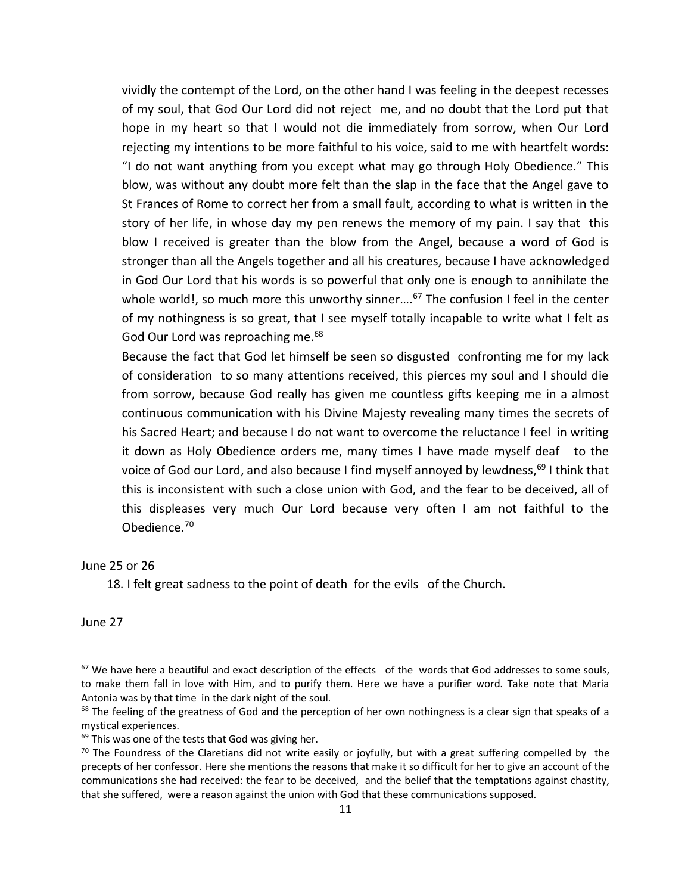vividly the contempt of the Lord, on the other hand I was feeling in the deepest recesses of my soul, that God Our Lord did not reject me, and no doubt that the Lord put that hope in my heart so that I would not die immediately from sorrow, when Our Lord rejecting my intentions to be more faithful to his voice, said to me with heartfelt words: "I do not want anything from you except what may go through Holy Obedience." This blow, was without any doubt more felt than the slap in the face that the Angel gave to St Frances of Rome to correct her from a small fault, according to what is written in the story of her life, in whose day my pen renews the memory of my pain. I say that this blow I received is greater than the blow from the Angel, because a word of God is stronger than all the Angels together and all his creatures, because I have acknowledged in God Our Lord that his words is so powerful that only one is enough to annihilate the whole world!, so much more this unworthy sinner….[67] The confusion I feel in the center of my nothingness is so great, that I see myself totally incapable to write what I felt as God Our Lord was reproaching me.[68]

Because the fact that God let himself be seen so disgusted confronting me for my lack of consideration to so many attentions received, this pierces my soul and I should die from sorrow, because God really has given me countless gifts keeping me in a almost continuous communication with his Divine Majesty revealing many times the secrets of his Sacred Heart; and because I do not want to overcome the reluctance I feel in writing it down as Holy Obedience orders me, many times I have made myself deaf to the voice of God our Lord, and also because I find myself annoyed by lewdness,[69] I think that this is inconsistent with such a close union with God, and the fear to be deceived, all of this displeases very much Our Lord because very often I am not faithful to the Obedience.[70]

June 25 or 26

18. I felt great sadness to the point of death for the evils of the Church.

June 27

---

[67] We have here a beautiful and exact description of the effects of the words that God addresses to some souls, to make them fall in love with Him, and to purify them. Here we have a purifier word. Take note that Maria Antonia was by that time in the dark night of the soul.

[68] The feeling of the greatness of God and the perception of her own nothingness is a clear sign that speaks of a mystical experiences.

[69] This was one of the tests that God was giving her.

[70] The Foundress of the Claretians did not write easily or joyfully, but with a great suffering compelled by the precepts of her confessor. Here she mentions the reasons that make it so difficult for her to give an account of the communications she had received: the fear to be deceived, and the belief that the temptations against chastity, that she suffered, were a reason against the union with God that these communications supposed.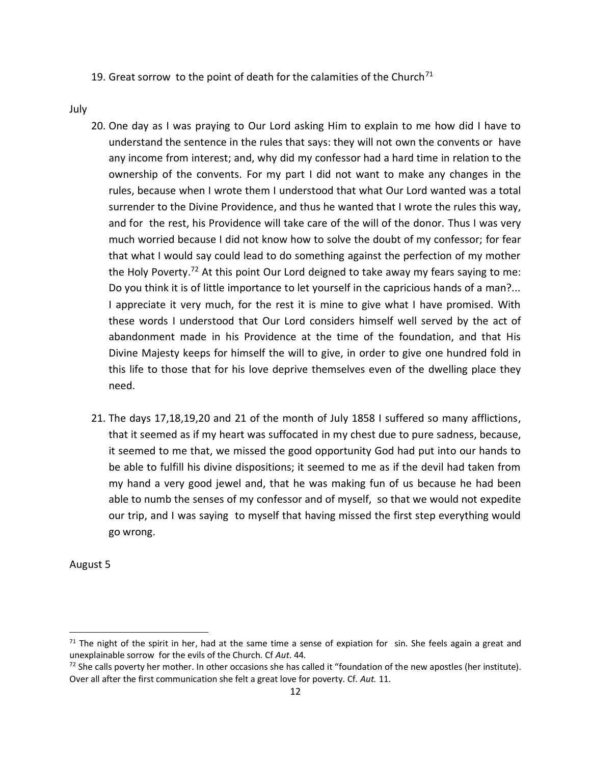19. Great sorrow to the point of death for the calamities of the Church[71]

July

20. One day as I was praying to Our Lord asking Him to explain to me how did I have to understand the sentence in the rules that says: they will not own the convents or have any income from interest; and, why did my confessor had a hard time in relation to the ownership of the convents. For my part I did not want to make any changes in the rules, because when I wrote them I understood that what Our Lord wanted was a total surrender to the Divine Providence, and thus he wanted that I wrote the rules this way, and for the rest, his Providence will take care of the will of the donor. Thus I was very much worried because I did not know how to solve the doubt of my confessor; for fear that what I would say could lead to do something against the perfection of my mother the Holy Poverty.[72] At this point Our Lord deigned to take away my fears saying to me: Do you think it is of little importance to let yourself in the capricious hands of a man?... I appreciate it very much, for the rest it is mine to give what I have promised. With these words I understood that Our Lord considers himself well served by the act of abandonment made in his Providence at the time of the foundation, and that His Divine Majesty keeps for himself the will to give, in order to give one hundred fold in this life to those that for his love deprive themselves even of the dwelling place they need.

21. The days 17,18,19,20 and 21 of the month of July 1858 I suffered so many afflictions, that it seemed as if my heart was suffocated in my chest due to pure sadness, because, it seemed to me that, we missed the good opportunity God had put into our hands to be able to fulfill his divine dispositions; it seemed to me as if the devil had taken from my hand a very good jewel and, that he was making fun of us because he had been able to numb the senses of my confessor and of myself, so that we would not expedite our trip, and I was saying to myself that having missed the first step everything would go wrong.

August 5

---

[71] The night of the spirit in her, had at the same time a sense of expiation for sin. She feels again a great and unexplainable sorrow for the evils of the Church. Cf *Aut.* 44.

[72] She calls poverty her mother. In other occasions she has called it "foundation of the new apostles (her institute). Over all after the first communication she felt a great love for poverty. Cf. *Aut.* 11.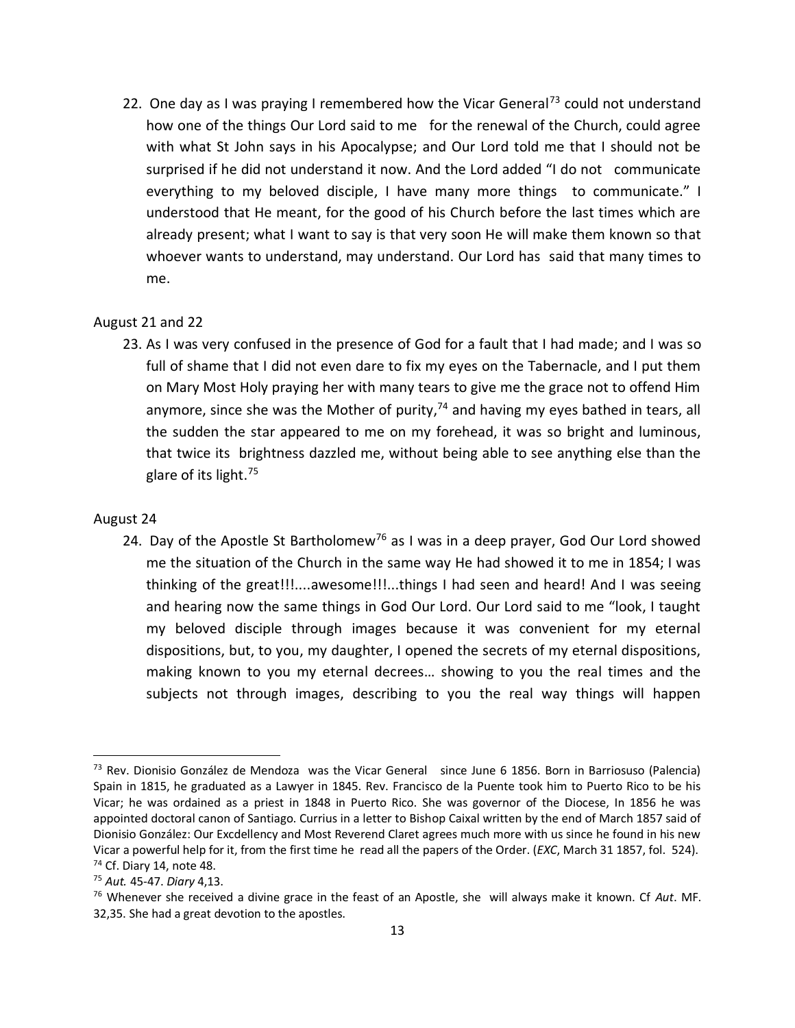22. One day as I was praying I remembered how the Vicar General[73] could not understand how one of the things Our Lord said to me for the renewal of the Church, could agree with what St John says in his Apocalypse; and Our Lord told me that I should not be surprised if he did not understand it now. And the Lord added "I do not communicate everything to my beloved disciple, I have many more things to communicate." I understood that He meant, for the good of his Church before the last times which are already present; what I want to say is that very soon He will make them known so that whoever wants to understand, may understand. Our Lord has said that many times to me.

August 21 and 22

23. As I was very confused in the presence of God for a fault that I had made; and I was so full of shame that I did not even dare to fix my eyes on the Tabernacle, and I put them on Mary Most Holy praying her with many tears to give me the grace not to offend Him anymore, since she was the Mother of purity,[74] and having my eyes bathed in tears, all the sudden the star appeared to me on my forehead, it was so bright and luminous, that twice its brightness dazzled me, without being able to see anything else than the glare of its light.[75]

August 24

24. Day of the Apostle St Bartholomew[76] as I was in a deep prayer, God Our Lord showed me the situation of the Church in the same way He had showed it to me in 1854; I was thinking of the great!!!....awesome!!!...things I had seen and heard! And I was seeing and hearing now the same things in God Our Lord. Our Lord said to me "look, I taught my beloved disciple through images because it was convenient for my eternal dispositions, but, to you, my daughter, I opened the secrets of my eternal dispositions, making known to you my eternal decrees… showing to you the real times and the subjects not through images, describing to you the real way things will happen

---

[73] Rev. Dionisio González de Mendoza was the Vicar General since June 6 1856. Born in Barriosuso (Palencia) Spain in 1815, he graduated as a Lawyer in 1845. Rev. Francisco de la Puente took him to Puerto Rico to be his Vicar; he was ordained as a priest in 1848 in Puerto Rico. She was governor of the Diocese, In 1856 he was appointed doctoral canon of Santiago. Currius in a letter to Bishop Caixal written by the end of March 1857 said of Dionisio González: Our Excdellency and Most Reverend Claret agrees much more with us since he found in his new Vicar a powerful help for it, from the first time he read all the papers of the Order. (*EXC*, March 31 1857, fol. 524).

[74] Cf. Diary 14, note 48.

[75] *Aut.* 45-47. *Diary* 4,13.

[76] Whenever she received a divine grace in the feast of an Apostle, she will always make it known. Cf *Aut*. MF. 32,35. She had a great devotion to the apostles.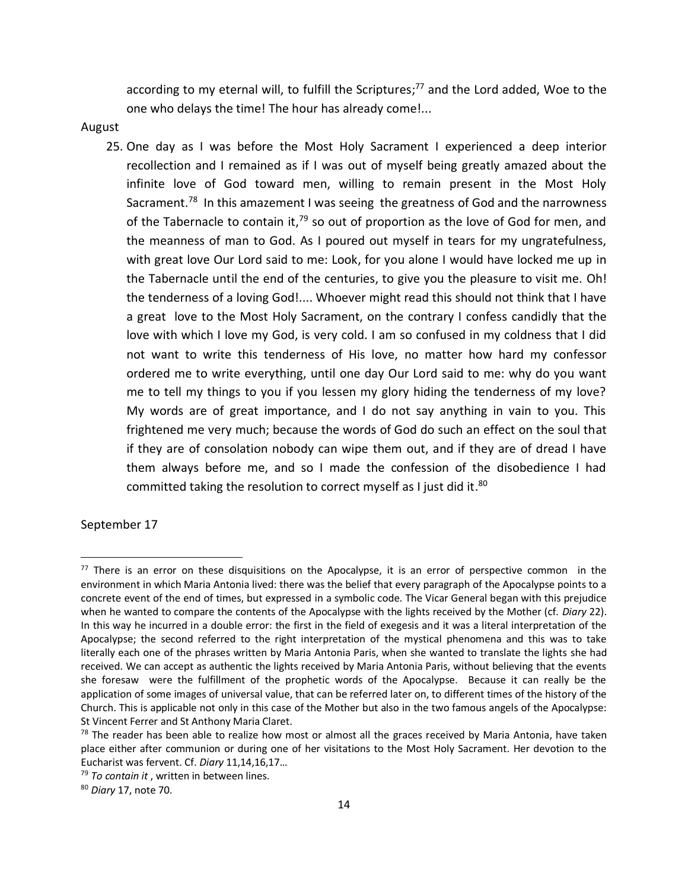according to my eternal will, to fulfill the Scriptures;[77] and the Lord added, Woe to the one who delays the time! The hour has already come!...

August

25. One day as I was before the Most Holy Sacrament I experienced a deep interior recollection and I remained as if I was out of myself being greatly amazed about the infinite love of God toward men, willing to remain present in the Most Holy Sacrament.[78] In this amazement I was seeing the greatness of God and the narrowness of the Tabernacle to contain it,[79] so out of proportion as the love of God for men, and the meanness of man to God. As I poured out myself in tears for my ungratefulness, with great love Our Lord said to me: Look, for you alone I would have locked me up in the Tabernacle until the end of the centuries, to give you the pleasure to visit me. Oh! the tenderness of a loving God!.... Whoever might read this should not think that I have a great love to the Most Holy Sacrament, on the contrary I confess candidly that the love with which I love my God, is very cold. I am so confused in my coldness that I did not want to write this tenderness of His love, no matter how hard my confessor ordered me to write everything, until one day Our Lord said to me: why do you want me to tell my things to you if you lessen my glory hiding the tenderness of my love? My words are of great importance, and I do not say anything in vain to you. This frightened me very much; because the words of God do such an effect on the soul that if they are of consolation nobody can wipe them out, and if they are of dread I have them always before me, and so I made the confession of the disobedience I had committed taking the resolution to correct myself as I just did it.[80]

September 17

---

[77] There is an error on these disquisitions on the Apocalypse, it is an error of perspective common in the environment in which Maria Antonia lived: there was the belief that every paragraph of the Apocalypse points to a concrete event of the end of times, but expressed in a symbolic code. The Vicar General began with this prejudice when he wanted to compare the contents of the Apocalypse with the lights received by the Mother (cf. *Diary* 22). In this way he incurred in a double error: the first in the field of exegesis and it was a literal interpretation of the Apocalypse; the second referred to the right interpretation of the mystical phenomena and this was to take literally each one of the phrases written by Maria Antonia Paris, when she wanted to translate the lights she had received. We can accept as authentic the lights received by Maria Antonia Paris, without believing that the events she foresaw were the fulfillment of the prophetic words of the Apocalypse. Because it can really be the application of some images of universal value, that can be referred later on, to different times of the history of the Church. This is applicable not only in this case of the Mother but also in the two famous angels of the Apocalypse: St Vincent Ferrer and St Anthony Maria Claret.

[78] The reader has been able to realize how most or almost all the graces received by Maria Antonia, have taken place either after communion or during one of her visitations to the Most Holy Sacrament. Her devotion to the Eucharist was fervent. Cf. *Diary* 11,14,16,17…

[79] *To contain it* , written in between lines.

[80] *Diary* 17, note 70.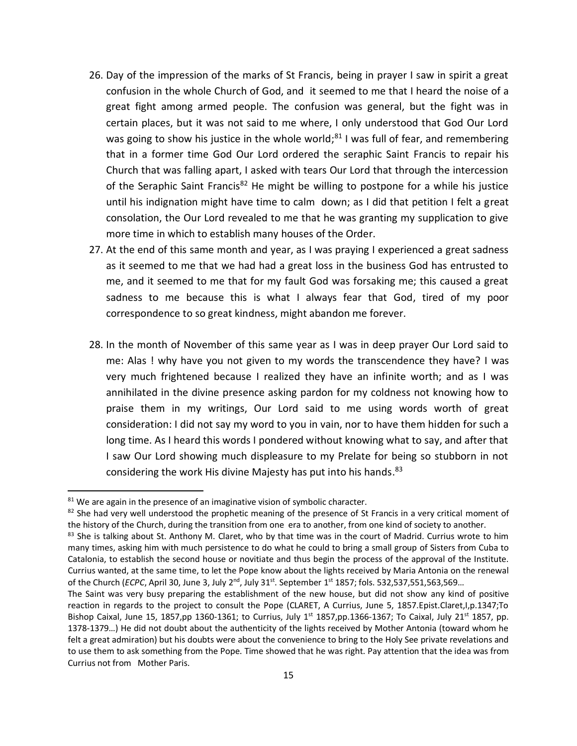26. Day of the impression of the marks of St Francis, being in prayer I saw in spirit a great confusion in the whole Church of God, and it seemed to me that I heard the noise of a great fight among armed people. The confusion was general, but the fight was in certain places, but it was not said to me where, I only understood that God Our Lord was going to show his justice in the whole world;[81] I was full of fear, and remembering that in a former time God Our Lord ordered the seraphic Saint Francis to repair his Church that was falling apart, I asked with tears Our Lord that through the intercession of the Seraphic Saint Francis[82] He might be willing to postpone for a while his justice until his indignation might have time to calm down; as I did that petition I felt a great consolation, the Our Lord revealed to me that he was granting my supplication to give more time in which to establish many houses of the Order.
27. At the end of this same month and year, as I was praying I experienced a great sadness as it seemed to me that we had had a great loss in the business God has entrusted to me, and it seemed to me that for my fault God was forsaking me; this caused a great sadness to me because this is what I always fear that God, tired of my poor correspondence to so great kindness, might abandon me forever.

28. In the month of November of this same year as I was in deep prayer Our Lord said to me: Alas ! why have you not given to my words the transcendence they have? I was very much frightened because I realized they have an infinite worth; and as I was annihilated in the divine presence asking pardon for my coldness not knowing how to praise them in my writings, Our Lord said to me using words worth of great consideration: I did not say my word to you in vain, nor to have them hidden for such a long time. As I heard this words I pondered without knowing what to say, and after that I saw Our Lord showing much displeasure to my Prelate for being so stubborn in not considering the work His divine Majesty has put into his hands.[83]

---

[81] We are again in the presence of an imaginative vision of symbolic character.

[82] She had very well understood the prophetic meaning of the presence of St Francis in a very critical moment of the history of the Church, during the transition from one era to another, from one kind of society to another.

[83] She is talking about St. Anthony M. Claret, who by that time was in the court of Madrid. Currius wrote to him many times, asking him with much persistence to do what he could to bring a small group of Sisters from Cuba to Catalonia, to establish the second house or novitiate and thus begin the process of the approval of the Institute. Currius wanted, at the same time, to let the Pope know about the lights received by Maria Antonia on the renewal of the Church (*ECPC*, April 30, June 3, July 2nd, July 31st. September 1st 1857; fols. 532,537,551,563,569…

The Saint was very busy preparing the establishment of the new house, but did not show any kind of positive reaction in regards to the project to consult the Pope (CLARET, A Currius, June 5, 1857.Epist.Claret,I,p.1347;To Bishop Caixal, June 15, 1857,pp 1360-1361; to Currius, July 1st 1857,pp.1366-1367; To Caixal, July 21st 1857, pp. 1378-1379…) He did not doubt about the authenticity of the lights received by Mother Antonia (toward whom he felt a great admiration) but his doubts were about the convenience to bring to the Holy See private revelations and to use them to ask something from the Pope. Time showed that he was right. Pay attention that the idea was from Currius not from Mother Paris.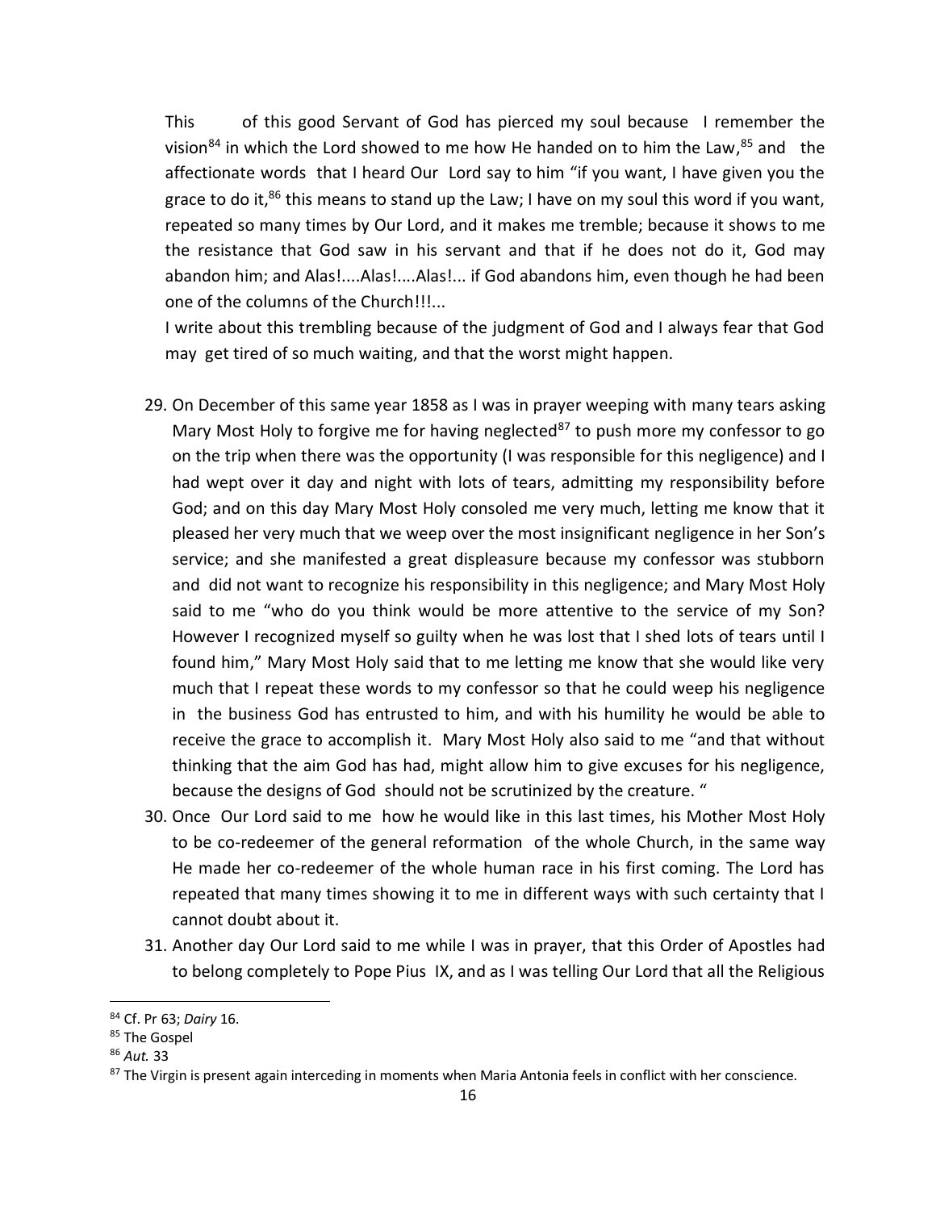This of this good Servant of God has pierced my soul because I remember the vision[84] in which the Lord showed to me how He handed on to him the Law,[85] and the affectionate words that I heard Our Lord say to him "if you want, I have given you the grace to do it,[86] this means to stand up the Law; I have on my soul this word if you want, repeated so many times by Our Lord, and it makes me tremble; because it shows to me the resistance that God saw in his servant and that if he does not do it, God may abandon him; and Alas!....Alas!....Alas!... if God abandons him, even though he had been one of the columns of the Church!!!...

I write about this trembling because of the judgment of God and I always fear that God may get tired of so much waiting, and that the worst might happen.

29. On December of this same year 1858 as I was in prayer weeping with many tears asking Mary Most Holy to forgive me for having neglected[87] to push more my confessor to go on the trip when there was the opportunity (I was responsible for this negligence) and I had wept over it day and night with lots of tears, admitting my responsibility before God; and on this day Mary Most Holy consoled me very much, letting me know that it pleased her very much that we weep over the most insignificant negligence in her Son's service; and she manifested a great displeasure because my confessor was stubborn and did not want to recognize his responsibility in this negligence; and Mary Most Holy said to me "who do you think would be more attentive to the service of my Son? However I recognized myself so guilty when he was lost that I shed lots of tears until I found him," Mary Most Holy said that to me letting me know that she would like very much that I repeat these words to my confessor so that he could weep his negligence in the business God has entrusted to him, and with his humility he would be able to receive the grace to accomplish it. Mary Most Holy also said to me "and that without thinking that the aim God has had, might allow him to give excuses for his negligence, because the designs of God should not be scrutinized by the creature. "
30. Once Our Lord said to me how he would like in this last times, his Mother Most Holy to be co-redeemer of the general reformation of the whole Church, in the same way He made her co-redeemer of the whole human race in his first coming. The Lord has repeated that many times showing it to me in different ways with such certainty that I cannot doubt about it.
31. Another day Our Lord said to me while I was in prayer, that this Order of Apostles had to belong completely to Pope Pius IX, and as I was telling Our Lord that all the Religious

---

[84] Cf. Pr 63; *Dairy* 16.

[85] The Gospel

[86] *Aut.* 33

[87] The Virgin is present again interceding in moments when Maria Antonia feels in conflict with her conscience.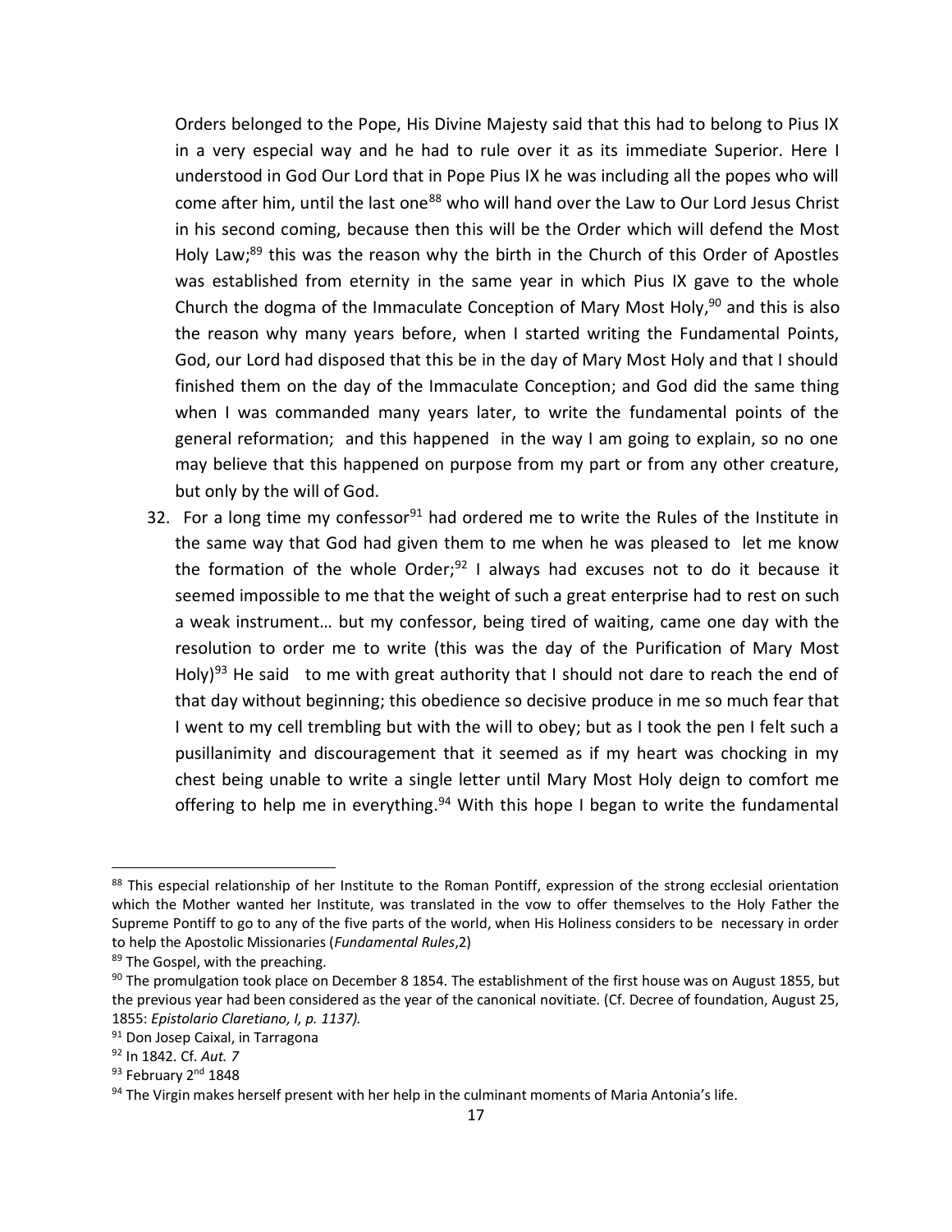Orders belonged to the Pope, His Divine Majesty said that this had to belong to Pius IX in a very especial way and he had to rule over it as its immediate Superior. Here I understood in God Our Lord that in Pope Pius IX he was including all the popes who will come after him, until the last one[88] who will hand over the Law to Our Lord Jesus Christ in his second coming, because then this will be the Order which will defend the Most Holy Law;[89] this was the reason why the birth in the Church of this Order of Apostles was established from eternity in the same year in which Pius IX gave to the whole Church the dogma of the Immaculate Conception of Mary Most Holy,[90] and this is also the reason why many years before, when I started writing the Fundamental Points, God, our Lord had disposed that this be in the day of Mary Most Holy and that I should finished them on the day of the Immaculate Conception; and God did the same thing when I was commanded many years later, to write the fundamental points of the general reformation; and this happened in the way I am going to explain, so no one may believe that this happened on purpose from my part or from any other creature, but only by the will of God.

32. For a long time my confessor[91] had ordered me to write the Rules of the Institute in the same way that God had given them to me when he was pleased to let me know the formation of the whole Order;[92] I always had excuses not to do it because it seemed impossible to me that the weight of such a great enterprise had to rest on such a weak instrument… but my confessor, being tired of waiting, came one day with the resolution to order me to write (this was the day of the Purification of Mary Most Holy)[93] He said to me with great authority that I should not dare to reach the end of that day without beginning; this obedience so decisive produce in me so much fear that I went to my cell trembling but with the will to obey; but as I took the pen I felt such a pusillanimity and discouragement that it seemed as if my heart was chocking in my chest being unable to write a single letter until Mary Most Holy deign to comfort me offering to help me in everything.[94] With this hope I began to write the fundamental

---

[88] This especial relationship of her Institute to the Roman Pontiff, expression of the strong ecclesial orientation which the Mother wanted her Institute, was translated in the vow to offer themselves to the Holy Father the Supreme Pontiff to go to any of the five parts of the world, when His Holiness considers to be necessary in order to help the Apostolic Missionaries (*Fundamental Rules*,2)

[89] The Gospel, with the preaching.

[90] The promulgation took place on December 8 1854. The establishment of the first house was on August 1855, but the previous year had been considered as the year of the canonical novitiate. (Cf. Decree of foundation, August 25, 1855: *Epistolario Claretiano, I, p. 1137).*

[91] Don Josep Caixal, in Tarragona

[92] In 1842. Cf. *Aut. 7*

[93] February 2nd 1848

[94] The Virgin makes herself present with her help in the culminant moments of Maria Antonia's life.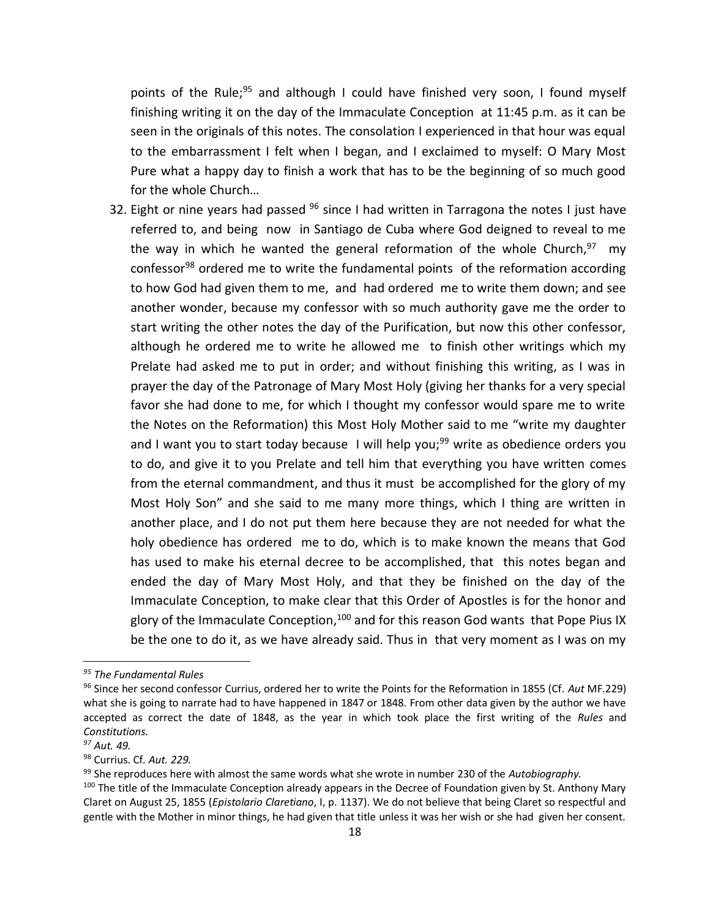points of the Rule;[95] and although I could have finished very soon, I found myself finishing writing it on the day of the Immaculate Conception at 11:45 p.m. as it can be seen in the originals of this notes. The consolation I experienced in that hour was equal to the embarrassment I felt when I began, and I exclaimed to myself: O Mary Most Pure what a happy day to finish a work that has to be the beginning of so much good for the whole Church…

32. Eight or nine years had passed [96] since I had written in Tarragona the notes I just have referred to, and being now in Santiago de Cuba where God deigned to reveal to me the way in which he wanted the general reformation of the whole Church,[97] my confessor[98] ordered me to write the fundamental points of the reformation according to how God had given them to me, and had ordered me to write them down; and see another wonder, because my confessor with so much authority gave me the order to start writing the other notes the day of the Purification, but now this other confessor, although he ordered me to write he allowed me to finish other writings which my Prelate had asked me to put in order; and without finishing this writing, as I was in prayer the day of the Patronage of Mary Most Holy (giving her thanks for a very special favor she had done to me, for which I thought my confessor would spare me to write the Notes on the Reformation) this Most Holy Mother said to me "write my daughter and I want you to start today because I will help you;[99] write as obedience orders you to do, and give it to you Prelate and tell him that everything you have written comes from the eternal commandment, and thus it must be accomplished for the glory of my Most Holy Son" and she said to me many more things, which I thing are written in another place, and I do not put them here because they are not needed for what the holy obedience has ordered me to do, which is to make known the means that God has used to make his eternal decree to be accomplished, that this notes began and ended the day of Mary Most Holy, and that they be finished on the day of the Immaculate Conception, to make clear that this Order of Apostles is for the honor and glory of the Immaculate Conception,[100] and for this reason God wants that Pope Pius IX be the one to do it, as we have already said. Thus in that very moment as I was on my

---

[95] *The Fundamental Rules*

[96] Since her second confessor Currius, ordered her to write the Points for the Reformation in 1855 (Cf. *Aut* MF.229) what she is going to narrate had to have happened in 1847 or 1848. From other data given by the author we have accepted as correct the date of 1848, as the year in which took place the first writing of the *Rules* and *Constitutions.*

[97] *Aut. 49.*

[98] Currius. Cf. *Aut. 229.*

[99] She reproduces here with almost the same words what she wrote in number 230 of the *Autobiography.*

[100] The title of the Immaculate Conception already appears in the Decree of Foundation given by St. Anthony Mary Claret on August 25, 1855 (*Epistolario Claretiano*, I, p. 1137). We do not believe that being Claret so respectful and gentle with the Mother in minor things, he had given that title unless it was her wish or she had given her consent.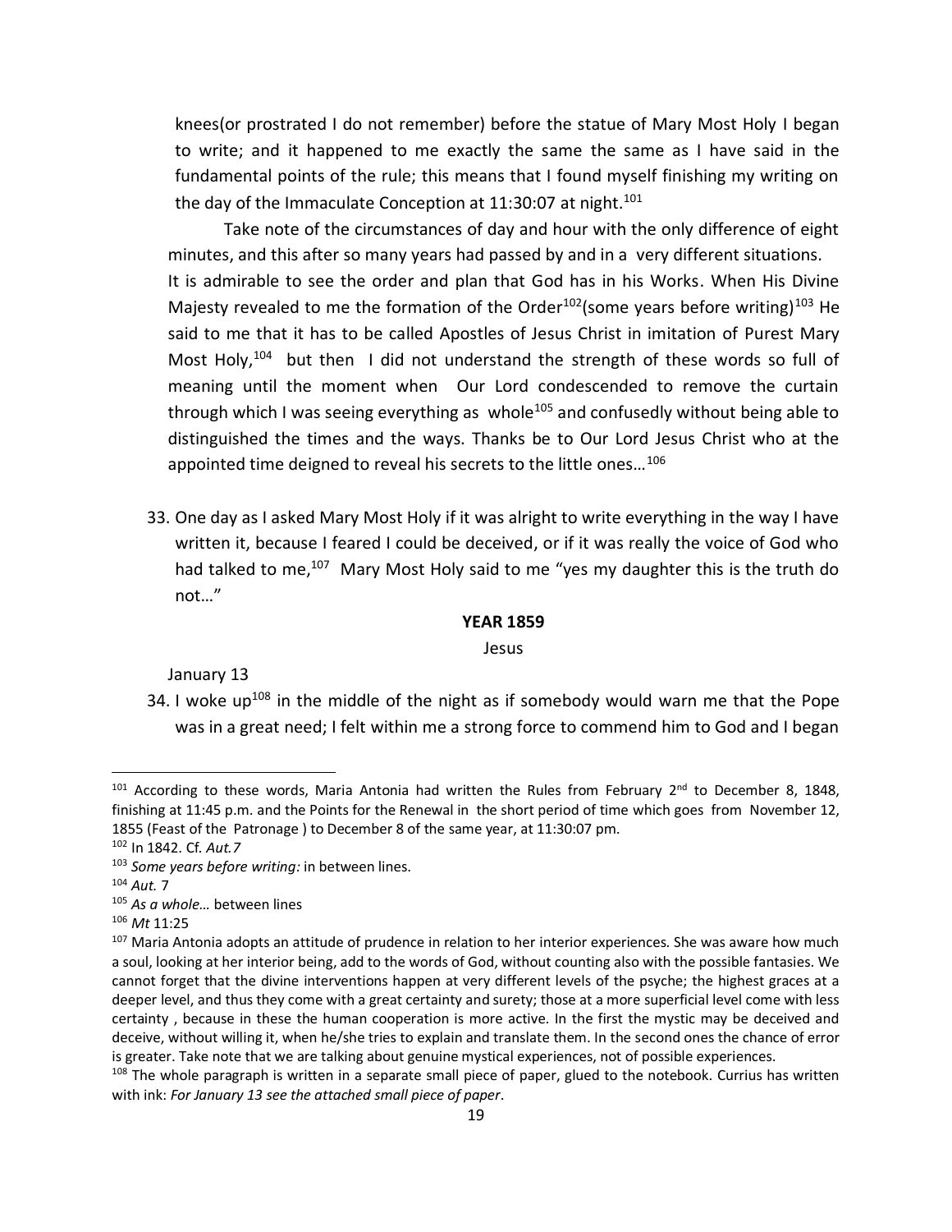knees(or prostrated I do not remember) before the statue of Mary Most Holy I began to write; and it happened to me exactly the same the same as I have said in the fundamental points of the rule; this means that I found myself finishing my writing on the day of the Immaculate Conception at 11:30:07 at night.[101]

Take note of the circumstances of day and hour with the only difference of eight minutes, and this after so many years had passed by and in a very different situations. It is admirable to see the order and plan that God has in his Works. When His Divine Majesty revealed to me the formation of the Order[102](some years before writing)[103] He said to me that it has to be called Apostles of Jesus Christ in imitation of Purest Mary Most Holy,[104] but then I did not understand the strength of these words so full of meaning until the moment when Our Lord condescended to remove the curtain through which I was seeing everything as whole[105] and confusedly without being able to distinguished the times and the ways. Thanks be to Our Lord Jesus Christ who at the appointed time deigned to reveal his secrets to the little ones…[106]

33. One day as I asked Mary Most Holy if it was alright to write everything in the way I have written it, because I feared I could be deceived, or if it was really the voice of God who had talked to me,[107] Mary Most Holy said to me "yes my daughter this is the truth do not…"

**YEAR 1859**

Jesus

January 13

34. I woke up[108] in the middle of the night as if somebody would warn me that the Pope was in a great need; I felt within me a strong force to commend him to God and I began

---

[101] According to these words, Maria Antonia had written the Rules from February 2nd to December 8, 1848, finishing at 11:45 p.m. and the Points for the Renewal in the short period of time which goes from November 12, 1855 (Feast of the Patronage ) to December 8 of the same year, at 11:30:07 pm.

[102] In 1842. Cf. *Aut.7*

[103] *Some years before writing:* in between lines.

[104] *Aut.* 7

[105] *As a whole…* between lines

[106] *Mt* 11:25

[107] Maria Antonia adopts an attitude of prudence in relation to her interior experiences. She was aware how much a soul, looking at her interior being, add to the words of God, without counting also with the possible fantasies. We cannot forget that the divine interventions happen at very different levels of the psyche; the highest graces at a deeper level, and thus they come with a great certainty and surety; those at a more superficial level come with less certainty , because in these the human cooperation is more active. In the first the mystic may be deceived and deceive, without willing it, when he/she tries to explain and translate them. In the second ones the chance of error is greater. Take note that we are talking about genuine mystical experiences, not of possible experiences.

[108] The whole paragraph is written in a separate small piece of paper, glued to the notebook. Currius has written with ink: *For January 13 see the attached small piece of paper*.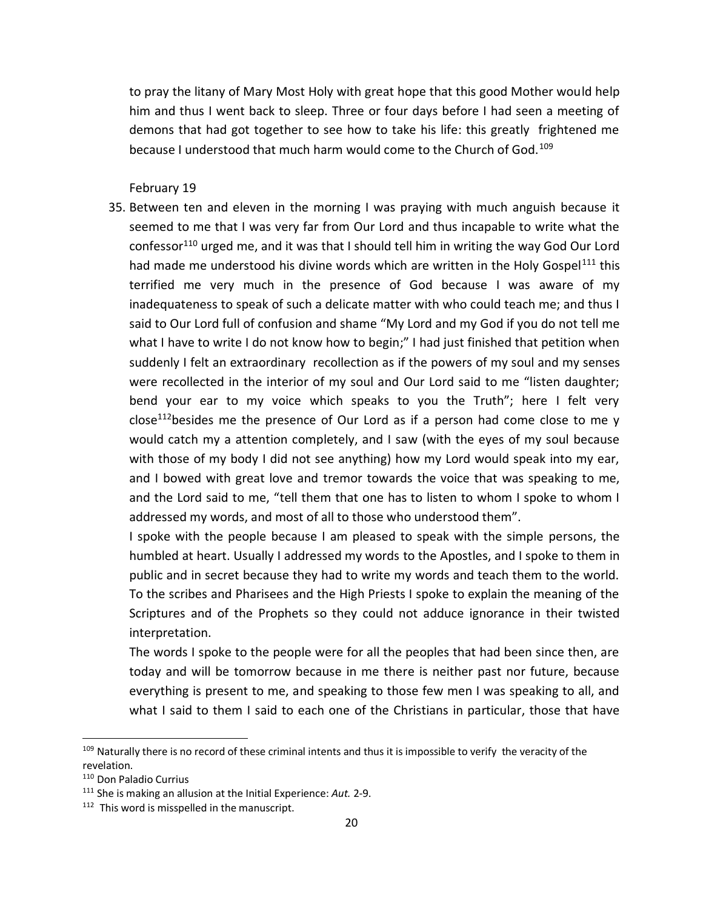to pray the litany of Mary Most Holy with great hope that this good Mother would help him and thus I went back to sleep. Three or four days before I had seen a meeting of demons that had got together to see how to take his life: this greatly frightened me because I understood that much harm would come to the Church of God.[109]

February 19

35. Between ten and eleven in the morning I was praying with much anguish because it seemed to me that I was very far from Our Lord and thus incapable to write what the confessor[110] urged me, and it was that I should tell him in writing the way God Our Lord had made me understood his divine words which are written in the Holy Gospel[111] this terrified me very much in the presence of God because I was aware of my inadequateness to speak of such a delicate matter with who could teach me; and thus I said to Our Lord full of confusion and shame "My Lord and my God if you do not tell me what I have to write I do not know how to begin;" I had just finished that petition when suddenly I felt an extraordinary recollection as if the powers of my soul and my senses were recollected in the interior of my soul and Our Lord said to me "listen daughter; bend your ear to my voice which speaks to you the Truth"; here I felt very close[112]besides me the presence of Our Lord as if a person had come close to me y would catch my a attention completely, and I saw (with the eyes of my soul because with those of my body I did not see anything) how my Lord would speak into my ear, and I bowed with great love and tremor towards the voice that was speaking to me, and the Lord said to me, "tell them that one has to listen to whom I spoke to whom I addressed my words, and most of all to those who understood them".

    I spoke with the people because I am pleased to speak with the simple persons, the humbled at heart. Usually I addressed my words to the Apostles, and I spoke to them in public and in secret because they had to write my words and teach them to the world. To the scribes and Pharisees and the High Priests I spoke to explain the meaning of the Scriptures and of the Prophets so they could not adduce ignorance in their twisted interpretation.

    The words I spoke to the people were for all the peoples that had been since then, are today and will be tomorrow because in me there is neither past nor future, because everything is present to me, and speaking to those few men I was speaking to all, and what I said to them I said to each one of the Christians in particular, those that have

---

[109] Naturally there is no record of these criminal intents and thus it is impossible to verify the veracity of the revelation.

[110] Don Paladio Currius

[111] She is making an allusion at the Initial Experience: *Aut.* 2-9.

[112] This word is misspelled in the manuscript.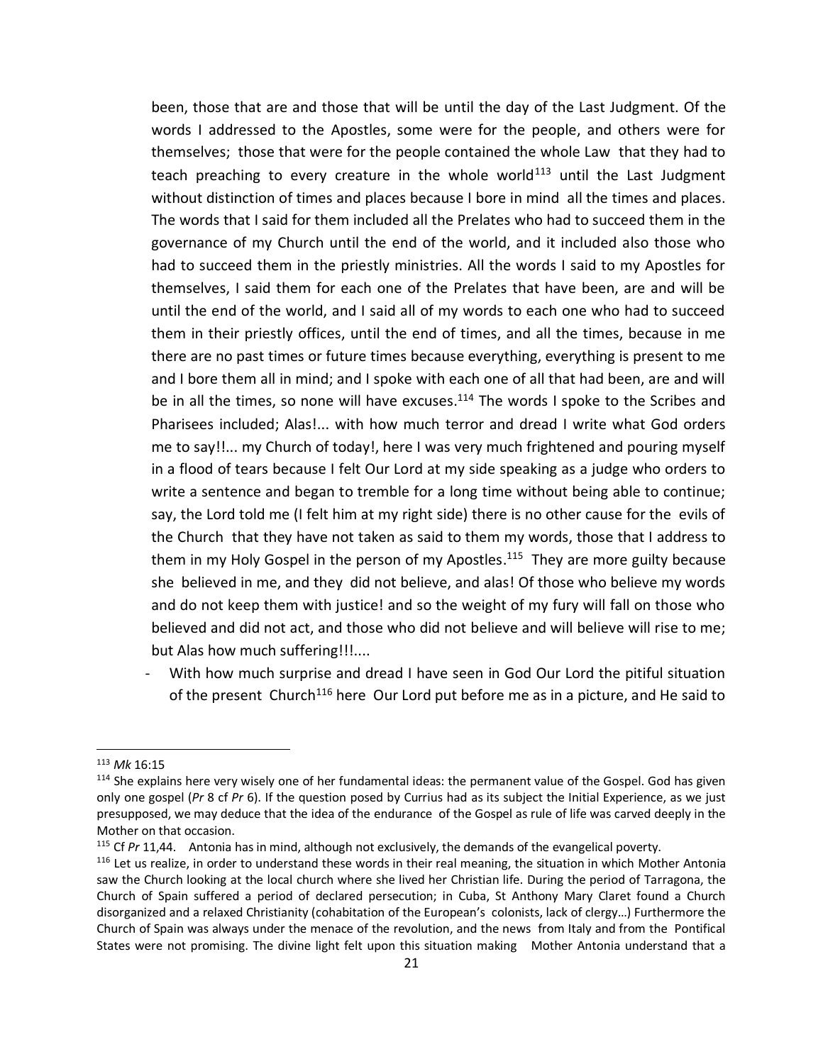been, those that are and those that will be until the day of the Last Judgment. Of the words I addressed to the Apostles, some were for the people, and others were for themselves; those that were for the people contained the whole Law that they had to teach preaching to every creature in the whole world[113] until the Last Judgment without distinction of times and places because I bore in mind all the times and places. The words that I said for them included all the Prelates who had to succeed them in the governance of my Church until the end of the world, and it included also those who had to succeed them in the priestly ministries. All the words I said to my Apostles for themselves, I said them for each one of the Prelates that have been, are and will be until the end of the world, and I said all of my words to each one who had to succeed them in their priestly offices, until the end of times, and all the times, because in me there are no past times or future times because everything, everything is present to me and I bore them all in mind; and I spoke with each one of all that had been, are and will be in all the times, so none will have excuses.[114] The words I spoke to the Scribes and Pharisees included; Alas!... with how much terror and dread I write what God orders me to say!!... my Church of today!, here I was very much frightened and pouring myself in a flood of tears because I felt Our Lord at my side speaking as a judge who orders to write a sentence and began to tremble for a long time without being able to continue; say, the Lord told me (I felt him at my right side) there is no other cause for the evils of the Church that they have not taken as said to them my words, those that I address to them in my Holy Gospel in the person of my Apostles.[115] They are more guilty because she believed in me, and they did not believe, and alas! Of those who believe my words and do not keep them with justice! and so the weight of my fury will fall on those who believed and did not act, and those who did not believe and will believe will rise to me; but Alas how much suffering!!!....

- With how much surprise and dread I have seen in God Our Lord the pitiful situation of the present Church[116] here Our Lord put before me as in a picture, and He said to

---

[113] *Mk* 16:15

[114] She explains here very wisely one of her fundamental ideas: the permanent value of the Gospel. God has given only one gospel (*Pr* 8 cf *Pr* 6). If the question posed by Currius had as its subject the Initial Experience, as we just presupposed, we may deduce that the idea of the endurance of the Gospel as rule of life was carved deeply in the Mother on that occasion.

[115] Cf *Pr* 11,44. Antonia has in mind, although not exclusively, the demands of the evangelical poverty.

[116] Let us realize, in order to understand these words in their real meaning, the situation in which Mother Antonia saw the Church looking at the local church where she lived her Christian life. During the period of Tarragona, the Church of Spain suffered a period of declared persecution; in Cuba, St Anthony Mary Claret found a Church disorganized and a relaxed Christianity (cohabitation of the European's colonists, lack of clergy…) Furthermore the Church of Spain was always under the menace of the revolution, and the news from Italy and from the Pontifical States were not promising. The divine light felt upon this situation making Mother Antonia understand that a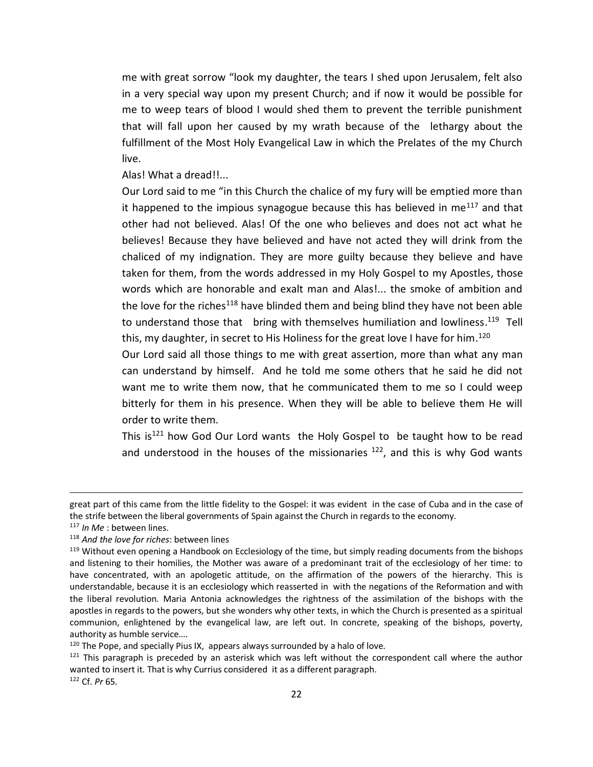me with great sorrow "look my daughter, the tears I shed upon Jerusalem, felt also in a very special way upon my present Church; and if now it would be possible for me to weep tears of blood I would shed them to prevent the terrible punishment that will fall upon her caused by my wrath because of the lethargy about the fulfillment of the Most Holy Evangelical Law in which the Prelates of the my Church live.

Alas! What a dread!!...

Our Lord said to me "in this Church the chalice of my fury will be emptied more than it happened to the impious synagogue because this has believed in me[117] and that other had not believed. Alas! Of the one who believes and does not act what he believes! Because they have believed and have not acted they will drink from the chaliced of my indignation. They are more guilty because they believe and have taken for them, from the words addressed in my Holy Gospel to my Apostles, those words which are honorable and exalt man and Alas!... the smoke of ambition and the love for the riches[118] have blinded them and being blind they have not been able to understand those that bring with themselves humiliation and lowliness.[119] Tell this, my daughter, in secret to His Holiness for the great love I have for him.[120]

Our Lord said all those things to me with great assertion, more than what any man can understand by himself. And he told me some others that he said he did not want me to write them now, that he communicated them to me so I could weep bitterly for them in his presence. When they will be able to believe them He will order to write them.

This is[121] how God Our Lord wants the Holy Gospel to be taught how to be read and understood in the houses of the missionaries [122], and this is why God wants

---

great part of this came from the little fidelity to the Gospel: it was evident in the case of Cuba and in the case of the strife between the liberal governments of Spain against the Church in regards to the economy.

[117] *In Me* : between lines.

[118] *And the love for riches*: between lines

[119] Without even opening a Handbook on Ecclesiology of the time, but simply reading documents from the bishops and listening to their homilies, the Mother was aware of a predominant trait of the ecclesiology of her time: to have concentrated, with an apologetic attitude, on the affirmation of the powers of the hierarchy. This is understandable, because it is an ecclesiology which reasserted in with the negations of the Reformation and with the liberal revolution. Maria Antonia acknowledges the rightness of the assimilation of the bishops with the apostles in regards to the powers, but she wonders why other texts, in which the Church is presented as a spiritual communion, enlightened by the evangelical law, are left out. In concrete, speaking of the bishops, poverty, authority as humble service....

[120] The Pope, and specially Pius IX, appears always surrounded by a halo of love.

[121] This paragraph is preceded by an asterisk which was left without the correspondent call where the author wanted to insert it. That is why Currius considered it as a different paragraph.

[122] Cf. *Pr* 65.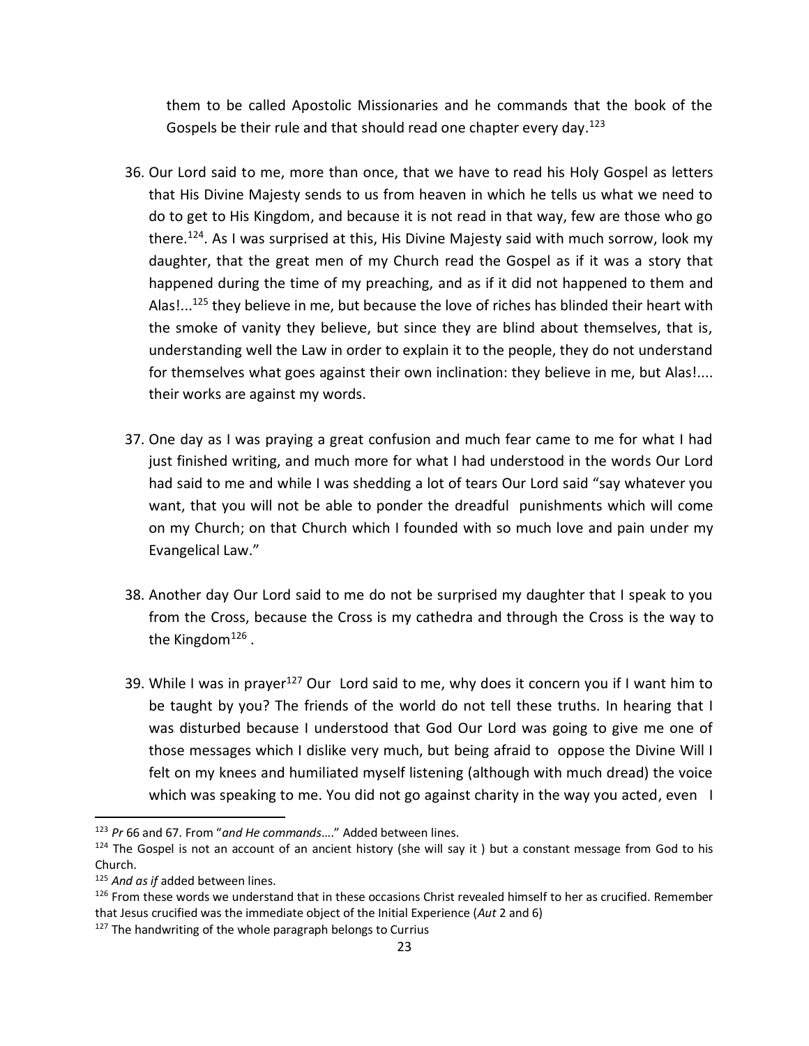them to be called Apostolic Missionaries and he commands that the book of the Gospels be their rule and that should read one chapter every day.[123]

36. Our Lord said to me, more than once, that we have to read his Holy Gospel as letters that His Divine Majesty sends to us from heaven in which he tells us what we need to do to get to His Kingdom, and because it is not read in that way, few are those who go there.[124]. As I was surprised at this, His Divine Majesty said with much sorrow, look my daughter, that the great men of my Church read the Gospel as if it was a story that happened during the time of my preaching, and as if it did not happened to them and Alas!...[125] they believe in me, but because the love of riches has blinded their heart with the smoke of vanity they believe, but since they are blind about themselves, that is, understanding well the Law in order to explain it to the people, they do not understand for themselves what goes against their own inclination: they believe in me, but Alas!.... their works are against my words.

37. One day as I was praying a great confusion and much fear came to me for what I had just finished writing, and much more for what I had understood in the words Our Lord had said to me and while I was shedding a lot of tears Our Lord said "say whatever you want, that you will not be able to ponder the dreadful punishments which will come on my Church; on that Church which I founded with so much love and pain under my Evangelical Law."

38. Another day Our Lord said to me do not be surprised my daughter that I speak to you from the Cross, because the Cross is my cathedra and through the Cross is the way to the Kingdom[126] .

39. While I was in prayer[127] Our Lord said to me, why does it concern you if I want him to be taught by you? The friends of the world do not tell these truths. In hearing that I was disturbed because I understood that God Our Lord was going to give me one of those messages which I dislike very much, but being afraid to oppose the Divine Will I felt on my knees and humiliated myself listening (although with much dread) the voice which was speaking to me. You did not go against charity in the way you acted, even I

---

[123] *Pr* 66 and 67. From "*and He commands*…." Added between lines.

[124] The Gospel is not an account of an ancient history (she will say it ) but a constant message from God to his Church.

[125] *And as if* added between lines.

[126] From these words we understand that in these occasions Christ revealed himself to her as crucified. Remember that Jesus crucified was the immediate object of the Initial Experience (*Aut* 2 and 6)

[127] The handwriting of the whole paragraph belongs to Currius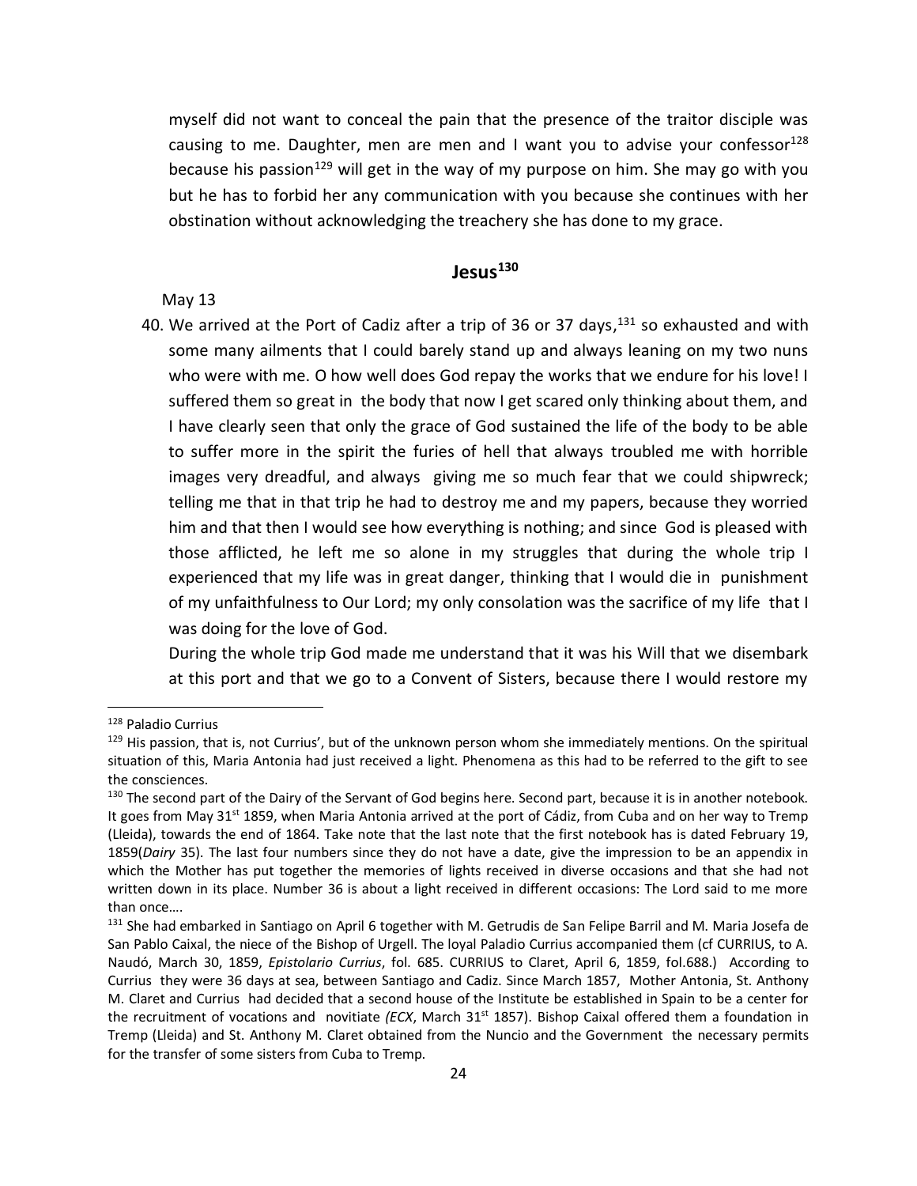myself did not want to conceal the pain that the presence of the traitor disciple was causing to me. Daughter, men are men and I want you to advise your confessor[128] because his passion[129] will get in the way of my purpose on him. She may go with you but he has to forbid her any communication with you because she continues with her obstination without acknowledging the treachery she has done to my grace.

## Jesus[130]

May 13

40. We arrived at the Port of Cadiz after a trip of 36 or 37 days,[131] so exhausted and with some many ailments that I could barely stand up and always leaning on my two nuns who were with me. O how well does God repay the works that we endure for his love! I suffered them so great in the body that now I get scared only thinking about them, and I have clearly seen that only the grace of God sustained the life of the body to be able to suffer more in the spirit the furies of hell that always troubled me with horrible images very dreadful, and always giving me so much fear that we could shipwreck; telling me that in that trip he had to destroy me and my papers, because they worried him and that then I would see how everything is nothing; and since God is pleased with those afflicted, he left me so alone in my struggles that during the whole trip I experienced that my life was in great danger, thinking that I would die in punishment of my unfaithfulness to Our Lord; my only consolation was the sacrifice of my life that I was doing for the love of God.

    During the whole trip God made me understand that it was his Will that we disembark at this port and that we go to a Convent of Sisters, because there I would restore my

---

[128] Paladio Currius

[129] His passion, that is, not Currius', but of the unknown person whom she immediately mentions. On the spiritual situation of this, Maria Antonia had just received a light. Phenomena as this had to be referred to the gift to see the consciences.

[130] The second part of the Dairy of the Servant of God begins here. Second part, because it is in another notebook. It goes from May 31st 1859, when Maria Antonia arrived at the port of Cádiz, from Cuba and on her way to Tremp (Lleida), towards the end of 1864. Take note that the last note that the first notebook has is dated February 19, 1859(*Dairy* 35). The last four numbers since they do not have a date, give the impression to be an appendix in which the Mother has put together the memories of lights received in diverse occasions and that she had not written down in its place. Number 36 is about a light received in different occasions: The Lord said to me more than once….

[131] She had embarked in Santiago on April 6 together with M. Getrudis de San Felipe Barril and M. Maria Josefa de San Pablo Caixal, the niece of the Bishop of Urgell. The loyal Paladio Currius accompanied them (cf CURRIUS, to A. Naudó, March 30, 1859, *Epistolario Currius*, fol. 685. CURRIUS to Claret, April 6, 1859, fol.688.) According to Currius they were 36 days at sea, between Santiago and Cadiz. Since March 1857, Mother Antonia, St. Anthony M. Claret and Currius had decided that a second house of the Institute be established in Spain to be a center for the recruitment of vocations and novitiate *(ECX*, March 31st 1857). Bishop Caixal offered them a foundation in Tremp (Lleida) and St. Anthony M. Claret obtained from the Nuncio and the Government the necessary permits for the transfer of some sisters from Cuba to Tremp.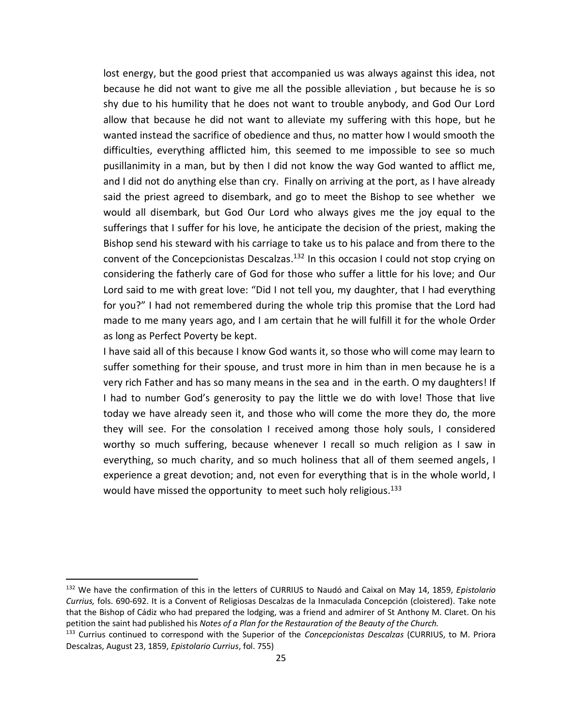lost energy, but the good priest that accompanied us was always against this idea, not because he did not want to give me all the possible alleviation , but because he is so shy due to his humility that he does not want to trouble anybody, and God Our Lord allow that because he did not want to alleviate my suffering with this hope, but he wanted instead the sacrifice of obedience and thus, no matter how I would smooth the difficulties, everything afflicted him, this seemed to me impossible to see so much pusillanimity in a man, but by then I did not know the way God wanted to afflict me, and I did not do anything else than cry. Finally on arriving at the port, as I have already said the priest agreed to disembark, and go to meet the Bishop to see whether we would all disembark, but God Our Lord who always gives me the joy equal to the sufferings that I suffer for his love, he anticipate the decision of the priest, making the Bishop send his steward with his carriage to take us to his palace and from there to the convent of the Concepcionistas Descalzas.[132] In this occasion I could not stop crying on considering the fatherly care of God for those who suffer a little for his love; and Our Lord said to me with great love: "Did I not tell you, my daughter, that I had everything for you?" I had not remembered during the whole trip this promise that the Lord had made to me many years ago, and I am certain that he will fulfill it for the whole Order as long as Perfect Poverty be kept.

I have said all of this because I know God wants it, so those who will come may learn to suffer something for their spouse, and trust more in him than in men because he is a very rich Father and has so many means in the sea and in the earth. O my daughters! If I had to number God's generosity to pay the little we do with love! Those that live today we have already seen it, and those who will come the more they do, the more they will see. For the consolation I received among those holy souls, I considered worthy so much suffering, because whenever I recall so much religion as I saw in everything, so much charity, and so much holiness that all of them seemed angels, I experience a great devotion; and, not even for everything that is in the whole world, I would have missed the opportunity to meet such holy religious.[133]

---

[132] We have the confirmation of this in the letters of CURRIUS to Naudó and Caixal on May 14, 1859, *Epistolario Currius,* fols. 690-692. It is a Convent of Religiosas Descalzas de la Inmaculada Concepción (cloistered). Take note that the Bishop of Cádiz who had prepared the lodging, was a friend and admirer of St Anthony M. Claret. On his petition the saint had published his *Notes of a Plan for the Restauration of the Beauty of the Church.*

[133] Currius continued to correspond with the Superior of the *Concepcionistas Descalzas* (CURRIUS, to M. Priora Descalzas, August 23, 1859, *Epistolario Currius*, fol. 755)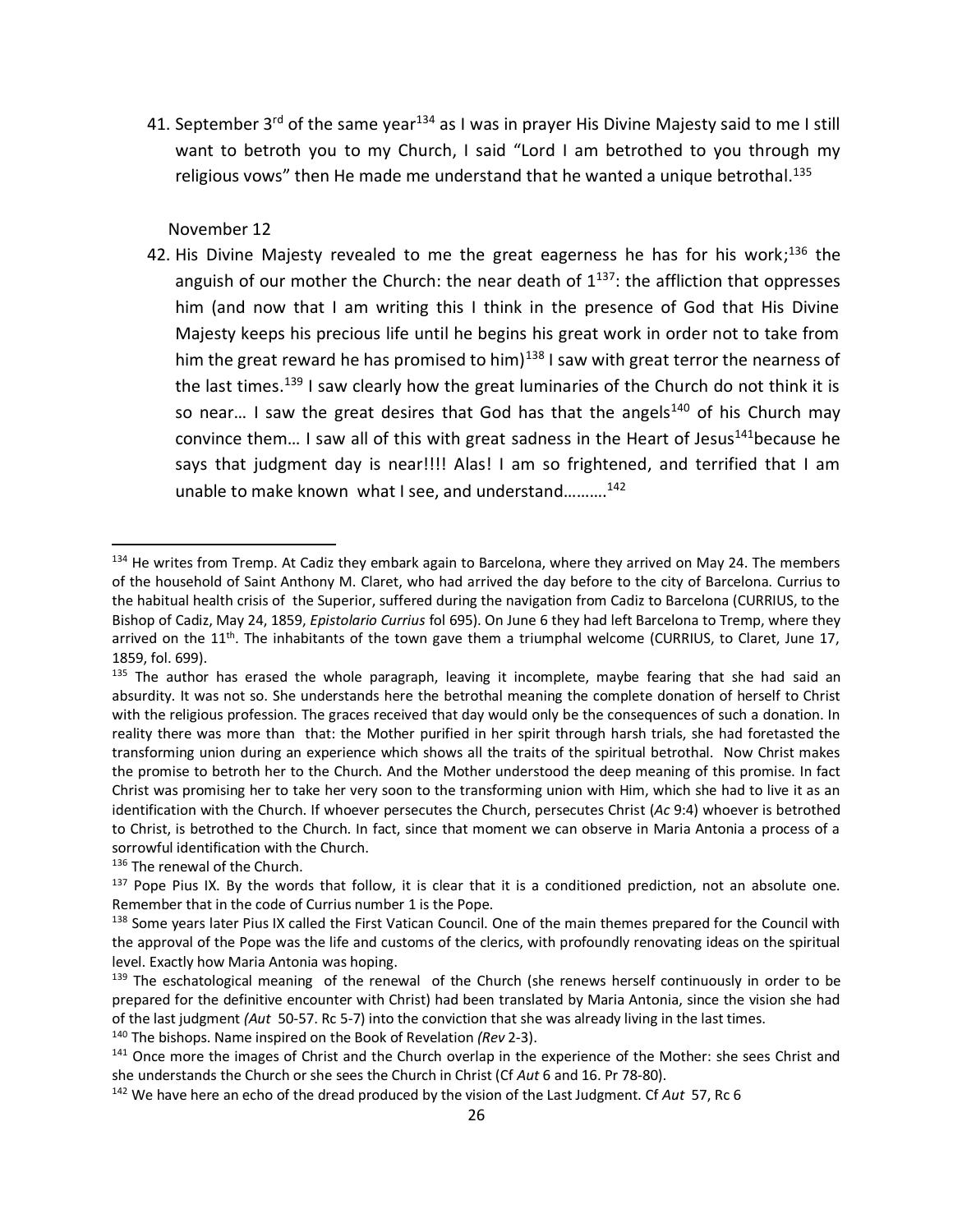41. September 3rd of the same year[134] as I was in prayer His Divine Majesty said to me I still want to betroth you to my Church, I said "Lord I am betrothed to you through my religious vows" then He made me understand that he wanted a unique betrothal.[135]

November 12

42. His Divine Majesty revealed to me the great eagerness he has for his work;[136] the anguish of our mother the Church: the near death of 1[137]: the affliction that oppresses him (and now that I am writing this I think in the presence of God that His Divine Majesty keeps his precious life until he begins his great work in order not to take from him the great reward he has promised to him)[138] I saw with great terror the nearness of the last times.[139] I saw clearly how the great luminaries of the Church do not think it is so near… I saw the great desires that God has that the angels[140] of his Church may convince them… I saw all of this with great sadness in the Heart of Jesus[141] because he says that judgment day is near!!!! Alas! I am so frightened, and terrified that I am unable to make known what I see, and understand……….[142]

---

[134] He writes from Tremp. At Cadiz they embark again to Barcelona, where they arrived on May 24. The members of the household of Saint Anthony M. Claret, who had arrived the day before to the city of Barcelona. Currius to the habitual health crisis of the Superior, suffered during the navigation from Cadiz to Barcelona (CURRIUS, to the Bishop of Cadiz, May 24, 1859, *Epistolario Currius* fol 695). On June 6 they had left Barcelona to Tremp, where they arrived on the 11th. The inhabitants of the town gave them a triumphal welcome (CURRIUS, to Claret, June 17, 1859, fol. 699).

[135] The author has erased the whole paragraph, leaving it incomplete, maybe fearing that she had said an absurdity. It was not so. She understands here the betrothal meaning the complete donation of herself to Christ with the religious profession. The graces received that day would only be the consequences of such a donation. In reality there was more than that: the Mother purified in her spirit through harsh trials, she had foretasted the transforming union during an experience which shows all the traits of the spiritual betrothal. Now Christ makes the promise to betroth her to the Church. And the Mother understood the deep meaning of this promise. In fact Christ was promising her to take her very soon to the transforming union with Him, which she had to live it as an identification with the Church. If whoever persecutes the Church, persecutes Christ (*Ac* 9:4) whoever is betrothed to Christ, is betrothed to the Church. In fact, since that moment we can observe in Maria Antonia a process of a sorrowful identification with the Church.

[136] The renewal of the Church.

[137] Pope Pius IX. By the words that follow, it is clear that it is a conditioned prediction, not an absolute one. Remember that in the code of Currius number 1 is the Pope.

[138] Some years later Pius IX called the First Vatican Council. One of the main themes prepared for the Council with the approval of the Pope was the life and customs of the clerics, with profoundly renovating ideas on the spiritual level. Exactly how Maria Antonia was hoping.

[139] The eschatological meaning of the renewal of the Church (she renews herself continuously in order to be prepared for the definitive encounter with Christ) had been translated by Maria Antonia, since the vision she had of the last judgment *(Aut* 50-57. Rc 5-7) into the conviction that she was already living in the last times.

[140] The bishops. Name inspired on the Book of Revelation *(Rev* 2-3).

[141] Once more the images of Christ and the Church overlap in the experience of the Mother: she sees Christ and she understands the Church or she sees the Church in Christ (Cf *Aut* 6 and 16. Pr 78-80).

[142] We have here an echo of the dread produced by the vision of the Last Judgment. Cf *Aut* 57, Rc 6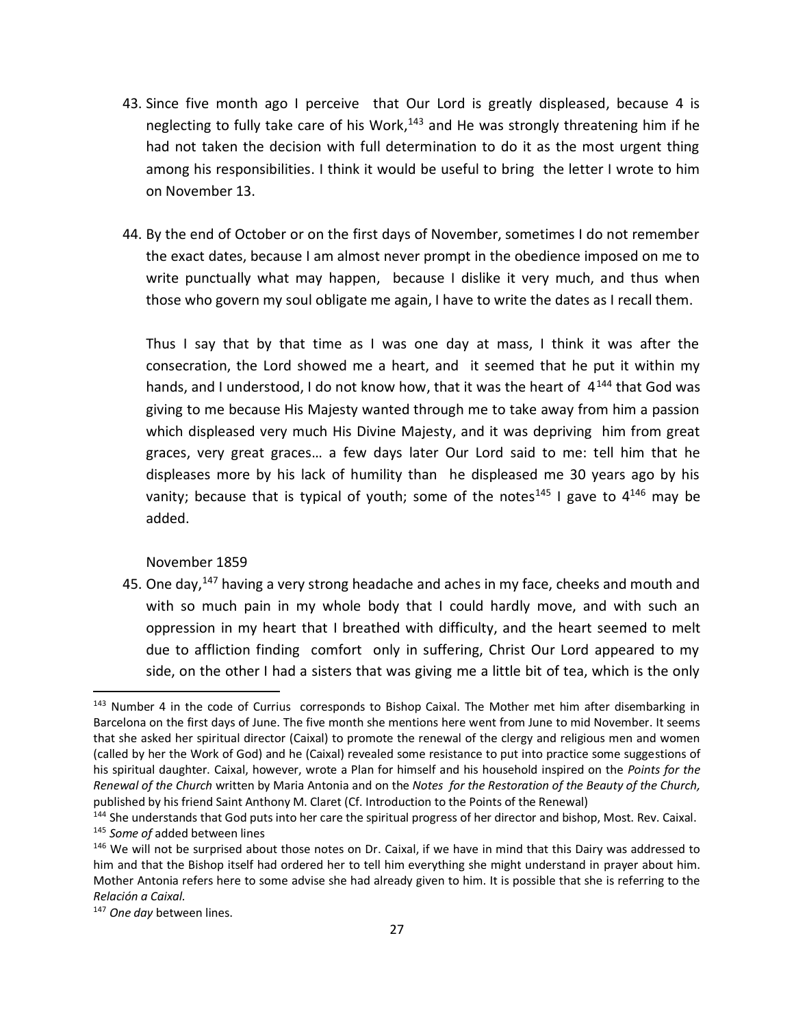43. Since five month ago I perceive that Our Lord is greatly displeased, because 4 is neglecting to fully take care of his Work,[143] and He was strongly threatening him if he had not taken the decision with full determination to do it as the most urgent thing among his responsibilities. I think it would be useful to bring the letter I wrote to him on November 13.

44. By the end of October or on the first days of November, sometimes I do not remember the exact dates, because I am almost never prompt in the obedience imposed on me to write punctually what may happen, because I dislike it very much, and thus when those who govern my soul obligate me again, I have to write the dates as I recall them.

    Thus I say that by that time as I was one day at mass, I think it was after the consecration, the Lord showed me a heart, and it seemed that he put it within my hands, and I understood, I do not know how, that it was the heart of 4[144] that God was giving to me because His Majesty wanted through me to take away from him a passion which displeased very much His Divine Majesty, and it was depriving him from great graces, very great graces… a few days later Our Lord said to me: tell him that he displeases more by his lack of humility than he displeased me 30 years ago by his vanity; because that is typical of youth; some of the notes[145] I gave to 4[146] may be added.

    November 1859

45. One day,[147] having a very strong headache and aches in my face, cheeks and mouth and with so much pain in my whole body that I could hardly move, and with such an oppression in my heart that I breathed with difficulty, and the heart seemed to melt due to affliction finding comfort only in suffering, Christ Our Lord appeared to my side, on the other I had a sisters that was giving me a little bit of tea, which is the only

---

[143] Number 4 in the code of Currius corresponds to Bishop Caixal. The Mother met him after disembarking in Barcelona on the first days of June. The five month she mentions here went from June to mid November. It seems that she asked her spiritual director (Caixal) to promote the renewal of the clergy and religious men and women (called by her the Work of God) and he (Caixal) revealed some resistance to put into practice some suggestions of his spiritual daughter. Caixal, however, wrote a Plan for himself and his household inspired on the *Points for the Renewal of the Church* written by Maria Antonia and on the *Notes for the Restoration of the Beauty of the Church,* published by his friend Saint Anthony M. Claret (Cf. Introduction to the Points of the Renewal)

[144] She understands that God puts into her care the spiritual progress of her director and bishop, Most. Rev. Caixal.

[145] *Some of* added between lines

[146] We will not be surprised about those notes on Dr. Caixal, if we have in mind that this Dairy was addressed to him and that the Bishop itself had ordered her to tell him everything she might understand in prayer about him. Mother Antonia refers here to some advise she had already given to him. It is possible that she is referring to the *Relación a Caixal.*

[147] *One day* between lines.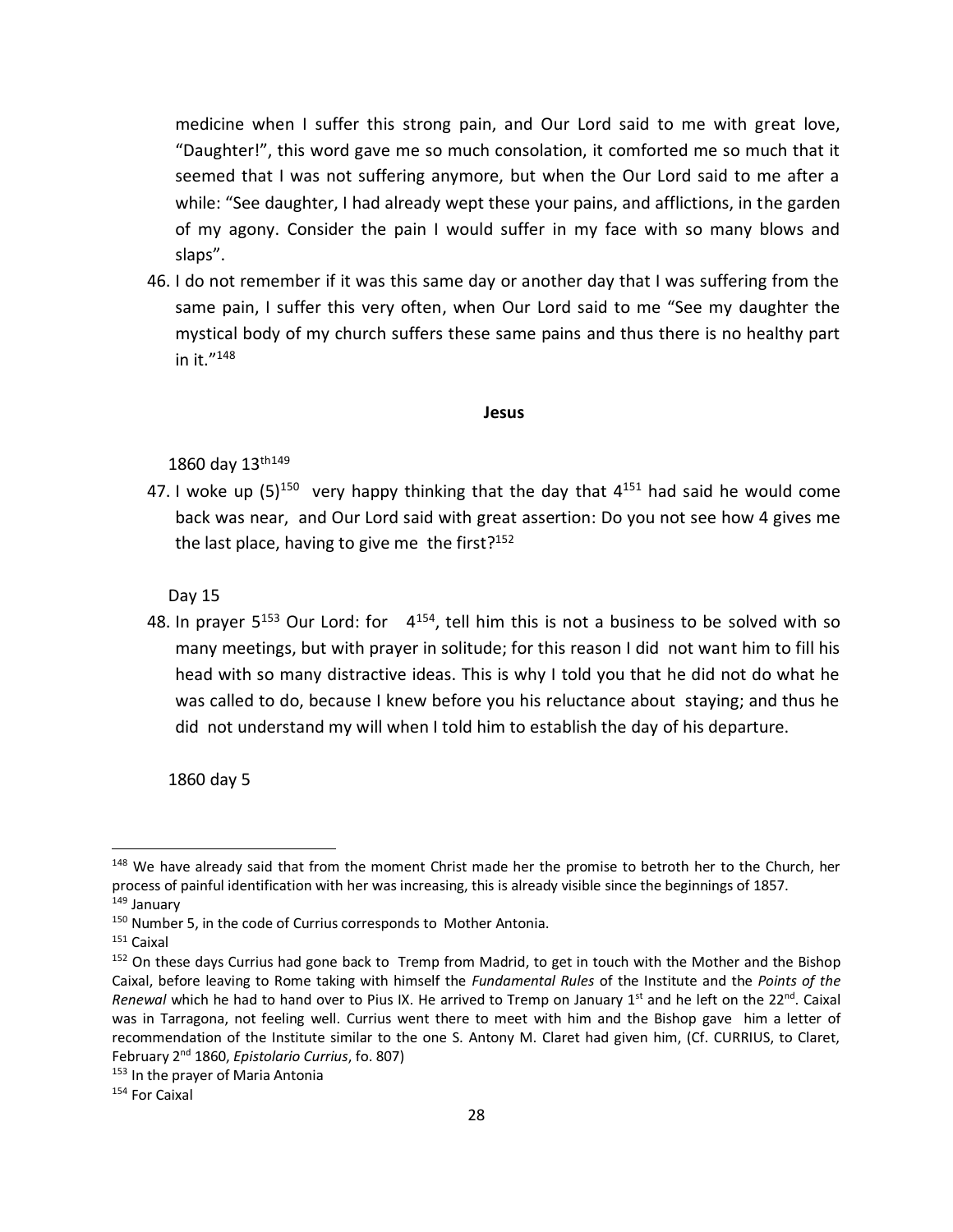medicine when I suffer this strong pain, and Our Lord said to me with great love, "Daughter!", this word gave me so much consolation, it comforted me so much that it seemed that I was not suffering anymore, but when the Our Lord said to me after a while: "See daughter, I had already wept these your pains, and afflictions, in the garden of my agony. Consider the pain I would suffer in my face with so many blows and slaps".

46. I do not remember if it was this same day or another day that I was suffering from the same pain, I suffer this very often, when Our Lord said to me "See my daughter the mystical body of my church suffers these same pains and thus there is no healthy part in it."[148]

**Jesus**

1860 day 13th[149]

47. I woke up (5)[150] very happy thinking that the day that 4[151] had said he would come back was near, and Our Lord said with great assertion: Do you not see how 4 gives me the last place, having to give me the first?[152]

Day 15

48. In prayer 5[153] Our Lord: for 4[154], tell him this is not a business to be solved with so many meetings, but with prayer in solitude; for this reason I did not want him to fill his head with so many distractive ideas. This is why I told you that he did not do what he was called to do, because I knew before you his reluctance about staying; and thus he did not understand my will when I told him to establish the day of his departure.

1860 day 5

---

[148] We have already said that from the moment Christ made her the promise to betroth her to the Church, her process of painful identification with her was increasing, this is already visible since the beginnings of 1857.

[149] January

[150] Number 5, in the code of Currius corresponds to Mother Antonia.

[151] Caixal

[152] On these days Currius had gone back to Tremp from Madrid, to get in touch with the Mother and the Bishop Caixal, before leaving to Rome taking with himself the *Fundamental Rules* of the Institute and the *Points of the Renewal* which he had to hand over to Pius IX. He arrived to Tremp on January 1st and he left on the 22nd. Caixal was in Tarragona, not feeling well. Currius went there to meet with him and the Bishop gave him a letter of recommendation of the Institute similar to the one S. Antony M. Claret had given him, (Cf. CURRIUS, to Claret, February 2nd 1860, *Epistolario Currius*, fo. 807)

[153] In the prayer of Maria Antonia

[154] For Caixal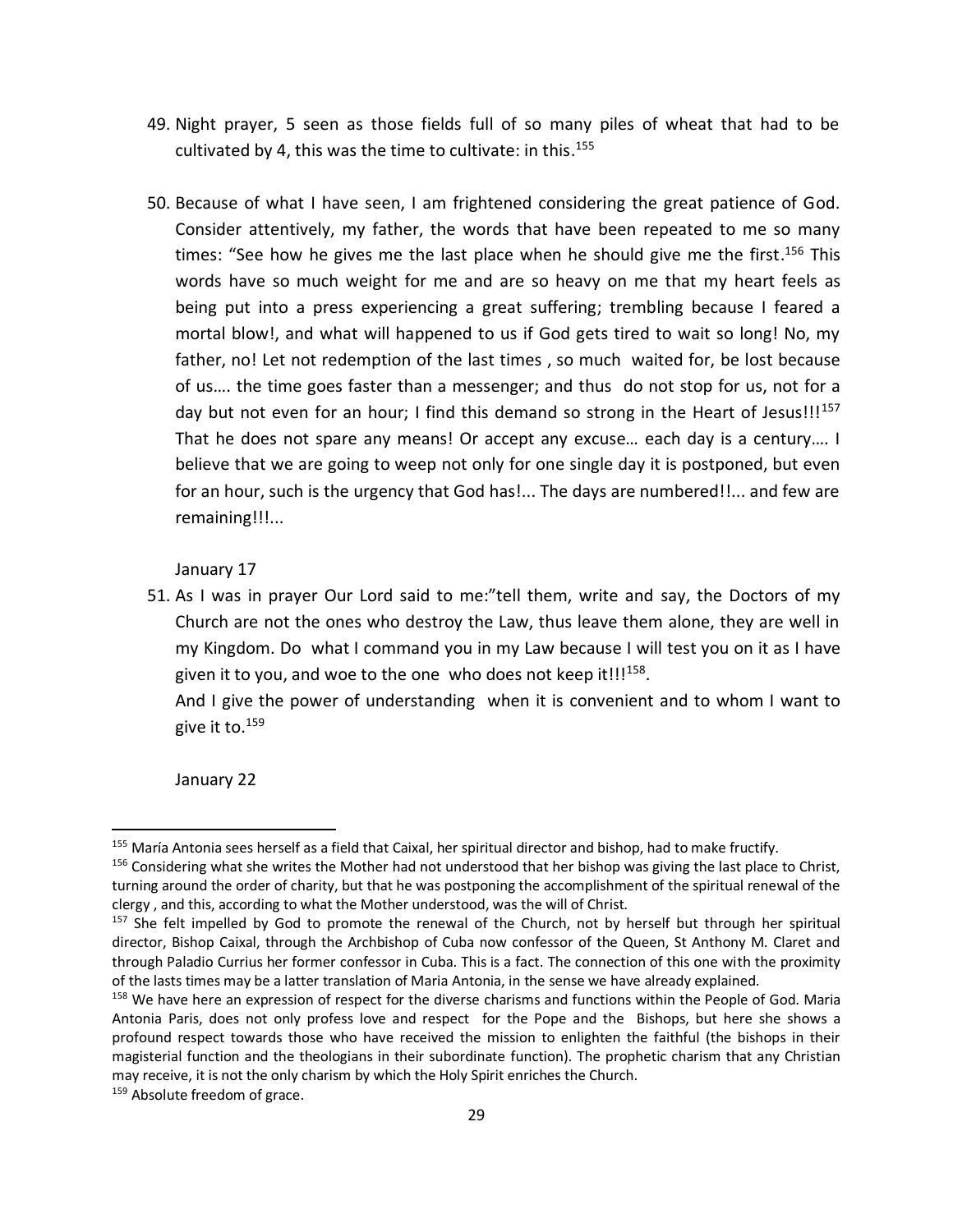49. Night prayer, 5 seen as those fields full of so many piles of wheat that had to be cultivated by 4, this was the time to cultivate: in this.[155]

50. Because of what I have seen, I am frightened considering the great patience of God. Consider attentively, my father, the words that have been repeated to me so many times: "See how he gives me the last place when he should give me the first.[156] This words have so much weight for me and are so heavy on me that my heart feels as being put into a press experiencing a great suffering; trembling because I feared a mortal blow!, and what will happened to us if God gets tired to wait so long! No, my father, no! Let not redemption of the last times , so much waited for, be lost because of us…. the time goes faster than a messenger; and thus do not stop for us, not for a day but not even for an hour; I find this demand so strong in the Heart of Jesus!!![157] That he does not spare any means! Or accept any excuse… each day is a century…. I believe that we are going to weep not only for one single day it is postponed, but even for an hour, such is the urgency that God has!... The days are numbered!!... and few are remaining!!!...

January 17

51. As I was in prayer Our Lord said to me:"tell them, write and say, the Doctors of my Church are not the ones who destroy the Law, thus leave them alone, they are well in my Kingdom. Do what I command you in my Law because I will test you on it as I have given it to you, and woe to the one who does not keep it!!![158].

    And I give the power of understanding when it is convenient and to whom I want to give it to.[159]

January 22

---

[155] María Antonia sees herself as a field that Caixal, her spiritual director and bishop, had to make fructify.

[156] Considering what she writes the Mother had not understood that her bishop was giving the last place to Christ, turning around the order of charity, but that he was postponing the accomplishment of the spiritual renewal of the clergy , and this, according to what the Mother understood, was the will of Christ.

[157] She felt impelled by God to promote the renewal of the Church, not by herself but through her spiritual director, Bishop Caixal, through the Archbishop of Cuba now confessor of the Queen, St Anthony M. Claret and through Paladio Currius her former confessor in Cuba. This is a fact. The connection of this one with the proximity of the lasts times may be a latter translation of Maria Antonia, in the sense we have already explained.

[158] We have here an expression of respect for the diverse charisms and functions within the People of God. Maria Antonia Paris, does not only profess love and respect for the Pope and the Bishops, but here she shows a profound respect towards those who have received the mission to enlighten the faithful (the bishops in their magisterial function and the theologians in their subordinate function). The prophetic charism that any Christian may receive, it is not the only charism by which the Holy Spirit enriches the Church.

[159] Absolute freedom of grace.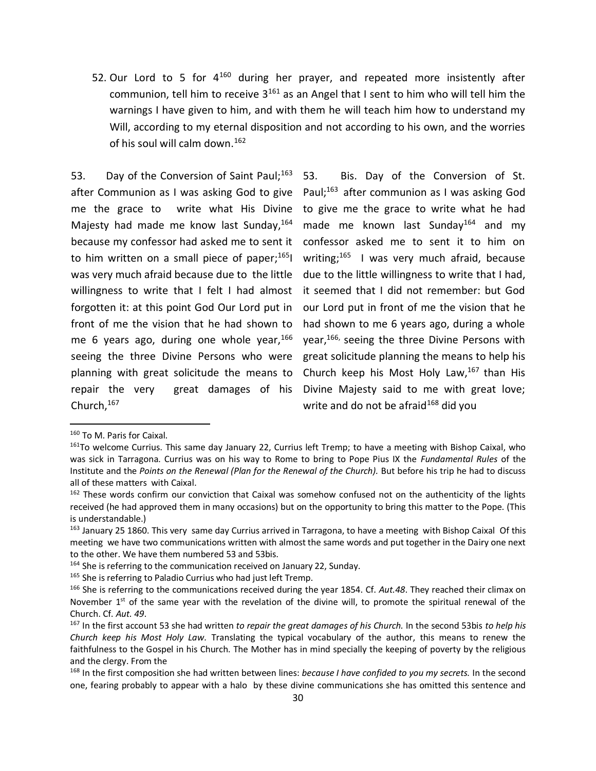52. Our Lord to 5 for 4[160] during her prayer, and repeated more insistently after communion, tell him to receive 3[161] as an Angel that I sent to him who will tell him the warnings I have given to him, and with them he will teach him how to understand my Will, according to my eternal disposition and not according to his own, and the worries of his soul will calm down.[162]

53. Day of the Conversion of Saint Paul;[163] after Communion as I was asking God to give me the grace to write what His Divine Majesty had made me know last Sunday,[164] because my confessor had asked me to sent it to him written on a small piece of paper;[165]I was very much afraid because due to the little willingness to write that I felt I had almost forgotten it: at this point God Our Lord put in front of me the vision that he had shown to me 6 years ago, during one whole year,[166] seeing the three Divine Persons who were planning with great solicitude the means to repair the very great damages of his Church,[167]

53. Bis. Day of the Conversion of St. Paul;[163] after communion as I was asking God to give me the grace to write what he had made me known last Sunday[164] and my confessor asked me to sent it to him on writing;[165] I was very much afraid, because due to the little willingness to write that I had, it seemed that I did not remember: but God our Lord put in front of me the vision that he had shown to me 6 years ago, during a whole year,[166], seeing the three Divine Persons with great solicitude planning the means to help his Church keep his Most Holy Law,[167] than His Divine Majesty said to me with great love; write and do not be afraid[168] did you

---

[160] To M. Paris for Caixal.

[161] To welcome Currius. This same day January 22, Currius left Tremp; to have a meeting with Bishop Caixal, who was sick in Tarragona. Currius was on his way to Rome to bring to Pope Pius IX the *Fundamental Rules* of the Institute and the *Points on the Renewal (Plan for the Renewal of the Church).* But before his trip he had to discuss all of these matters with Caixal.

[162] These words confirm our conviction that Caixal was somehow confused not on the authenticity of the lights received (he had approved them in many occasions) but on the opportunity to bring this matter to the Pope. (This is understandable.)

[163] January 25 1860. This very same day Currius arrived in Tarragona, to have a meeting with Bishop Caixal Of this meeting we have two communications written with almost the same words and put together in the Dairy one next to the other. We have them numbered 53 and 53bis.

[164] She is referring to the communication received on January 22, Sunday.

[165] She is referring to Paladio Currius who had just left Tremp.

[166] She is referring to the communications received during the year 1854. Cf. *Aut.48*. They reached their climax on November 1st of the same year with the revelation of the divine will, to promote the spiritual renewal of the Church. Cf. *Aut. 49*.

[167] In the first account 53 she had written *to repair the great damages of his Church.* In the second 53bis *to help his Church keep his Most Holy Law.* Translating the typical vocabulary of the author, this means to renew the faithfulness to the Gospel in his Church. The Mother has in mind specially the keeping of poverty by the religious and the clergy. From the

[168] In the first composition she had written between lines: *because I have confided to you my secrets.* In the second one, fearing probably to appear with a halo by these divine communications she has omitted this sentence and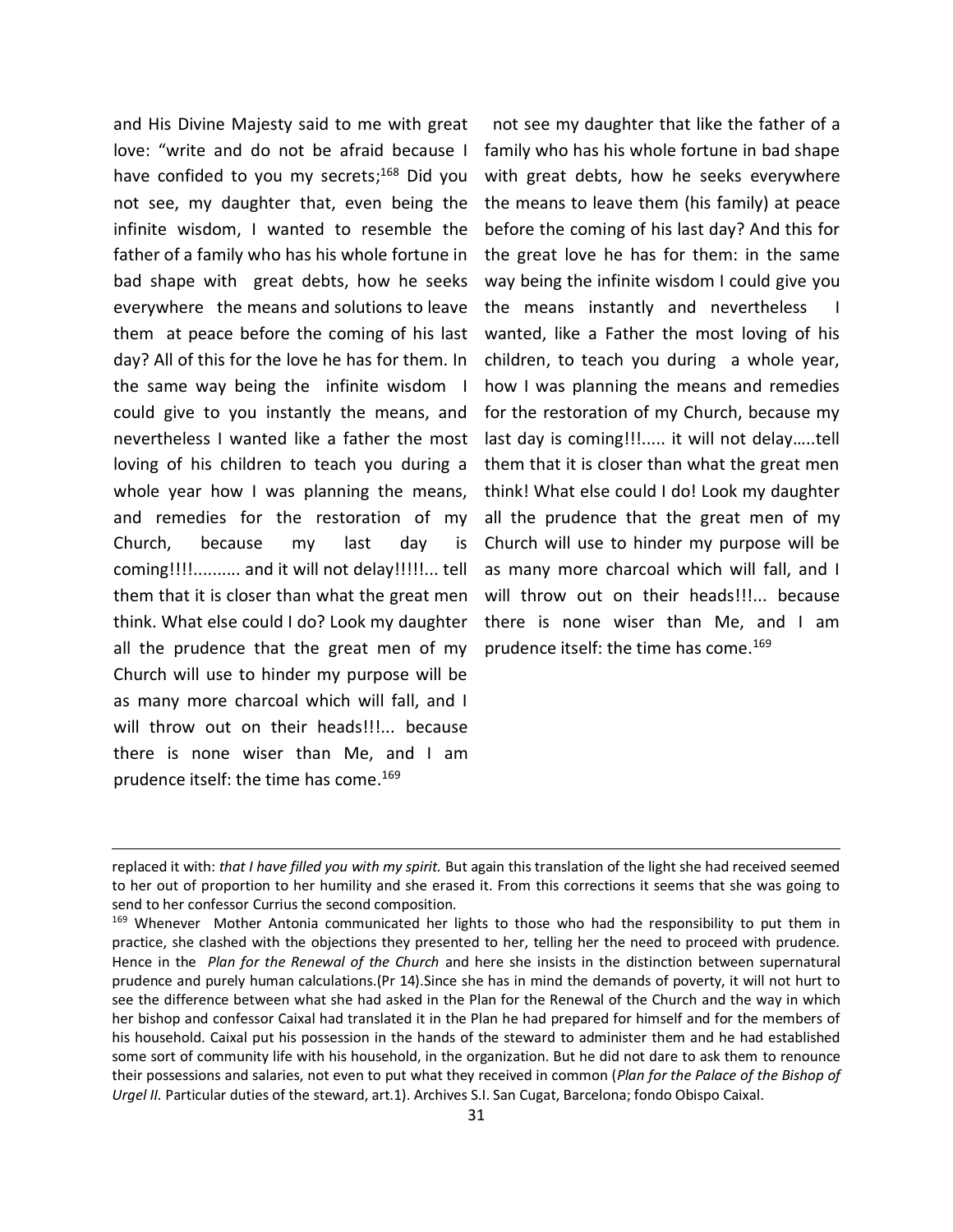and His Divine Majesty said to me with great love: "write and do not be afraid because I have confided to you my secrets;[168] Did you not see, my daughter that, even being the infinite wisdom, I wanted to resemble the father of a family who has his whole fortune in bad shape with great debts, how he seeks everywhere the means and solutions to leave them at peace before the coming of his last day? All of this for the love he has for them. In the same way being the infinite wisdom I could give to you instantly the means, and nevertheless I wanted like a father the most loving of his children to teach you during a whole year how I was planning the means, and remedies for the restoration of my Church, because my last day is coming!!!!.......... and it will not delay!!!!!... tell them that it is closer than what the great men think. What else could I do? Look my daughter all the prudence that the great men of my Church will use to hinder my purpose will be as many more charcoal which will fall, and I will throw out on their heads!!!... because there is none wiser than Me, and I am prudence itself: the time has come.[169]

not see my daughter that like the father of a family who has his whole fortune in bad shape with great debts, how he seeks everywhere the means to leave them (his family) at peace before the coming of his last day? And this for the great love he has for them: in the same way being the infinite wisdom I could give you the means instantly and nevertheless I wanted, like a Father the most loving of his children, to teach you during a whole year, how I was planning the means and remedies for the restoration of my Church, because my last day is coming!!!..... it will not delay…..tell them that it is closer than what the great men think! What else could I do! Look my daughter all the prudence that the great men of my Church will use to hinder my purpose will be as many more charcoal which will fall, and I will throw out on their heads!!!... because there is none wiser than Me, and I am prudence itself: the time has come.[169]

---

replaced it with: *that I have filled you with my spirit.* But again this translation of the light she had received seemed to her out of proportion to her humility and she erased it. From this corrections it seems that she was going to send to her confessor Currius the second composition.

[169] Whenever Mother Antonia communicated her lights to those who had the responsibility to put them in practice, she clashed with the objections they presented to her, telling her the need to proceed with prudence. Hence in the *Plan for the Renewal of the Church* and here she insists in the distinction between supernatural prudence and purely human calculations.(Pr 14).Since she has in mind the demands of poverty, it will not hurt to see the difference between what she had asked in the Plan for the Renewal of the Church and the way in which her bishop and confessor Caixal had translated it in the Plan he had prepared for himself and for the members of his household. Caixal put his possession in the hands of the steward to administer them and he had established some sort of community life with his household, in the organization. But he did not dare to ask them to renounce their possessions and salaries, not even to put what they received in common (*Plan for the Palace of the Bishop of Urgel II.* Particular duties of the steward, art.1). Archives S.I. San Cugat, Barcelona; fondo Obispo Caixal.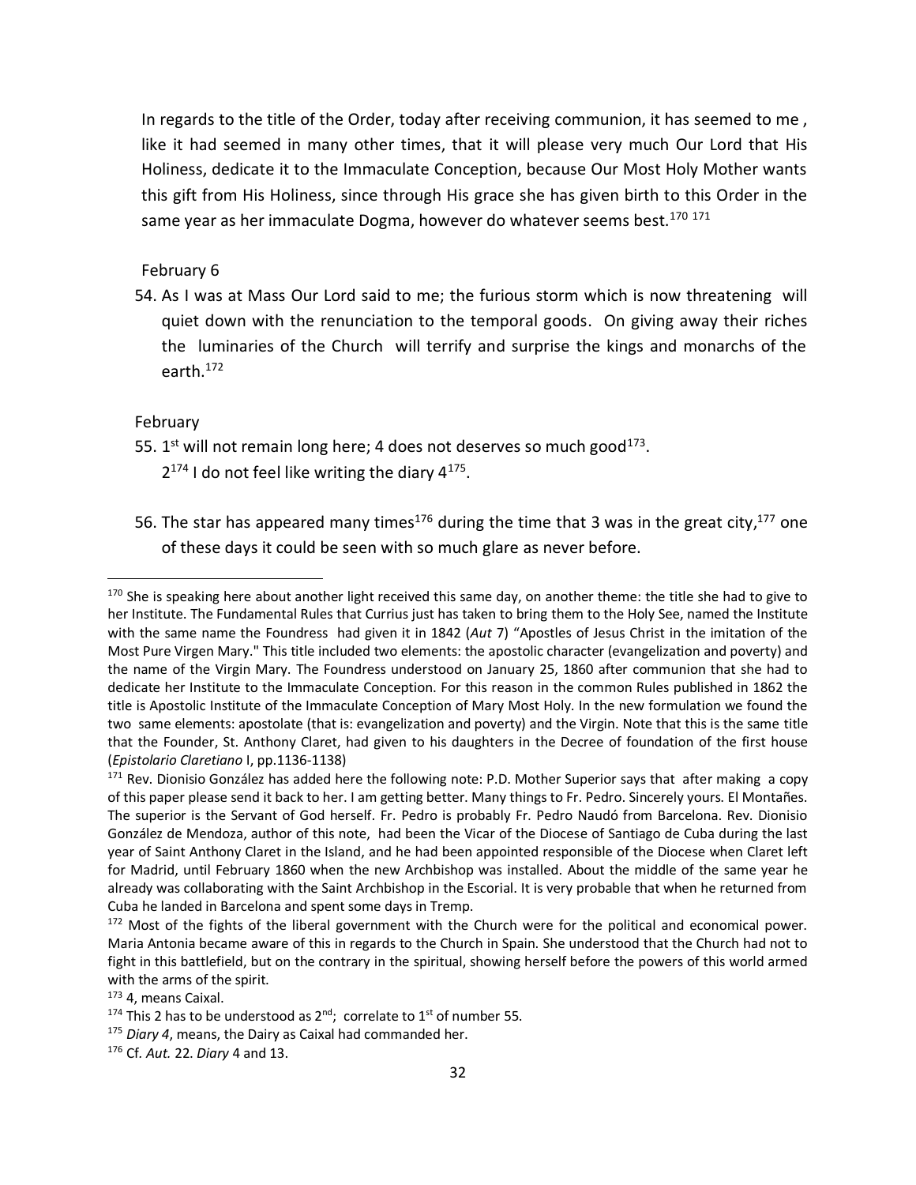In regards to the title of the Order, today after receiving communion, it has seemed to me , like it had seemed in many other times, that it will please very much Our Lord that His Holiness, dedicate it to the Immaculate Conception, because Our Most Holy Mother wants this gift from His Holiness, since through His grace she has given birth to this Order in the same year as her immaculate Dogma, however do whatever seems best.[170] [171]

February 6

54. As I was at Mass Our Lord said to me; the furious storm which is now threatening will quiet down with the renunciation to the temporal goods. On giving away their riches the luminaries of the Church will terrify and surprise the kings and monarchs of the earth.[172]

February

55. 1st will not remain long here; 4 does not deserves so much good[173].
    2[174] I do not feel like writing the diary 4[175].

56. The star has appeared many times[176] during the time that 3 was in the great city,[177] one of these days it could be seen with so much glare as never before.

---

[170] She is speaking here about another light received this same day, on another theme: the title she had to give to her Institute. The Fundamental Rules that Currius just has taken to bring them to the Holy See, named the Institute with the same name the Foundress had given it in 1842 (*Aut* 7) "Apostles of Jesus Christ in the imitation of the Most Pure Virgen Mary." This title included two elements: the apostolic character (evangelization and poverty) and the name of the Virgin Mary. The Foundress understood on January 25, 1860 after communion that she had to dedicate her Institute to the Immaculate Conception. For this reason in the common Rules published in 1862 the title is Apostolic Institute of the Immaculate Conception of Mary Most Holy. In the new formulation we found the two same elements: apostolate (that is: evangelization and poverty) and the Virgin. Note that this is the same title that the Founder, St. Anthony Claret, had given to his daughters in the Decree of foundation of the first house (*Epistolario Claretiano* I, pp.1136-1138)

[171] Rev. Dionisio González has added here the following note: P.D. Mother Superior says that after making a copy of this paper please send it back to her. I am getting better. Many things to Fr. Pedro. Sincerely yours. El Montañes. The superior is the Servant of God herself. Fr. Pedro is probably Fr. Pedro Naudó from Barcelona. Rev. Dionisio González de Mendoza, author of this note, had been the Vicar of the Diocese of Santiago de Cuba during the last year of Saint Anthony Claret in the Island, and he had been appointed responsible of the Diocese when Claret left for Madrid, until February 1860 when the new Archbishop was installed. About the middle of the same year he already was collaborating with the Saint Archbishop in the Escorial. It is very probable that when he returned from Cuba he landed in Barcelona and spent some days in Tremp.

[172] Most of the fights of the liberal government with the Church were for the political and economical power. Maria Antonia became aware of this in regards to the Church in Spain. She understood that the Church had not to fight in this battlefield, but on the contrary in the spiritual, showing herself before the powers of this world armed with the arms of the spirit.

[173] 4, means Caixal.

[174] This 2 has to be understood as 2nd; correlate to 1st of number 55.

[175] *Diary 4*, means, the Dairy as Caixal had commanded her.

[176] Cf. *Aut.* 22. *Diary* 4 and 13.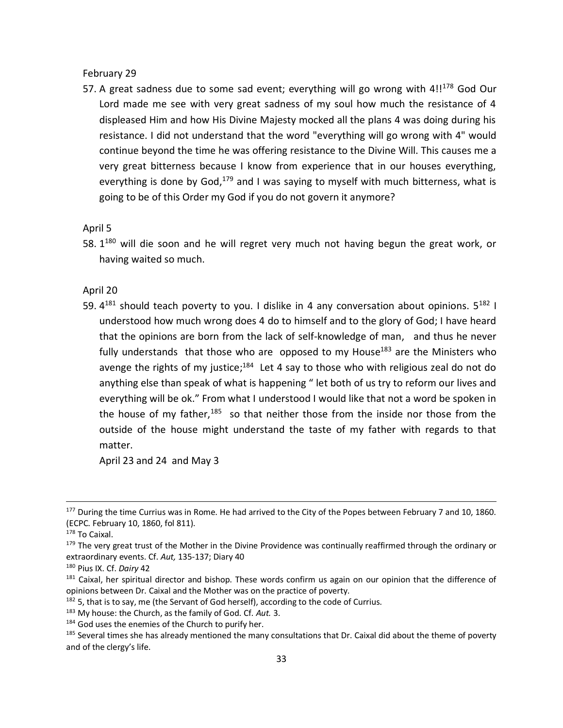February 29

57. A great sadness due to some sad event; everything will go wrong with 4!![178] God Our Lord made me see with very great sadness of my soul how much the resistance of 4 displeased Him and how His Divine Majesty mocked all the plans 4 was doing during his resistance. I did not understand that the word "everything will go wrong with 4" would continue beyond the time he was offering resistance to the Divine Will. This causes me a very great bitterness because I know from experience that in our houses everything, everything is done by God,[179] and I was saying to myself with much bitterness, what is going to be of this Order my God if you do not govern it anymore?

April 5

58. 1[180] will die soon and he will regret very much not having begun the great work, or having waited so much.

April 20

59. 4[181] should teach poverty to you. I dislike in 4 any conversation about opinions. 5[182] I understood how much wrong does 4 do to himself and to the glory of God; I have heard that the opinions are born from the lack of self-knowledge of man, and thus he never fully understands that those who are opposed to my House[183] are the Ministers who avenge the rights of my justice;[184] Let 4 say to those who with religious zeal do not do anything else than speak of what is happening " let both of us try to reform our lives and everything will be ok." From what I understood I would like that not a word be spoken in the house of my father,[185] so that neither those from the inside nor those from the outside of the house might understand the taste of my father with regards to that matter.

April 23 and 24 and May 3

---

[177] During the time Currius was in Rome. He had arrived to the City of the Popes between February 7 and 10, 1860. (ECPC. February 10, 1860, fol 811).

[178] To Caixal.

[179] The very great trust of the Mother in the Divine Providence was continually reaffirmed through the ordinary or extraordinary events. Cf. *Aut,* 135-137; Diary 40

[180] Pius IX. Cf. *Dairy* 42

[181] Caixal, her spiritual director and bishop. These words confirm us again on our opinion that the difference of opinions between Dr. Caixal and the Mother was on the practice of poverty.

[182] 5, that is to say, me (the Servant of God herself), according to the code of Currius.

[183] My house: the Church, as the family of God. Cf. *Aut.* 3.

[184] God uses the enemies of the Church to purify her.

[185] Several times she has already mentioned the many consultations that Dr. Caixal did about the theme of poverty and of the clergy's life.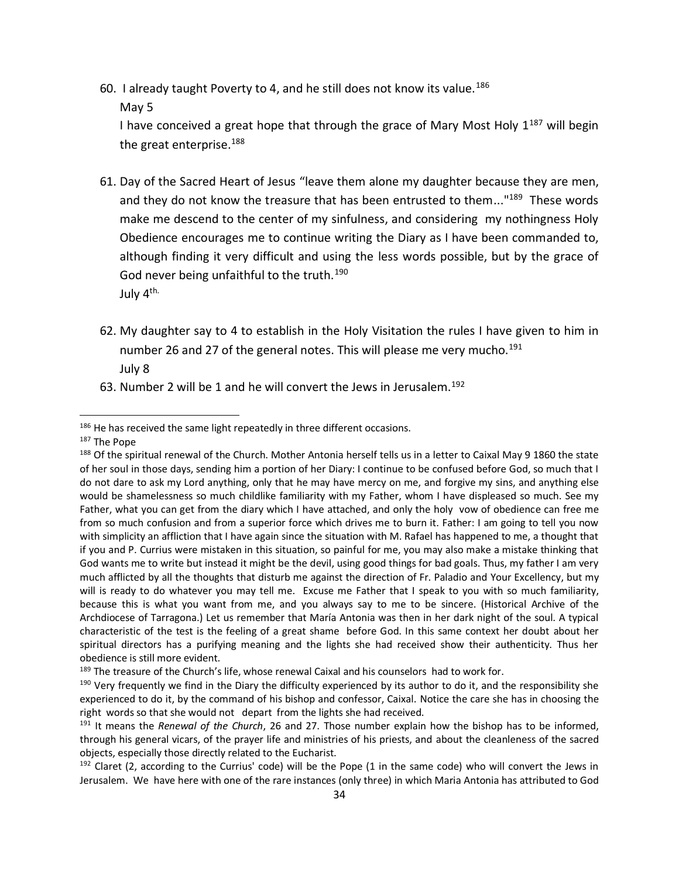60. I already taught Poverty to 4, and he still does not know its value.[186]

    May 5

    I have conceived a great hope that through the grace of Mary Most Holy 1[187] will begin the great enterprise.[188]

61. Day of the Sacred Heart of Jesus "leave them alone my daughter because they are men, and they do not know the treasure that has been entrusted to them..."[189] These words make me descend to the center of my sinfulness, and considering my nothingness Holy Obedience encourages me to continue writing the Diary as I have been commanded to, although finding it very difficult and using the less words possible, but by the grace of God never being unfaithful to the truth.[190]

    July 4th.

62. My daughter say to 4 to establish in the Holy Visitation the rules I have given to him in number 26 and 27 of the general notes. This will please me very mucho.[191]

    July 8

63. Number 2 will be 1 and he will convert the Jews in Jerusalem.[192]

---

[186] He has received the same light repeatedly in three different occasions.

[187] The Pope

[188] Of the spiritual renewal of the Church. Mother Antonia herself tells us in a letter to Caixal May 9 1860 the state of her soul in those days, sending him a portion of her Diary: I continue to be confused before God, so much that I do not dare to ask my Lord anything, only that he may have mercy on me, and forgive my sins, and anything else would be shamelessness so much childlike familiarity with my Father, whom I have displeased so much. See my Father, what you can get from the diary which I have attached, and only the holy vow of obedience can free me from so much confusion and from a superior force which drives me to burn it. Father: I am going to tell you now with simplicity an affliction that I have again since the situation with M. Rafael has happened to me, a thought that if you and P. Currius were mistaken in this situation, so painful for me, you may also make a mistake thinking that God wants me to write but instead it might be the devil, using good things for bad goals. Thus, my father I am very much afflicted by all the thoughts that disturb me against the direction of Fr. Paladio and Your Excellency, but my will is ready to do whatever you may tell me. Excuse me Father that I speak to you with so much familiarity, because this is what you want from me, and you always say to me to be sincere. (Historical Archive of the Archdiocese of Tarragona.) Let us remember that María Antonia was then in her dark night of the soul. A typical characteristic of the test is the feeling of a great shame before God. In this same context her doubt about her spiritual directors has a purifying meaning and the lights she had received show their authenticity. Thus her obedience is still more evident.

[189] The treasure of the Church's life, whose renewal Caixal and his counselors had to work for.

[190] Very frequently we find in the Diary the difficulty experienced by its author to do it, and the responsibility she experienced to do it, by the command of his bishop and confessor, Caixal. Notice the care she has in choosing the right words so that she would not depart from the lights she had received.

[191] It means the *Renewal of the Church*, 26 and 27. Those number explain how the bishop has to be informed, through his general vicars, of the prayer life and ministries of his priests, and about the cleanliness of the sacred objects, especially those directly related to the Eucharist.

[192] Claret (2, according to the Currius' code) will be the Pope (1 in the same code) who will convert the Jews in Jerusalem. We have here with one of the rare instances (only three) in which Maria Antonia has attributed to God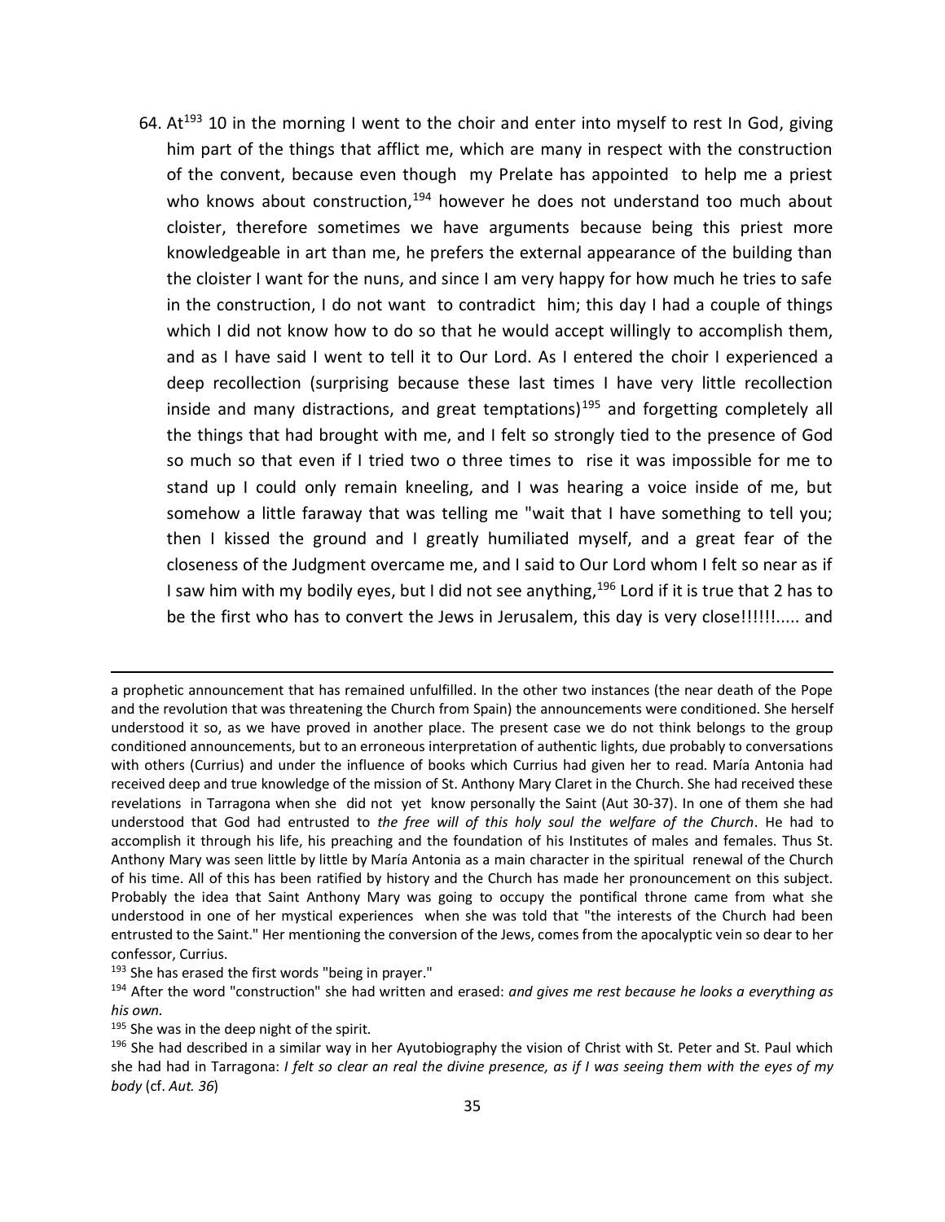64. At[193] 10 in the morning I went to the choir and enter into myself to rest In God, giving him part of the things that afflict me, which are many in respect with the construction of the convent, because even though my Prelate has appointed to help me a priest who knows about construction,[194] however he does not understand too much about cloister, therefore sometimes we have arguments because being this priest more knowledgeable in art than me, he prefers the external appearance of the building than the cloister I want for the nuns, and since I am very happy for how much he tries to safe in the construction, I do not want to contradict him; this day I had a couple of things which I did not know how to do so that he would accept willingly to accomplish them, and as I have said I went to tell it to Our Lord. As I entered the choir I experienced a deep recollection (surprising because these last times I have very little recollection inside and many distractions, and great temptations)[195] and forgetting completely all the things that had brought with me, and I felt so strongly tied to the presence of God so much so that even if I tried two o three times to rise it was impossible for me to stand up I could only remain kneeling, and I was hearing a voice inside of me, but somehow a little faraway that was telling me "wait that I have something to tell you; then I kissed the ground and I greatly humiliated myself, and a great fear of the closeness of the Judgment overcame me, and I said to Our Lord whom I felt so near as if I saw him with my bodily eyes, but I did not see anything,[196] Lord if it is true that 2 has to be the first who has to convert the Jews in Jerusalem, this day is very close!!!!!!..... and

---

a prophetic announcement that has remained unfulfilled. In the other two instances (the near death of the Pope and the revolution that was threatening the Church from Spain) the announcements were conditioned. She herself understood it so, as we have proved in another place. The present case we do not think belongs to the group conditioned announcements, but to an erroneous interpretation of authentic lights, due probably to conversations with others (Currius) and under the influence of books which Currius had given her to read. María Antonia had received deep and true knowledge of the mission of St. Anthony Mary Claret in the Church. She had received these revelations in Tarragona when she did not yet know personally the Saint (Aut 30-37). In one of them she had understood that God had entrusted to *the free will of this holy soul the welfare of the Church*. He had to accomplish it through his life, his preaching and the foundation of his Institutes of males and females. Thus St. Anthony Mary was seen little by little by María Antonia as a main character in the spiritual renewal of the Church of his time. All of this has been ratified by history and the Church has made her pronouncement on this subject. Probably the idea that Saint Anthony Mary was going to occupy the pontifical throne came from what she understood in one of her mystical experiences when she was told that "the interests of the Church had been entrusted to the Saint." Her mentioning the conversion of the Jews, comes from the apocalyptic vein so dear to her confessor, Currius.

[193] She has erased the first words "being in prayer."

[194] After the word "construction" she had written and erased: *and gives me rest because he looks a everything as his own.*

[195] She was in the deep night of the spirit.

[196] She had described in a similar way in her Ayutobiography the vision of Christ with St. Peter and St. Paul which she had had in Tarragona: *I felt so clear an real the divine presence, as if I was seeing them with the eyes of my body* (cf. *Aut. 36*)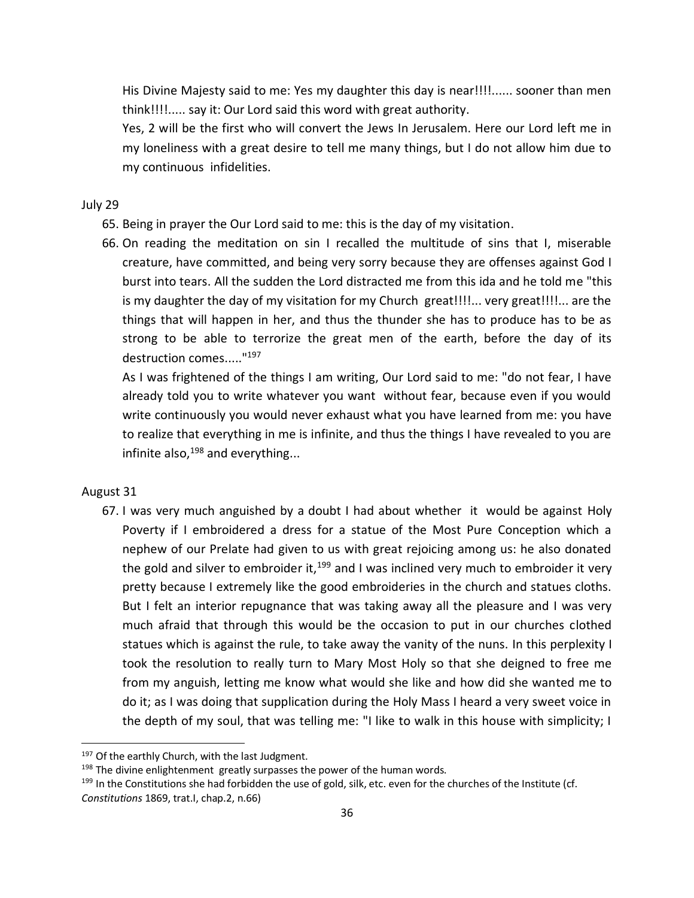His Divine Majesty said to me: Yes my daughter this day is near!!!!...... sooner than men think!!!!..... say it: Our Lord said this word with great authority.

Yes, 2 will be the first who will convert the Jews In Jerusalem. Here our Lord left me in my loneliness with a great desire to tell me many things, but I do not allow him due to my continuous infidelities.

July 29

65. Being in prayer the Our Lord said to me: this is the day of my visitation.
66. On reading the meditation on sin I recalled the multitude of sins that I, miserable creature, have committed, and being very sorry because they are offenses against God I burst into tears. All the sudden the Lord distracted me from this ida and he told me "this is my daughter the day of my visitation for my Church great!!!!... very great!!!!... are the things that will happen in her, and thus the thunder she has to produce has to be as strong to be able to terrorize the great men of the earth, before the day of its destruction comes....."[197]

    As I was frightened of the things I am writing, Our Lord said to me: "do not fear, I have already told you to write whatever you want without fear, because even if you would write continuously you would never exhaust what you have learned from me: you have to realize that everything in me is infinite, and thus the things I have revealed to you are infinite also,[198] and everything...

August 31

67. I was very much anguished by a doubt I had about whether it would be against Holy Poverty if I embroidered a dress for a statue of the Most Pure Conception which a nephew of our Prelate had given to us with great rejoicing among us: he also donated the gold and silver to embroider it,[199] and I was inclined very much to embroider it very pretty because I extremely like the good embroideries in the church and statues cloths. But I felt an interior repugnance that was taking away all the pleasure and I was very much afraid that through this would be the occasion to put in our churches clothed statues which is against the rule, to take away the vanity of the nuns. In this perplexity I took the resolution to really turn to Mary Most Holy so that she deigned to free me from my anguish, letting me know what would she like and how did she wanted me to do it; as I was doing that supplication during the Holy Mass I heard a very sweet voice in the depth of my soul, that was telling me: "I like to walk in this house with simplicity; I

---

[197] Of the earthly Church, with the last Judgment.

[198] The divine enlightenment greatly surpasses the power of the human words.

[199] In the Constitutions she had forbidden the use of gold, silk, etc. even for the churches of the Institute (cf. *Constitutions* 1869, trat.I, chap.2, n.66)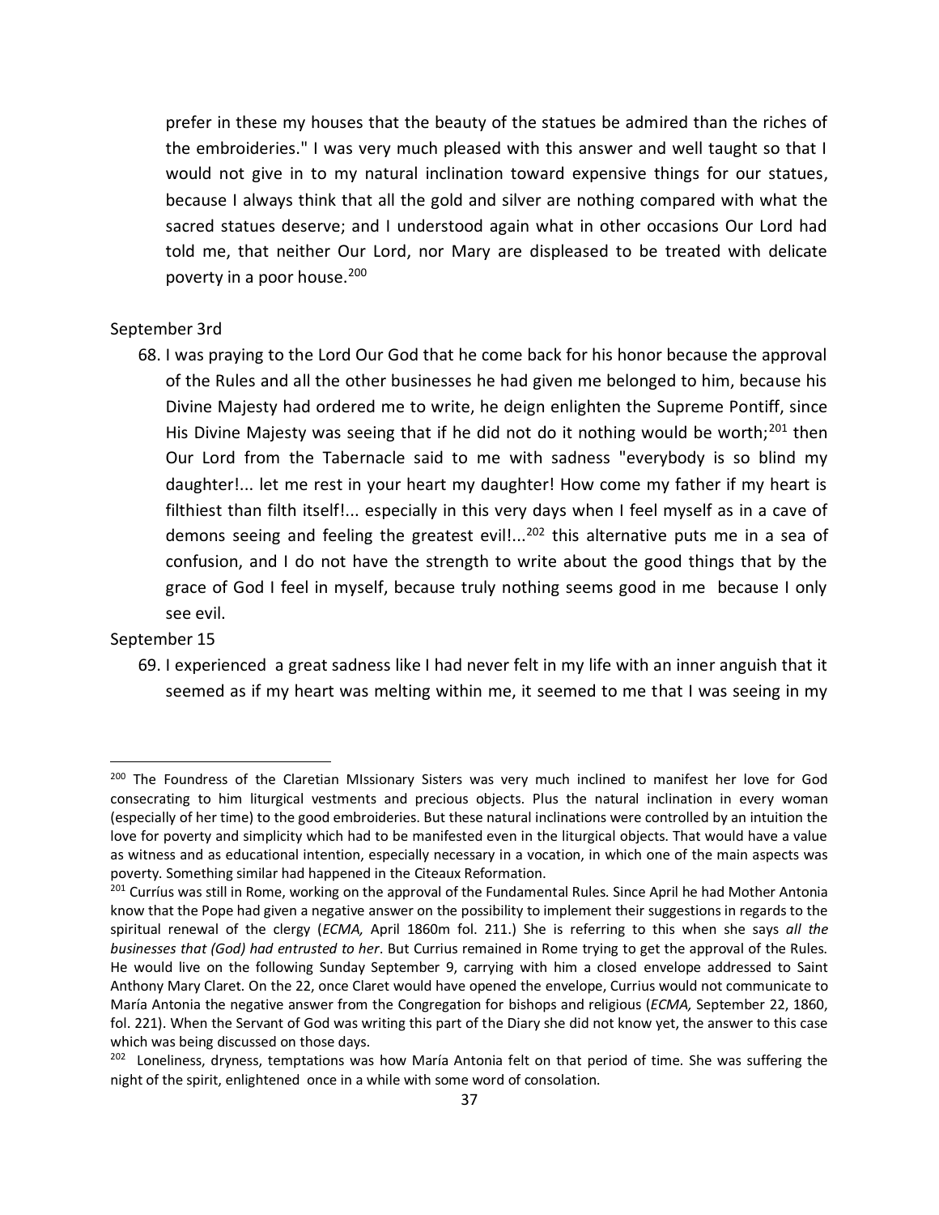prefer in these my houses that the beauty of the statues be admired than the riches of the embroideries." I was very much pleased with this answer and well taught so that I would not give in to my natural inclination toward expensive things for our statues, because I always think that all the gold and silver are nothing compared with what the sacred statues deserve; and I understood again what in other occasions Our Lord had told me, that neither Our Lord, nor Mary are displeased to be treated with delicate poverty in a poor house.[200]

September 3rd

68. I was praying to the Lord Our God that he come back for his honor because the approval of the Rules and all the other businesses he had given me belonged to him, because his Divine Majesty had ordered me to write, he deign enlighten the Supreme Pontiff, since His Divine Majesty was seeing that if he did not do it nothing would be worth;[201] then Our Lord from the Tabernacle said to me with sadness "everybody is so blind my daughter!... let me rest in your heart my daughter! How come my father if my heart is filthiest than filth itself!... especially in this very days when I feel myself as in a cave of demons seeing and feeling the greatest evil!...[202] this alternative puts me in a sea of confusion, and I do not have the strength to write about the good things that by the grace of God I feel in myself, because truly nothing seems good in me because I only see evil.

September 15

69. I experienced a great sadness like I had never felt in my life with an inner anguish that it seemed as if my heart was melting within me, it seemed to me that I was seeing in my

---

[200] The Foundress of the Claretian MIssionary Sisters was very much inclined to manifest her love for God consecrating to him liturgical vestments and precious objects. Plus the natural inclination in every woman (especially of her time) to the good embroideries. But these natural inclinations were controlled by an intuition the love for poverty and simplicity which had to be manifested even in the liturgical objects. That would have a value as witness and as educational intention, especially necessary in a vocation, in which one of the main aspects was poverty. Something similar had happened in the Citeaux Reformation.

[201] Currius was still in Rome, working on the approval of the Fundamental Rules. Since April he had Mother Antonia know that the Pope had given a negative answer on the possibility to implement their suggestions in regards to the spiritual renewal of the clergy (*ECMA,* April 1860m fol. 211.) She is referring to this when she says *all the businesses that (God) had entrusted to her*. But Currius remained in Rome trying to get the approval of the Rules. He would live on the following Sunday September 9, carrying with him a closed envelope addressed to Saint Anthony Mary Claret. On the 22, once Claret would have opened the envelope, Currius would not communicate to María Antonia the negative answer from the Congregation for bishops and religious (*ECMA,* September 22, 1860, fol. 221). When the Servant of God was writing this part of the Diary she did not know yet, the answer to this case which was being discussed on those days.

[202] Loneliness, dryness, temptations was how María Antonia felt on that period of time. She was suffering the night of the spirit, enlightened once in a while with some word of consolation.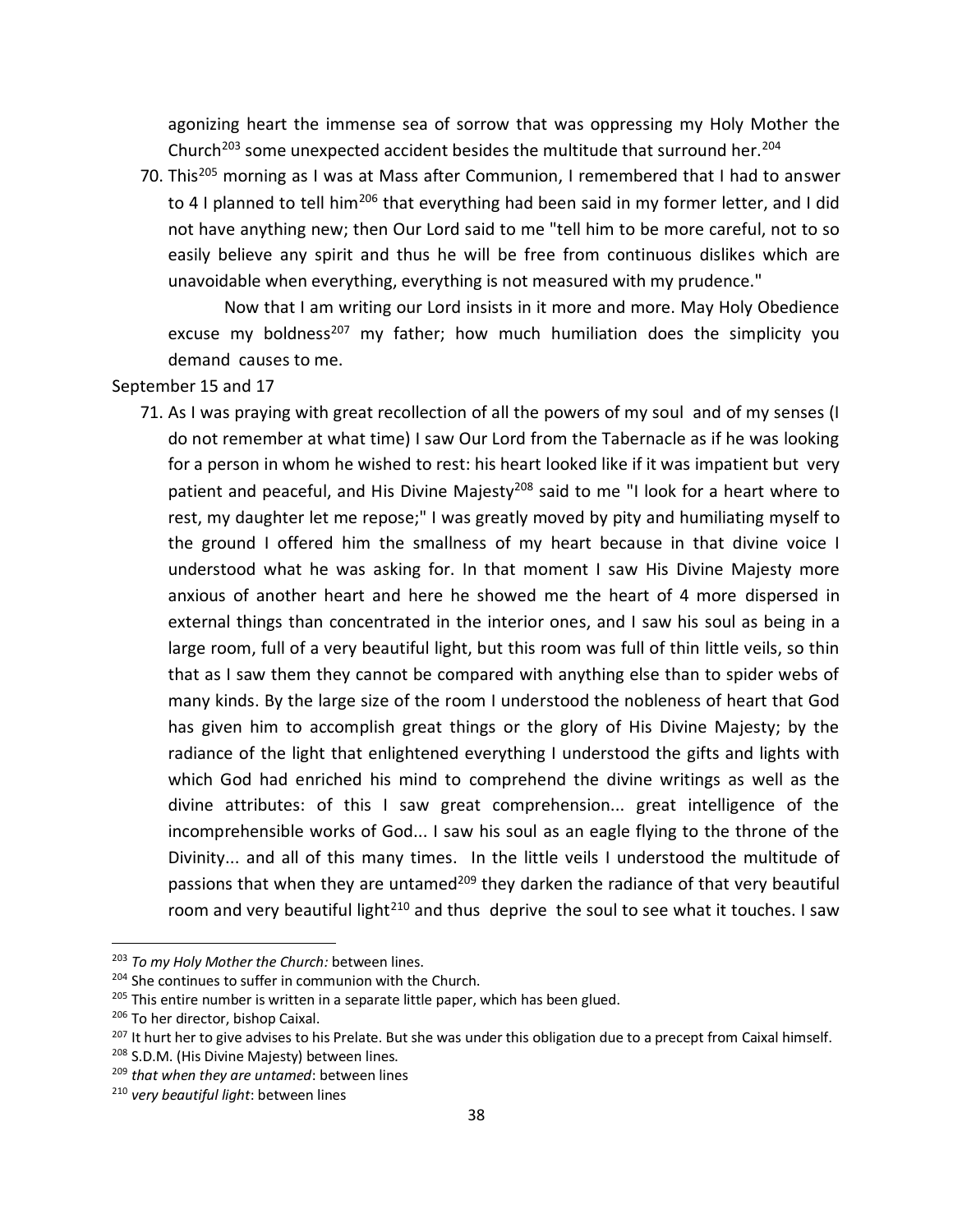agonizing heart the immense sea of sorrow that was oppressing my Holy Mother the Church[203] some unexpected accident besides the multitude that surround her.[204]

70. This[205] morning as I was at Mass after Communion, I remembered that I had to answer to 4 I planned to tell him[206] that everything had been said in my former letter, and I did not have anything new; then Our Lord said to me "tell him to be more careful, not to so easily believe any spirit and thus he will be free from continuous dislikes which are unavoidable when everything, everything is not measured with my prudence."

    Now that I am writing our Lord insists in it more and more. May Holy Obedience excuse my boldness[207] my father; how much humiliation does the simplicity you demand causes to me.

September 15 and 17

71. As I was praying with great recollection of all the powers of my soul and of my senses (I do not remember at what time) I saw Our Lord from the Tabernacle as if he was looking for a person in whom he wished to rest: his heart looked like if it was impatient but very patient and peaceful, and His Divine Majesty[208] said to me "I look for a heart where to rest, my daughter let me repose;" I was greatly moved by pity and humiliating myself to the ground I offered him the smallness of my heart because in that divine voice I understood what he was asking for. In that moment I saw His Divine Majesty more anxious of another heart and here he showed me the heart of 4 more dispersed in external things than concentrated in the interior ones, and I saw his soul as being in a large room, full of a very beautiful light, but this room was full of thin little veils, so thin that as I saw them they cannot be compared with anything else than to spider webs of many kinds. By the large size of the room I understood the nobleness of heart that God has given him to accomplish great things or the glory of His Divine Majesty; by the radiance of the light that enlightened everything I understood the gifts and lights with which God had enriched his mind to comprehend the divine writings as well as the divine attributes: of this I saw great comprehension... great intelligence of the incomprehensible works of God... I saw his soul as an eagle flying to the throne of the Divinity... and all of this many times. In the little veils I understood the multitude of passions that when they are untamed[209] they darken the radiance of that very beautiful room and very beautiful light[210] and thus deprive the soul to see what it touches. I saw

---

[203] *To my Holy Mother the Church:* between lines.

[204] She continues to suffer in communion with the Church.

[205] This entire number is written in a separate little paper, which has been glued.

[206] To her director, bishop Caixal.

[207] It hurt her to give advises to his Prelate. But she was under this obligation due to a precept from Caixal himself.

[208] S.D.M. (His Divine Majesty) between lines.

[209] *that when they are untamed*: between lines

[210] *very beautiful light*: between lines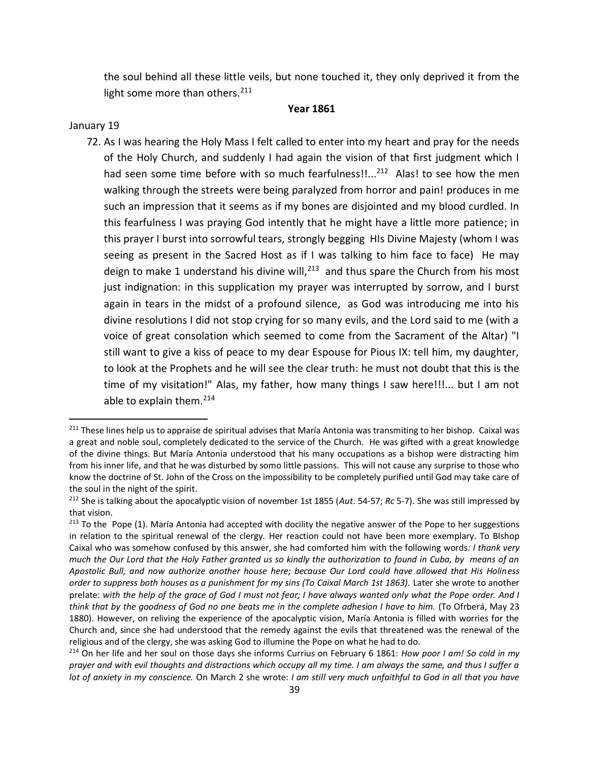the soul behind all these little veils, but none touched it, they only deprived it from the light some more than others.[211]

**Year 1861**

January 19

72. As I was hearing the Holy Mass I felt called to enter into my heart and pray for the needs of the Holy Church, and suddenly I had again the vision of that first judgment which I had seen some time before with so much fearfulness!!...[212] Alas! to see how the men walking through the streets were being paralyzed from horror and pain! produces in me such an impression that it seems as if my bones are disjointed and my blood curdled. In this fearfulness I was praying God intently that he might have a little more patience; in this prayer I burst into sorrowful tears, strongly begging HIs Divine Majesty (whom I was seeing as present in the Sacred Host as if I was talking to him face to face) He may deign to make 1 understand his divine will,[213] and thus spare the Church from his most just indignation: in this supplication my prayer was interrupted by sorrow, and I burst again in tears in the midst of a profound silence, as God was introducing me into his divine resolutions I did not stop crying for so many evils, and the Lord said to me (with a voice of great consolation which seemed to come from the Sacrament of the Altar) "I still want to give a kiss of peace to my dear Espouse for Pious IX: tell him, my daughter, to look at the Prophets and he will see the clear truth: he must not doubt that this is the time of my visitation!" Alas, my father, how many things I saw here!!!... but I am not able to explain them.[214]

---

[211] These lines help us to appraise de spiritual advises that María Antonia was transmiting to her bishop. Caixal was a great and noble soul, completely dedicated to the service of the Church. He was gifted with a great knowledge of the divine things. But María Antonia understood that his many occupations as a bishop were distracting him from his inner life, and that he was disturbed by somo little passions. This will not cause any surprise to those who know the doctrine of St. John of the Cross on the impossibility to be completely purified until God may take care of the soul in the night of the spirit.

[212] She is talking about the apocalyptic vision of november 1st 1855 (*Aut*. 54-57; *Rc* 5-7). She was still impressed by that vision.

[213] To the Pope (1). María Antonia had accepted with docility the negative answer of the Pope to her suggestions in relation to the spiritual renewal of the clergy. Her reaction could not have been more exemplary. To BIshop Caixal who was somehow confused by this answer, she had comforted him with the following words*: I thank very much the Our Lord that the Holy Father granted us so kindly the authorization to found in Cuba, by means of an Apostolic Bull, and now authorize another house here; because Our Lord could have allowed that His Holiness order to suppress both houses as a punishment for my sins (To Caixal March 1st 1863).* Later she wrote to another prelate: *with the help of the grace of God I must not fear; I have always wanted only what the Pope order. And I think that by the goodness of God no one beats me in the complete adhesion I have to him.* (To Ofrberá, May 23 1880). However, on reliving the experience of the apocalyptic vision, María Antonia is filled with worries for the Church and, since she had understood that the remedy against the evils that threatened was the renewal of the religious and of the clergy, she was asking God to illumine the Pope on what he had to do.

[214] On her life and her soul on those days she informs Currius on February 6 1861: *How poor I am! So cold in my prayer and with evil thoughts and distractions which occupy all my time. I am always the same, and thus I suffer a lot of anxiety in my conscience.* On March 2 she wrote: *I am still very much unfaithful to God in all that you have*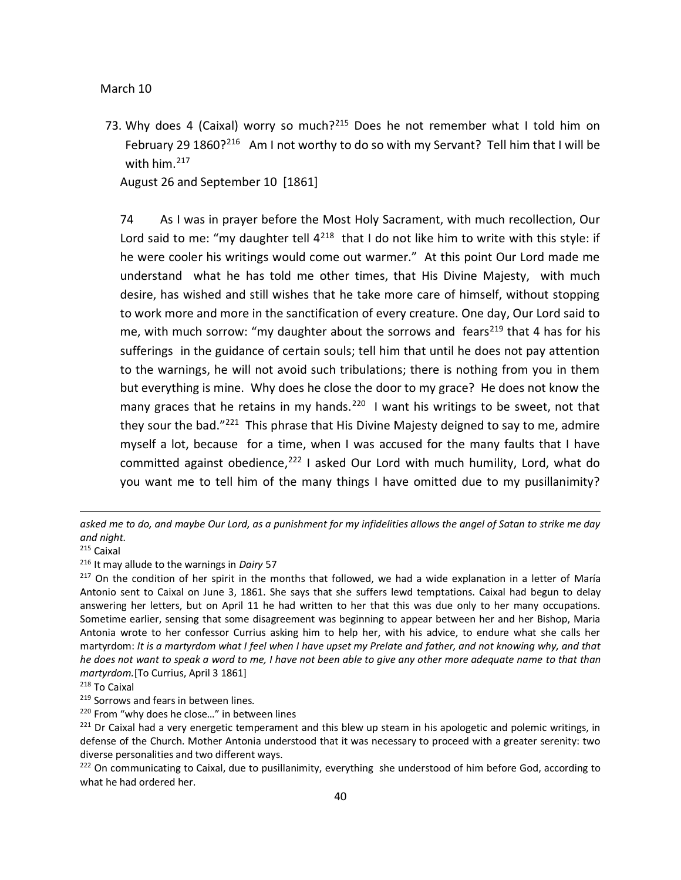March 10

73. Why does 4 (Caixal) worry so much?[215] Does he not remember what I told him on February 29 1860?[216] Am I not worthy to do so with my Servant? Tell him that I will be with him.[217]

August 26 and September 10 [1861]

74 As I was in prayer before the Most Holy Sacrament, with much recollection, Our Lord said to me: "my daughter tell 4[218] that I do not like him to write with this style: if he were cooler his writings would come out warmer." At this point Our Lord made me understand what he has told me other times, that His Divine Majesty, with much desire, has wished and still wishes that he take more care of himself, without stopping to work more and more in the sanctification of every creature. One day, Our Lord said to me, with much sorrow: "my daughter about the sorrows and fears[219] that 4 has for his sufferings in the guidance of certain souls; tell him that until he does not pay attention to the warnings, he will not avoid such tribulations; there is nothing from you in them but everything is mine. Why does he close the door to my grace? He does not know the many graces that he retains in my hands.[220] I want his writings to be sweet, not that they sour the bad."[221] This phrase that His Divine Majesty deigned to say to me, admire myself a lot, because for a time, when I was accused for the many faults that I have committed against obedience,[222] I asked Our Lord with much humility, Lord, what do you want me to tell him of the many things I have omitted due to my pusillanimity?

---

*asked me to do, and maybe Our Lord, as a punishment for my infidelities allows the angel of Satan to strike me day and night.*

[215] Caixal

[216] It may allude to the warnings in *Dairy* 57

[217] On the condition of her spirit in the months that followed, we had a wide explanation in a letter of María Antonio sent to Caixal on June 3, 1861. She says that she suffers lewd temptations. Caixal had begun to delay answering her letters, but on April 11 he had written to her that this was due only to her many occupations. Sometime earlier, sensing that some disagreement was beginning to appear between her and her Bishop, Maria Antonia wrote to her confessor Currius asking him to help her, with his advice, to endure what she calls her martyrdom: *It is a martyrdom what I feel when I have upset my Prelate and father, and not knowing why, and that he does not want to speak a word to me, I have not been able to give any other more adequate name to that than martyrdom.*[To Currius, April 3 1861]

[218] To Caixal

[219] Sorrows and fears in between lines.

[220] From "why does he close…" in between lines

[221] Dr Caixal had a very energetic temperament and this blew up steam in his apologetic and polemic writings, in defense of the Church. Mother Antonia understood that it was necessary to proceed with a greater serenity: two diverse personalities and two different ways.

[222] On communicating to Caixal, due to pusillanimity, everything she understood of him before God, according to what he had ordered her.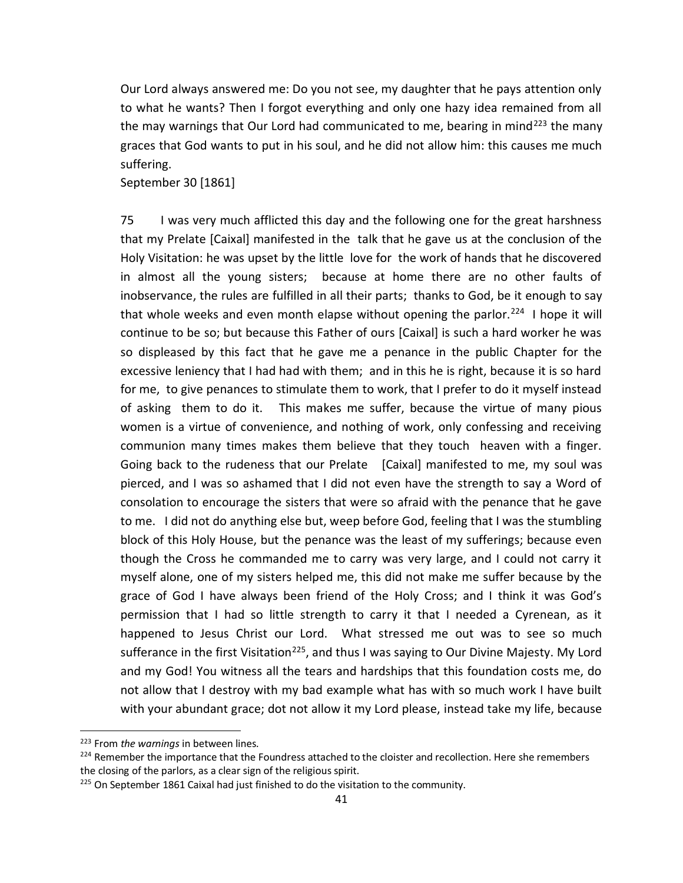Our Lord always answered me: Do you not see, my daughter that he pays attention only to what he wants? Then I forgot everything and only one hazy idea remained from all the may warnings that Our Lord had communicated to me, bearing in mind[223] the many graces that God wants to put in his soul, and he did not allow him: this causes me much suffering.

September 30 [1861]

75 I was very much afflicted this day and the following one for the great harshness that my Prelate [Caixal] manifested in the talk that he gave us at the conclusion of the Holy Visitation: he was upset by the little love for the work of hands that he discovered in almost all the young sisters; because at home there are no other faults of inobservance, the rules are fulfilled in all their parts; thanks to God, be it enough to say that whole weeks and even month elapse without opening the parlor.[224] I hope it will continue to be so; but because this Father of ours [Caixal] is such a hard worker he was so displeased by this fact that he gave me a penance in the public Chapter for the excessive leniency that I had had with them; and in this he is right, because it is so hard for me, to give penances to stimulate them to work, that I prefer to do it myself instead of asking them to do it. This makes me suffer, because the virtue of many pious women is a virtue of convenience, and nothing of work, only confessing and receiving communion many times makes them believe that they touch heaven with a finger. Going back to the rudeness that our Prelate [Caixal] manifested to me, my soul was pierced, and I was so ashamed that I did not even have the strength to say a Word of consolation to encourage the sisters that were so afraid with the penance that he gave to me. I did not do anything else but, weep before God, feeling that I was the stumbling block of this Holy House, but the penance was the least of my sufferings; because even though the Cross he commanded me to carry was very large, and I could not carry it myself alone, one of my sisters helped me, this did not make me suffer because by the grace of God I have always been friend of the Holy Cross; and I think it was God's permission that I had so little strength to carry it that I needed a Cyrenean, as it happened to Jesus Christ our Lord. What stressed me out was to see so much sufferance in the first Visitation[225], and thus I was saying to Our Divine Majesty. My Lord and my God! You witness all the tears and hardships that this foundation costs me, do not allow that I destroy with my bad example what has with so much work I have built with your abundant grace; dot not allow it my Lord please, instead take my life, because

[223] From *the warnings* in between lines.

[224] Remember the importance that the Foundress attached to the cloister and recollection. Here she remembers the closing of the parlors, as a clear sign of the religious spirit.

[225] On September 1861 Caixal had just finished to do the visitation to the community.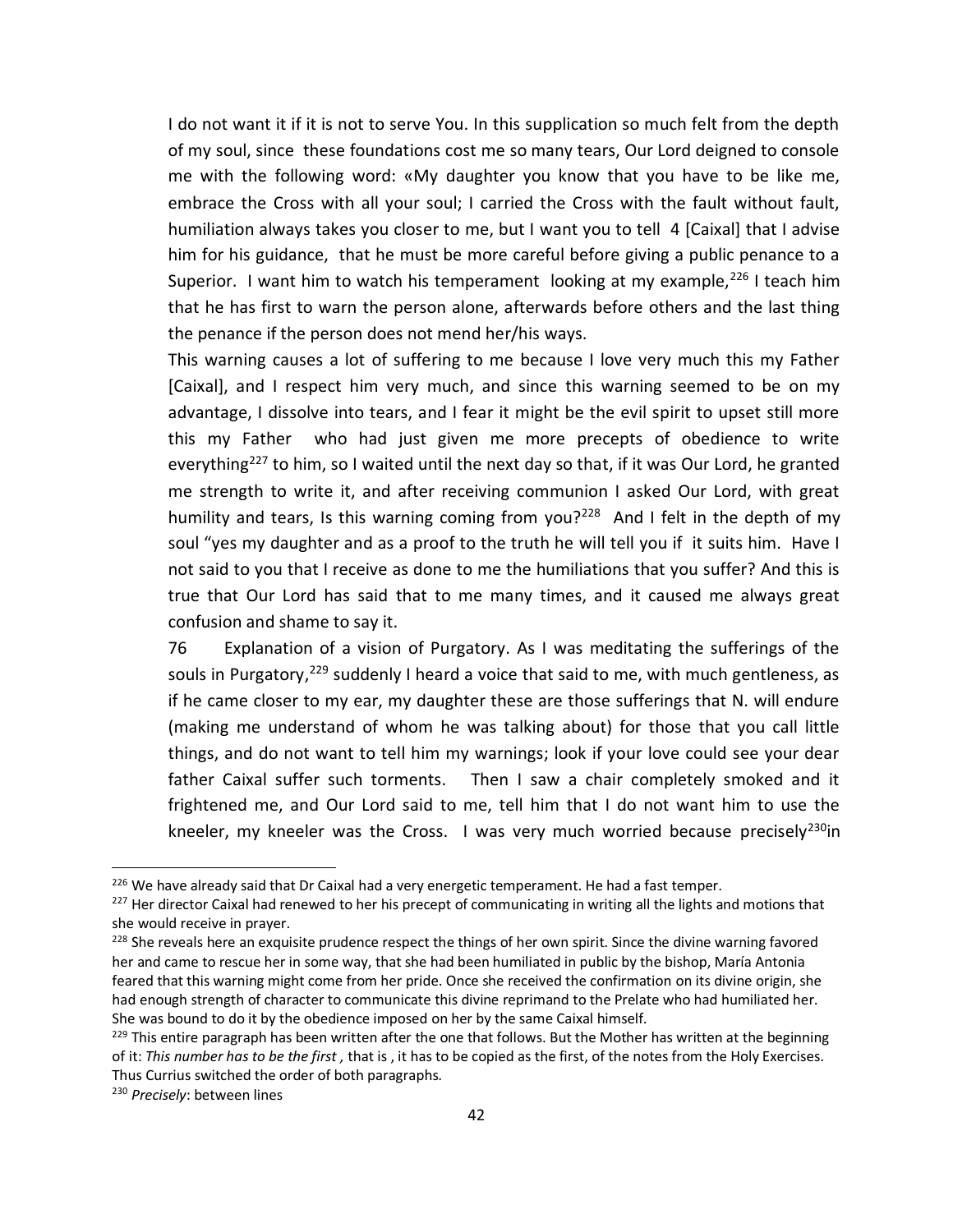I do not want it if it is not to serve You. In this supplication so much felt from the depth of my soul, since these foundations cost me so many tears, Our Lord deigned to console me with the following word: «My daughter you know that you have to be like me, embrace the Cross with all your soul; I carried the Cross with the fault without fault, humiliation always takes you closer to me, but I want you to tell 4 [Caixal] that I advise him for his guidance, that he must be more careful before giving a public penance to a Superior. I want him to watch his temperament looking at my example,[226] I teach him that he has first to warn the person alone, afterwards before others and the last thing the penance if the person does not mend her/his ways.

This warning causes a lot of suffering to me because I love very much this my Father [Caixal], and I respect him very much, and since this warning seemed to be on my advantage, I dissolve into tears, and I fear it might be the evil spirit to upset still more this my Father who had just given me more precepts of obedience to write everything[227] to him, so I waited until the next day so that, if it was Our Lord, he granted me strength to write it, and after receiving communion I asked Our Lord, with great humility and tears, Is this warning coming from you?[228] And I felt in the depth of my soul "yes my daughter and as a proof to the truth he will tell you if it suits him. Have I not said to you that I receive as done to me the humiliations that you suffer? And this is true that Our Lord has said that to me many times, and it caused me always great confusion and shame to say it.

76 Explanation of a vision of Purgatory. As I was meditating the sufferings of the souls in Purgatory,[229] suddenly I heard a voice that said to me, with much gentleness, as if he came closer to my ear, my daughter these are those sufferings that N. will endure (making me understand of whom he was talking about) for those that you call little things, and do not want to tell him my warnings; look if your love could see your dear father Caixal suffer such torments. Then I saw a chair completely smoked and it frightened me, and Our Lord said to me, tell him that I do not want him to use the kneeler, my kneeler was the Cross. I was very much worried because precisely[230]in

---

[226] We have already said that Dr Caixal had a very energetic temperament. He had a fast temper.

[227] Her director Caixal had renewed to her his precept of communicating in writing all the lights and motions that she would receive in prayer.

[228] She reveals here an exquisite prudence respect the things of her own spirit. Since the divine warning favored her and came to rescue her in some way, that she had been humiliated in public by the bishop, María Antonia feared that this warning might come from her pride. Once she received the confirmation on its divine origin, she had enough strength of character to communicate this divine reprimand to the Prelate who had humiliated her. She was bound to do it by the obedience imposed on her by the same Caixal himself.

[229] This entire paragraph has been written after the one that follows. But the Mother has written at the beginning of it: *This number has to be the first ,* that is , it has to be copied as the first, of the notes from the Holy Exercises. Thus Currius switched the order of both paragraphs.

[230] *Precisely*: between lines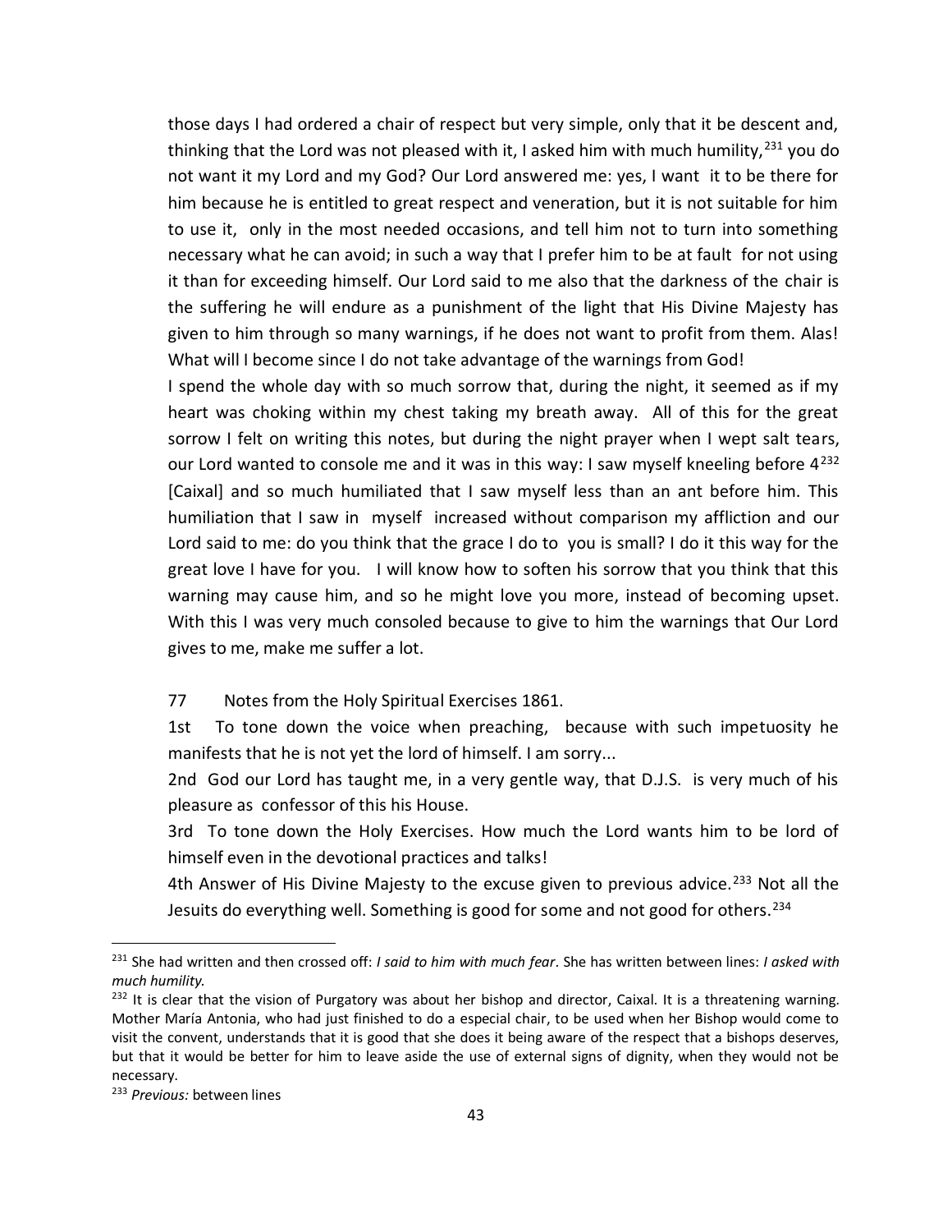those days I had ordered a chair of respect but very simple, only that it be descent and, thinking that the Lord was not pleased with it, I asked him with much humility,[231] you do not want it my Lord and my God? Our Lord answered me: yes, I want it to be there for him because he is entitled to great respect and veneration, but it is not suitable for him to use it, only in the most needed occasions, and tell him not to turn into something necessary what he can avoid; in such a way that I prefer him to be at fault for not using it than for exceeding himself. Our Lord said to me also that the darkness of the chair is the suffering he will endure as a punishment of the light that His Divine Majesty has given to him through so many warnings, if he does not want to profit from them. Alas! What will I become since I do not take advantage of the warnings from God!

I spend the whole day with so much sorrow that, during the night, it seemed as if my heart was choking within my chest taking my breath away. All of this for the great sorrow I felt on writing this notes, but during the night prayer when I wept salt tears, our Lord wanted to console me and it was in this way: I saw myself kneeling before 4[232] [Caixal] and so much humiliated that I saw myself less than an ant before him. This humiliation that I saw in myself increased without comparison my affliction and our Lord said to me: do you think that the grace I do to you is small? I do it this way for the great love I have for you. I will know how to soften his sorrow that you think that this warning may cause him, and so he might love you more, instead of becoming upset. With this I was very much consoled because to give to him the warnings that Our Lord gives to me, make me suffer a lot.

77 Notes from the Holy Spiritual Exercises 1861.

1st To tone down the voice when preaching, because with such impetuosity he manifests that he is not yet the lord of himself. I am sorry...

2nd God our Lord has taught me, in a very gentle way, that D.J.S. is very much of his pleasure as confessor of this his House.

3rd To tone down the Holy Exercises. How much the Lord wants him to be lord of himself even in the devotional practices and talks!

4th Answer of His Divine Majesty to the excuse given to previous advice.[233] Not all the Jesuits do everything well. Something is good for some and not good for others.[234]

---

[231] She had written and then crossed off: *I said to him with much fear*. She has written between lines: *I asked with much humility.*

[232] It is clear that the vision of Purgatory was about her bishop and director, Caixal. It is a threatening warning. Mother María Antonia, who had just finished to do a especial chair, to be used when her Bishop would come to visit the convent, understands that it is good that she does it being aware of the respect that a bishops deserves, but that it would be better for him to leave aside the use of external signs of dignity, when they would not be necessary.

[233] *Previous:* between lines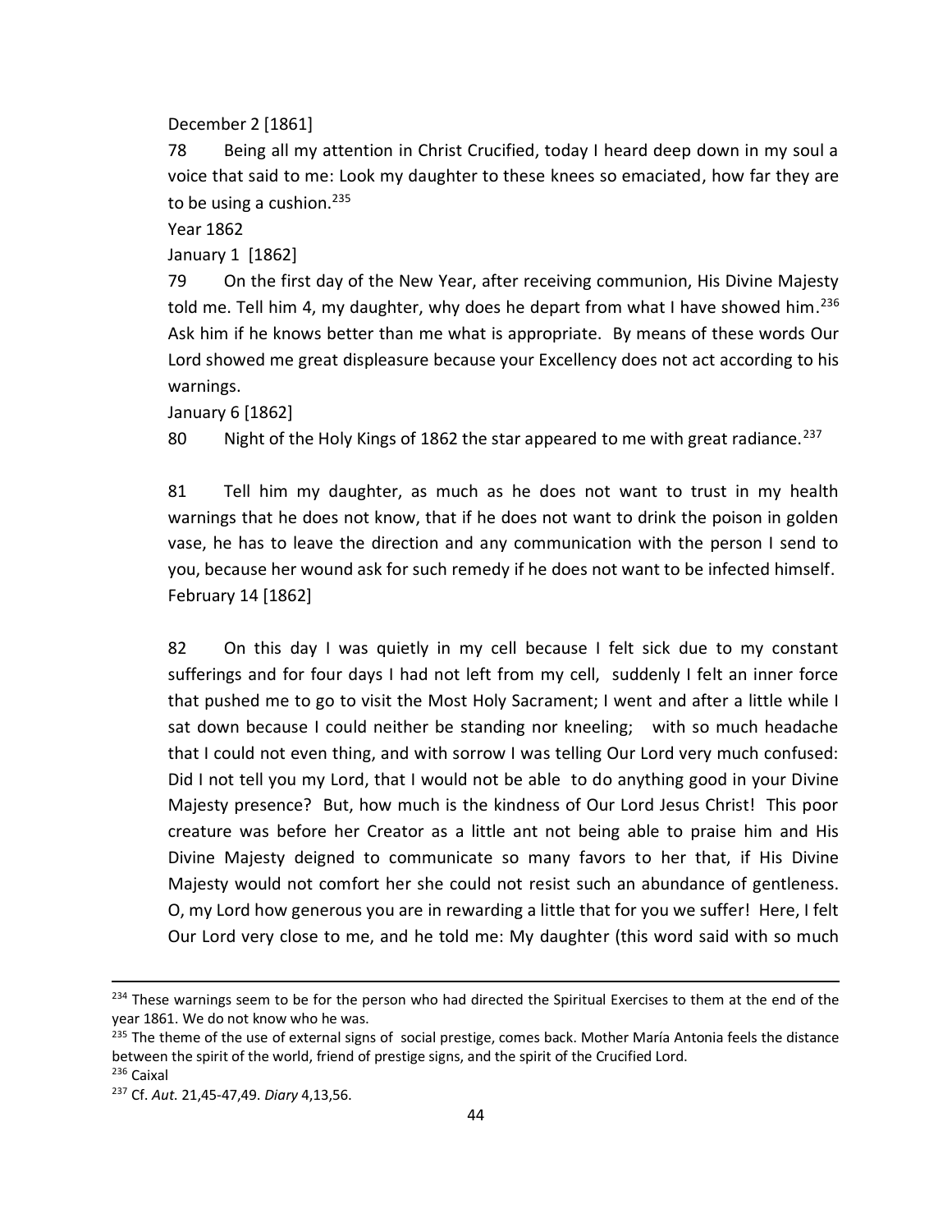December 2 [1861]

78 Being all my attention in Christ Crucified, today I heard deep down in my soul a voice that said to me: Look my daughter to these knees so emaciated, how far they are to be using a cushion.[235]

Year 1862

January 1 [1862]

79 On the first day of the New Year, after receiving communion, His Divine Majesty told me. Tell him 4, my daughter, why does he depart from what I have showed him.[236] Ask him if he knows better than me what is appropriate. By means of these words Our Lord showed me great displeasure because your Excellency does not act according to his warnings.

January 6 [1862]

80 Night of the Holy Kings of 1862 the star appeared to me with great radiance.[237]

81 Tell him my daughter, as much as he does not want to trust in my health warnings that he does not know, that if he does not want to drink the poison in golden vase, he has to leave the direction and any communication with the person I send to you, because her wound ask for such remedy if he does not want to be infected himself.

February 14 [1862]

82 On this day I was quietly in my cell because I felt sick due to my constant sufferings and for four days I had not left from my cell, suddenly I felt an inner force that pushed me to go to visit the Most Holy Sacrament; I went and after a little while I sat down because I could neither be standing nor kneeling; with so much headache that I could not even thing, and with sorrow I was telling Our Lord very much confused: Did I not tell you my Lord, that I would not be able to do anything good in your Divine Majesty presence? But, how much is the kindness of Our Lord Jesus Christ! This poor creature was before her Creator as a little ant not being able to praise him and His Divine Majesty deigned to communicate so many favors to her that, if His Divine Majesty would not comfort her she could not resist such an abundance of gentleness. O, my Lord how generous you are in rewarding a little that for you we suffer! Here, I felt Our Lord very close to me, and he told me: My daughter (this word said with so much

---

[234] These warnings seem to be for the person who had directed the Spiritual Exercises to them at the end of the year 1861. We do not know who he was.

[235] The theme of the use of external signs of social prestige, comes back. Mother María Antonia feels the distance between the spirit of the world, friend of prestige signs, and the spirit of the Crucified Lord.

[236] Caixal

[237] Cf. *Aut.* 21,45-47,49. *Diary* 4,13,56.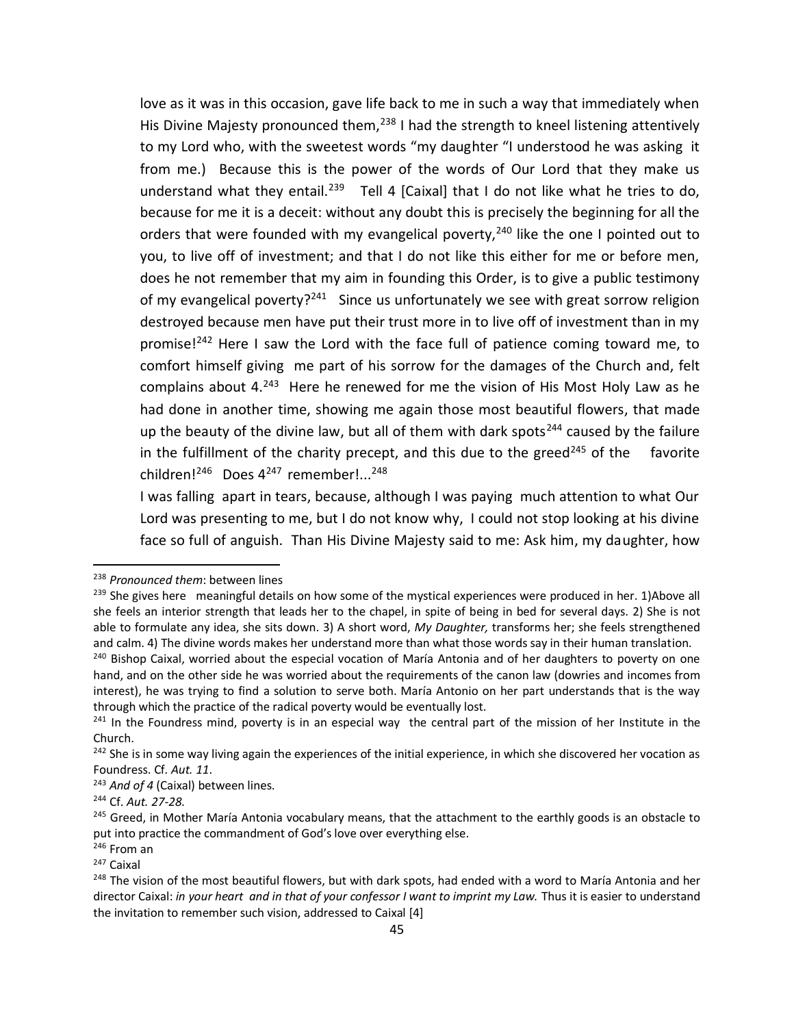love as it was in this occasion, gave life back to me in such a way that immediately when His Divine Majesty pronounced them,[238] I had the strength to kneel listening attentively to my Lord who, with the sweetest words "my daughter "I understood he was asking it from me.) Because this is the power of the words of Our Lord that they make us understand what they entail.[239] Tell 4 [Caixal] that I do not like what he tries to do, because for me it is a deceit: without any doubt this is precisely the beginning for all the orders that were founded with my evangelical poverty,[240] like the one I pointed out to you, to live off of investment; and that I do not like this either for me or before men, does he not remember that my aim in founding this Order, is to give a public testimony of my evangelical poverty?[241] Since us unfortunately we see with great sorrow religion destroyed because men have put their trust more in to live off of investment than in my promise![242] Here I saw the Lord with the face full of patience coming toward me, to comfort himself giving me part of his sorrow for the damages of the Church and, felt complains about 4.[243] Here he renewed for me the vision of His Most Holy Law as he had done in another time, showing me again those most beautiful flowers, that made up the beauty of the divine law, but all of them with dark spots[244] caused by the failure in the fulfillment of the charity precept, and this due to the greed[245] of the favorite children![246] Does 4[247] remember!...[248]

I was falling apart in tears, because, although I was paying much attention to what Our Lord was presenting to me, but I do not know why, I could not stop looking at his divine face so full of anguish. Than His Divine Majesty said to me: Ask him, my daughter, how

---

[238] *Pronounced them*: between lines

[239] She gives here meaningful details on how some of the mystical experiences were produced in her. 1)Above all she feels an interior strength that leads her to the chapel, in spite of being in bed for several days. 2) She is not able to formulate any idea, she sits down. 3) A short word, *My Daughter,* transforms her; she feels strengthened and calm. 4) The divine words makes her understand more than what those words say in their human translation.

[240] Bishop Caixal, worried about the especial vocation of María Antonia and of her daughters to poverty on one hand, and on the other side he was worried about the requirements of the canon law (dowries and incomes from interest), he was trying to find a solution to serve both. María Antonio on her part understands that is the way through which the practice of the radical poverty would be eventually lost.

[241] In the Foundress mind, poverty is in an especial way the central part of the mission of her Institute in the Church.

[242] She is in some way living again the experiences of the initial experience, in which she discovered her vocation as Foundress. Cf. *Aut. 11*.

[243] *And of 4* (Caixal) between lines.

[244] Cf. *Aut. 27-28.*

[245] Greed, in Mother María Antonia vocabulary means, that the attachment to the earthly goods is an obstacle to put into practice the commandment of God's love over everything else.

[246] From an

[247] Caixal

[248] The vision of the most beautiful flowers, but with dark spots, had ended with a word to María Antonia and her director Caixal: *in your heart and in that of your confessor I want to imprint my Law.* Thus it is easier to understand the invitation to remember such vision, addressed to Caixal [4]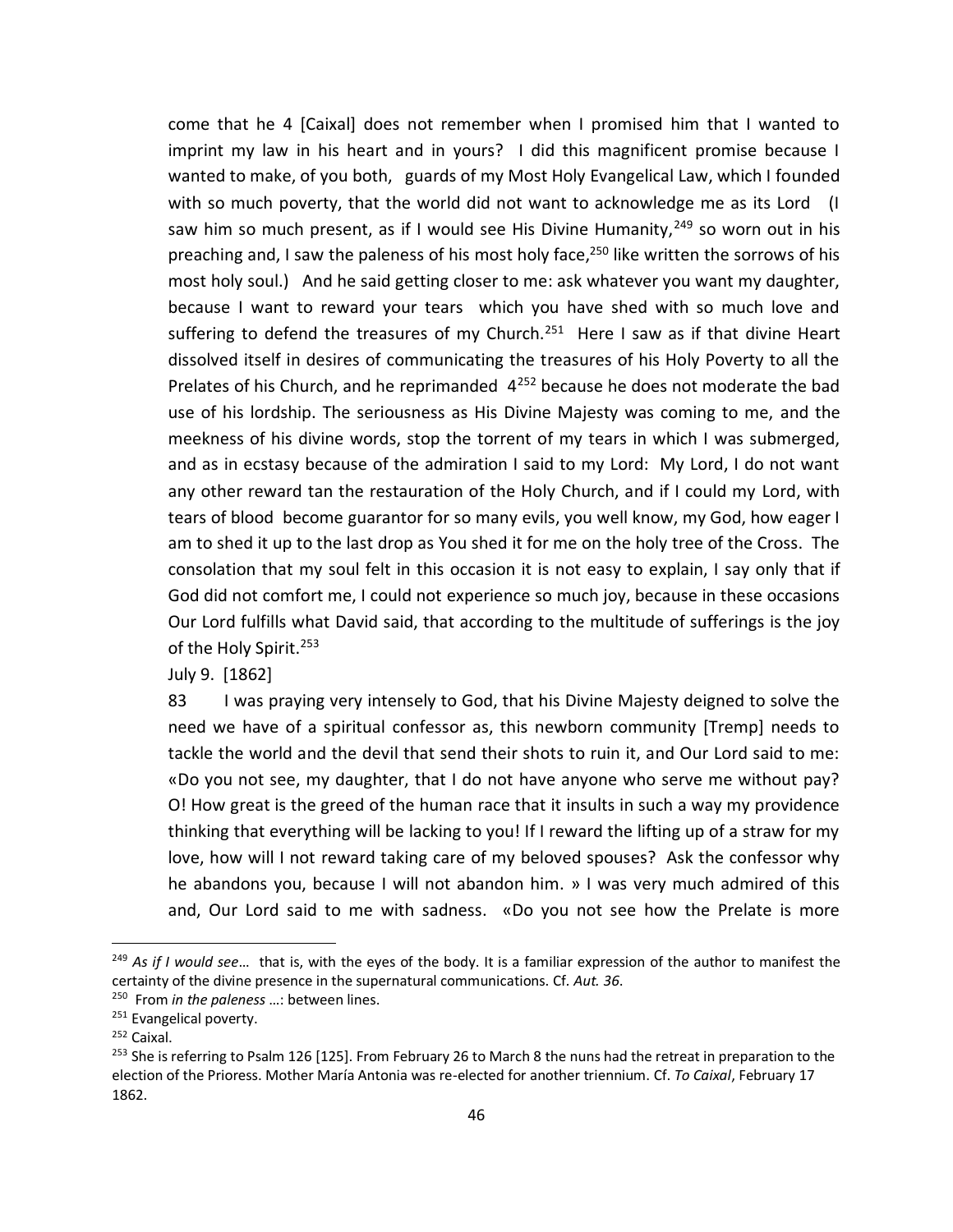come that he 4 [Caixal] does not remember when I promised him that I wanted to imprint my law in his heart and in yours? I did this magnificent promise because I wanted to make, of you both, guards of my Most Holy Evangelical Law, which I founded with so much poverty, that the world did not want to acknowledge me as its Lord (I saw him so much present, as if I would see His Divine Humanity,[249] so worn out in his preaching and, I saw the paleness of his most holy face,[250] like written the sorrows of his most holy soul.) And he said getting closer to me: ask whatever you want my daughter, because I want to reward your tears which you have shed with so much love and suffering to defend the treasures of my Church.[251] Here I saw as if that divine Heart dissolved itself in desires of communicating the treasures of his Holy Poverty to all the Prelates of his Church, and he reprimanded 4[252] because he does not moderate the bad use of his lordship. The seriousness as His Divine Majesty was coming to me, and the meekness of his divine words, stop the torrent of my tears in which I was submerged, and as in ecstasy because of the admiration I said to my Lord: My Lord, I do not want any other reward tan the restauration of the Holy Church, and if I could my Lord, with tears of blood become guarantor for so many evils, you well know, my God, how eager I am to shed it up to the last drop as You shed it for me on the holy tree of the Cross. The consolation that my soul felt in this occasion it is not easy to explain, I say only that if God did not comfort me, I could not experience so much joy, because in these occasions Our Lord fulfills what David said, that according to the multitude of sufferings is the joy of the Holy Spirit.[253]

July 9. [1862]

83 I was praying very intensely to God, that his Divine Majesty deigned to solve the need we have of a spiritual confessor as, this newborn community [Tremp] needs to tackle the world and the devil that send their shots to ruin it, and Our Lord said to me: «Do you not see, my daughter, that I do not have anyone who serve me without pay? O! How great is the greed of the human race that it insults in such a way my providence thinking that everything will be lacking to you! If I reward the lifting up of a straw for my love, how will I not reward taking care of my beloved spouses? Ask the confessor why he abandons you, because I will not abandon him. » I was very much admired of this and, Our Lord said to me with sadness. «Do you not see how the Prelate is more

---

[249] *As if I would see*… that is, with the eyes of the body. It is a familiar expression of the author to manifest the certainty of the divine presence in the supernatural communications. Cf. *Aut. 36*.

[250] From *in the paleness* …: between lines.

[251] Evangelical poverty.

[252] Caixal.

[253] She is referring to Psalm 126 [125]. From February 26 to March 8 the nuns had the retreat in preparation to the election of the Prioress. Mother María Antonia was re-elected for another triennium. Cf. *To Caixal*, February 17 1862.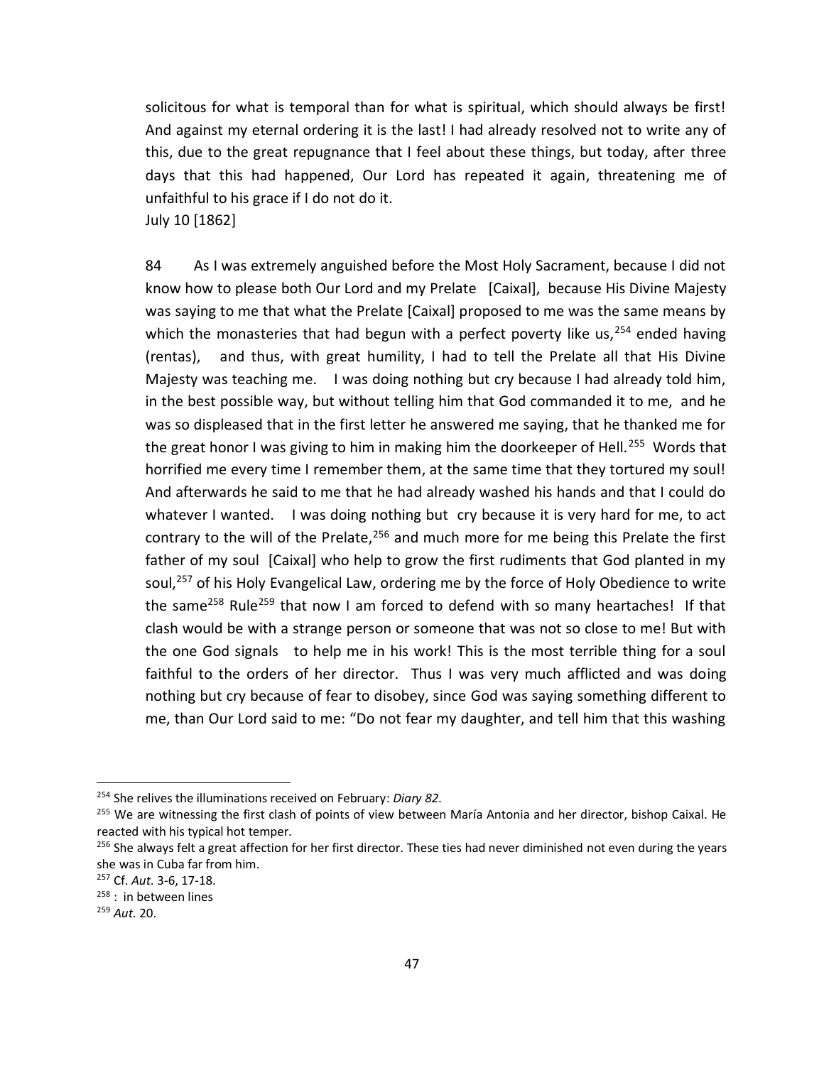solicitous for what is temporal than for what is spiritual, which should always be first! And against my eternal ordering it is the last! I had already resolved not to write any of this, due to the great repugnance that I feel about these things, but today, after three days that this had happened, Our Lord has repeated it again, threatening me of unfaithful to his grace if I do not do it.
July 10 [1862]

84 As I was extremely anguished before the Most Holy Sacrament, because I did not know how to please both Our Lord and my Prelate [Caixal], because His Divine Majesty was saying to me that what the Prelate [Caixal] proposed to me was the same means by which the monasteries that had begun with a perfect poverty like us,[254] ended having (rentas), and thus, with great humility, I had to tell the Prelate all that His Divine Majesty was teaching me. I was doing nothing but cry because I had already told him, in the best possible way, but without telling him that God commanded it to me, and he was so displeased that in the first letter he answered me saying, that he thanked me for the great honor I was giving to him in making him the doorkeeper of Hell.[255] Words that horrified me every time I remember them, at the same time that they tortured my soul! And afterwards he said to me that he had already washed his hands and that I could do whatever I wanted. I was doing nothing but cry because it is very hard for me, to act contrary to the will of the Prelate,[256] and much more for me being this Prelate the first father of my soul [Caixal] who help to grow the first rudiments that God planted in my soul,[257] of his Holy Evangelical Law, ordering me by the force of Holy Obedience to write the same[258] Rule[259] that now I am forced to defend with so many heartaches! If that clash would be with a strange person or someone that was not so close to me! But with the one God signals to help me in his work! This is the most terrible thing for a soul faithful to the orders of her director. Thus I was very much afflicted and was doing nothing but cry because of fear to disobey, since God was saying something different to me, than Our Lord said to me: "Do not fear my daughter, and tell him that this washing

---

[254] She relives the illuminations received on February: *Diary 82*.

[255] We are witnessing the first clash of points of view between María Antonia and her director, bishop Caixal. He reacted with his typical hot temper.

[256] She always felt a great affection for her first director. These ties had never diminished not even during the years she was in Cuba far from him.

[257] Cf. *Aut*. 3-6, 17-18.

[258] : in between lines

[259] *Aut*. 20.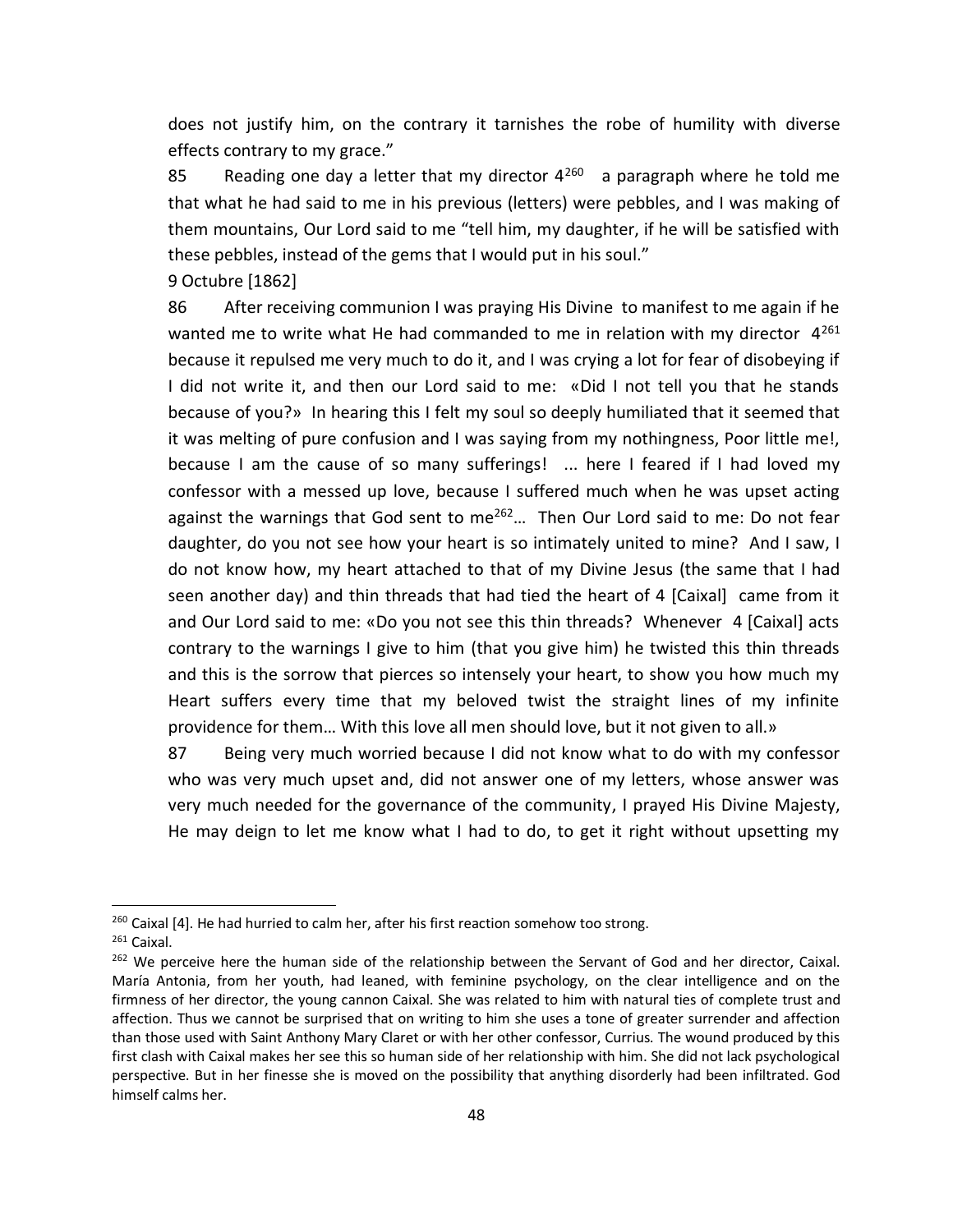does not justify him, on the contrary it tarnishes the robe of humility with diverse effects contrary to my grace."

85 Reading one day a letter that my director 4[260] a paragraph where he told me that what he had said to me in his previous (letters) were pebbles, and I was making of them mountains, Our Lord said to me "tell him, my daughter, if he will be satisfied with these pebbles, instead of the gems that I would put in his soul."

9 Octubre [1862]

86 After receiving communion I was praying His Divine to manifest to me again if he wanted me to write what He had commanded to me in relation with my director 4[261] because it repulsed me very much to do it, and I was crying a lot for fear of disobeying if I did not write it, and then our Lord said to me: «Did I not tell you that he stands because of you?» In hearing this I felt my soul so deeply humiliated that it seemed that it was melting of pure confusion and I was saying from my nothingness, Poor little me!, because I am the cause of so many sufferings! ... here I feared if I had loved my confessor with a messed up love, because I suffered much when he was upset acting against the warnings that God sent to me[262]… Then Our Lord said to me: Do not fear daughter, do you not see how your heart is so intimately united to mine? And I saw, I do not know how, my heart attached to that of my Divine Jesus (the same that I had seen another day) and thin threads that had tied the heart of 4 [Caixal] came from it and Our Lord said to me: «Do you not see this thin threads? Whenever 4 [Caixal] acts contrary to the warnings I give to him (that you give him) he twisted this thin threads and this is the sorrow that pierces so intensely your heart, to show you how much my Heart suffers every time that my beloved twist the straight lines of my infinite providence for them… With this love all men should love, but it not given to all.»

87 Being very much worried because I did not know what to do with my confessor who was very much upset and, did not answer one of my letters, whose answer was very much needed for the governance of the community, I prayed His Divine Majesty, He may deign to let me know what I had to do, to get it right without upsetting my

---

[260] Caixal [4]. He had hurried to calm her, after his first reaction somehow too strong.

[261] Caixal.

[262] We perceive here the human side of the relationship between the Servant of God and her director, Caixal. María Antonia, from her youth, had leaned, with feminine psychology, on the clear intelligence and on the firmness of her director, the young cannon Caixal. She was related to him with natural ties of complete trust and affection. Thus we cannot be surprised that on writing to him she uses a tone of greater surrender and affection than those used with Saint Anthony Mary Claret or with her other confessor, Currius. The wound produced by this first clash with Caixal makes her see this so human side of her relationship with him. She did not lack psychological perspective. But in her finesse she is moved on the possibility that anything disorderly had been infiltrated. God himself calms her.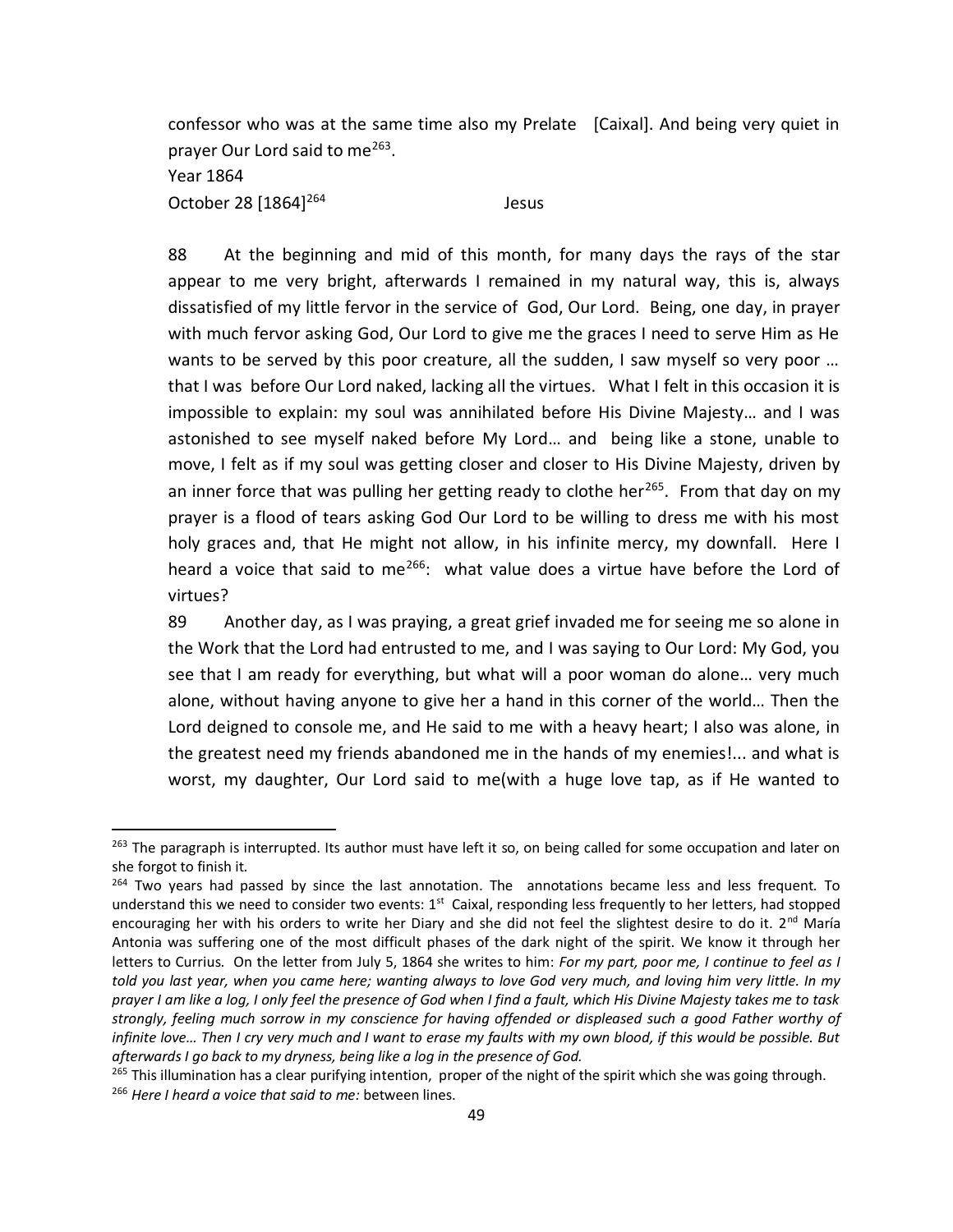confessor who was at the same time also my Prelate [Caixal]. And being very quiet in prayer Our Lord said to me[263].

Year 1864

October 28 [1864][264] Jesus

88 At the beginning and mid of this month, for many days the rays of the star appear to me very bright, afterwards I remained in my natural way, this is, always dissatisfied of my little fervor in the service of God, Our Lord. Being, one day, in prayer with much fervor asking God, Our Lord to give me the graces I need to serve Him as He wants to be served by this poor creature, all the sudden, I saw myself so very poor … that I was before Our Lord naked, lacking all the virtues. What I felt in this occasion it is impossible to explain: my soul was annihilated before His Divine Majesty… and I was astonished to see myself naked before My Lord… and being like a stone, unable to move, I felt as if my soul was getting closer and closer to His Divine Majesty, driven by an inner force that was pulling her getting ready to clothe her[265]. From that day on my prayer is a flood of tears asking God Our Lord to be willing to dress me with his most holy graces and, that He might not allow, in his infinite mercy, my downfall. Here I heard a voice that said to me[266]: what value does a virtue have before the Lord of virtues?

89 Another day, as I was praying, a great grief invaded me for seeing me so alone in the Work that the Lord had entrusted to me, and I was saying to Our Lord: My God, you see that I am ready for everything, but what will a poor woman do alone… very much alone, without having anyone to give her a hand in this corner of the world… Then the Lord deigned to console me, and He said to me with a heavy heart; I also was alone, in the greatest need my friends abandoned me in the hands of my enemies!... and what is worst, my daughter, Our Lord said to me(with a huge love tap, as if He wanted to

---

[263] The paragraph is interrupted. Its author must have left it so, on being called for some occupation and later on she forgot to finish it.

[264] Two years had passed by since the last annotation. The annotations became less and less frequent. To understand this we need to consider two events: 1st Caixal, responding less frequently to her letters, had stopped encouraging her with his orders to write her Diary and she did not feel the slightest desire to do it. 2nd María Antonia was suffering one of the most difficult phases of the dark night of the spirit. We know it through her letters to Currius. On the letter from July 5, 1864 she writes to him: *For my part, poor me, I continue to feel as I told you last year, when you came here; wanting always to love God very much, and loving him very little. In my prayer I am like a log, I only feel the presence of God when I find a fault, which His Divine Majesty takes me to task strongly, feeling much sorrow in my conscience for having offended or displeased such a good Father worthy of infinite love… Then I cry very much and I want to erase my faults with my own blood, if this would be possible. But afterwards I go back to my dryness, being like a log in the presence of God.*

[265] This illumination has a clear purifying intention, proper of the night of the spirit which she was going through.

[266] *Here I heard a voice that said to me:* between lines.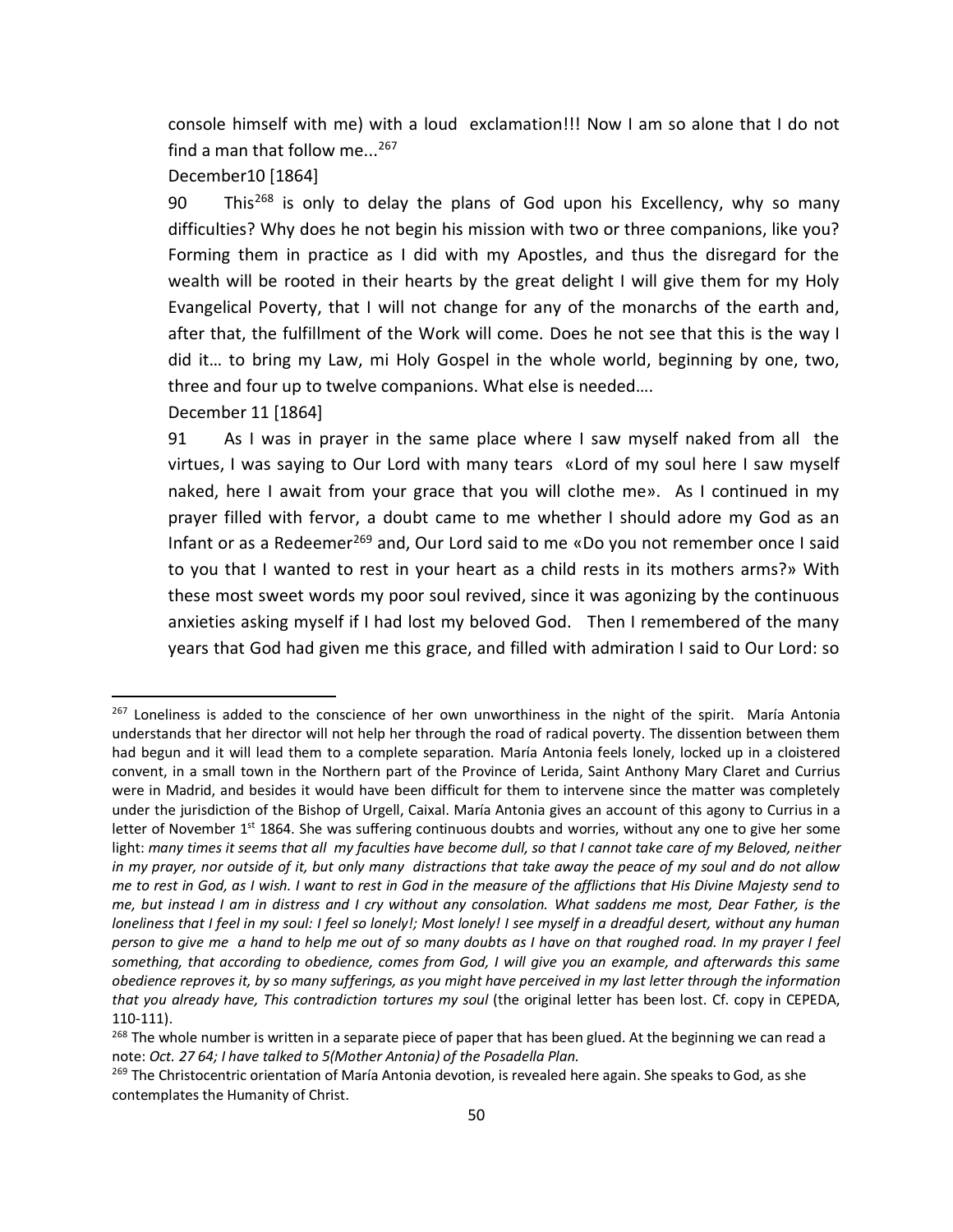console himself with me) with a loud exclamation!!! Now I am so alone that I do not find a man that follow me...[267]

December10 [1864]

90 This[268] is only to delay the plans of God upon his Excellency, why so many difficulties? Why does he not begin his mission with two or three companions, like you? Forming them in practice as I did with my Apostles, and thus the disregard for the wealth will be rooted in their hearts by the great delight I will give them for my Holy Evangelical Poverty, that I will not change for any of the monarchs of the earth and, after that, the fulfillment of the Work will come. Does he not see that this is the way I did it… to bring my Law, mi Holy Gospel in the whole world, beginning by one, two, three and four up to twelve companions. What else is needed….

December 11 [1864]

91 As I was in prayer in the same place where I saw myself naked from all the virtues, I was saying to Our Lord with many tears «Lord of my soul here I saw myself naked, here I await from your grace that you will clothe me». As I continued in my prayer filled with fervor, a doubt came to me whether I should adore my God as an Infant or as a Redeemer[269] and, Our Lord said to me «Do you not remember once I said to you that I wanted to rest in your heart as a child rests in its mothers arms?» With these most sweet words my poor soul revived, since it was agonizing by the continuous anxieties asking myself if I had lost my beloved God. Then I remembered of the many years that God had given me this grace, and filled with admiration I said to Our Lord: so

---

[267] Loneliness is added to the conscience of her own unworthiness in the night of the spirit. María Antonia understands that her director will not help her through the road of radical poverty. The dissention between them had begun and it will lead them to a complete separation. María Antonia feels lonely, locked up in a cloistered convent, in a small town in the Northern part of the Province of Lerida, Saint Anthony Mary Claret and Currius were in Madrid, and besides it would have been difficult for them to intervene since the matter was completely under the jurisdiction of the Bishop of Urgell, Caixal. María Antonia gives an account of this agony to Currius in a letter of November 1st 1864. She was suffering continuous doubts and worries, without any one to give her some light: *many times it seems that all my faculties have become dull, so that I cannot take care of my Beloved, neither in my prayer, nor outside of it, but only many distractions that take away the peace of my soul and do not allow me to rest in God, as I wish. I want to rest in God in the measure of the afflictions that His Divine Majesty send to me, but instead I am in distress and I cry without any consolation. What saddens me most, Dear Father, is the loneliness that I feel in my soul: I feel so lonely!; Most lonely! I see myself in a dreadful desert, without any human person to give me a hand to help me out of so many doubts as I have on that roughed road. In my prayer I feel something, that according to obedience, comes from God, I will give you an example, and afterwards this same obedience reproves it, by so many sufferings, as you might have perceived in my last letter through the information that you already have, This contradiction tortures my soul* (the original letter has been lost. Cf. copy in CEPEDA, 110-111).

[268] The whole number is written in a separate piece of paper that has been glued. At the beginning we can read a note: *Oct. 27 64; I have talked to 5(Mother Antonia) of the Posadella Plan.*

[269] The Christocentric orientation of María Antonia devotion, is revealed here again. She speaks to God, as she contemplates the Humanity of Christ.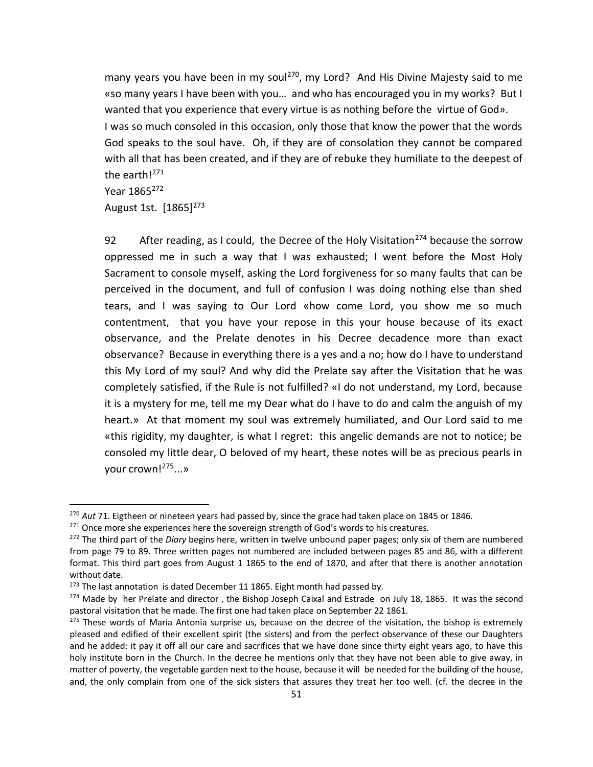many years you have been in my soul[270], my Lord? And His Divine Majesty said to me «so many years I have been with you… and who has encouraged you in my works? But I wanted that you experience that every virtue is as nothing before the virtue of God».

I was so much consoled in this occasion, only those that know the power that the words God speaks to the soul have. Oh, if they are of consolation they cannot be compared with all that has been created, and if they are of rebuke they humiliate to the deepest of the earth![271]

Year 1865[272]

August 1st. [1865][273]

92 After reading, as I could, the Decree of the Holy Visitation[274] because the sorrow oppressed me in such a way that I was exhausted; I went before the Most Holy Sacrament to console myself, asking the Lord forgiveness for so many faults that can be perceived in the document, and full of confusion I was doing nothing else than shed tears, and I was saying to Our Lord «how come Lord, you show me so much contentment, that you have your repose in this your house because of its exact observance, and the Prelate denotes in his Decree decadence more than exact observance? Because in everything there is a yes and a no; how do I have to understand this My Lord of my soul? And why did the Prelate say after the Visitation that he was completely satisfied, if the Rule is not fulfilled? «I do not understand, my Lord, because it is a mystery for me, tell me my Dear what do I have to do and calm the anguish of my heart.» At that moment my soul was extremely humiliated, and Our Lord said to me «this rigidity, my daughter, is what I regret: this angelic demands are not to notice; be consoled my little dear, O beloved of my heart, these notes will be as precious pearls in your crown![275]...»

---

[270] *Aut* 71. Eigtheen or nineteen years had passed by, since the grace had taken place on 1845 or 1846.

[271] Once more she experiences here the sovereign strength of God's words to his creatures.

[272] The third part of the *Diary* begins here, written in twelve unbound paper pages; only six of them are numbered from page 79 to 89. Three written pages not numbered are included between pages 85 and 86, with a different format. This third part goes from August 1 1865 to the end of 1870, and after that there is another annotation without date.

[273] The last annotation is dated December 11 1865. Eight month had passed by.

[274] Made by her Prelate and director , the Bishop Joseph Caixal and Estrade on July 18, 1865. It was the second pastoral visitation that he made. The first one had taken place on September 22 1861.

[275] These words of María Antonia surprise us, because on the decree of the visitation, the bishop is extremely pleased and edified of their excellent spirit (the sisters) and from the perfect observance of these our Daughters and he added: it pay it off all our care and sacrifices that we have done since thirty eight years ago, to have this holy institute born in the Church. In the decree he mentions only that they have not been able to give away, in matter of poverty, the vegetable garden next to the house, because it will be needed for the building of the house, and, the only complain from one of the sick sisters that assures they treat her too well. (cf. the decree in the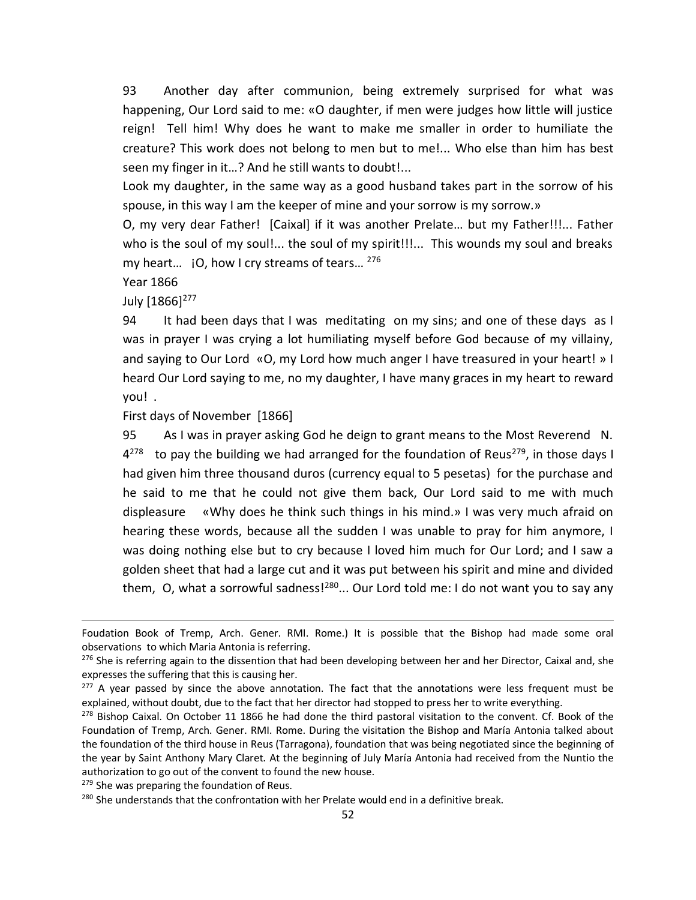93 Another day after communion, being extremely surprised for what was happening, Our Lord said to me: «O daughter, if men were judges how little will justice reign! Tell him! Why does he want to make me smaller in order to humiliate the creature? This work does not belong to men but to me!... Who else than him has best seen my finger in it…? And he still wants to doubt!...

Look my daughter, in the same way as a good husband takes part in the sorrow of his spouse, in this way I am the keeper of mine and your sorrow is my sorrow.»

O, my very dear Father! [Caixal] if it was another Prelate… but my Father!!!... Father who is the soul of my soul!... the soul of my spirit!!!... This wounds my soul and breaks my heart… ¡O, how I cry streams of tears… [276]

Year 1866

July [1866][277]

94 It had been days that I was meditating on my sins; and one of these days as I was in prayer I was crying a lot humiliating myself before God because of my villainy, and saying to Our Lord «O, my Lord how much anger I have treasured in your heart! » I heard Our Lord saying to me, no my daughter, I have many graces in my heart to reward you! .

First days of November [1866]

95 As I was in prayer asking God he deign to grant means to the Most Reverend N. 4[278] to pay the building we had arranged for the foundation of Reus[279], in those days I had given him three thousand duros (currency equal to 5 pesetas) for the purchase and he said to me that he could not give them back, Our Lord said to me with much displeasure «Why does he think such things in his mind.» I was very much afraid on hearing these words, because all the sudden I was unable to pray for him anymore, I was doing nothing else but to cry because I loved him much for Our Lord; and I saw a golden sheet that had a large cut and it was put between his spirit and mine and divided them, O, what a sorrowful sadness![280]... Our Lord told me: I do not want you to say any

---

Foudation Book of Tremp, Arch. Gener. RMI. Rome.) It is possible that the Bishop had made some oral observations to which Maria Antonia is referring.

[276] She is referring again to the dissention that had been developing between her and her Director, Caixal and, she expresses the suffering that this is causing her.

[277] A year passed by since the above annotation. The fact that the annotations were less frequent must be explained, without doubt, due to the fact that her director had stopped to press her to write everything.

[278] Bishop Caixal. On October 11 1866 he had done the third pastoral visitation to the convent. Cf. Book of the Foundation of Tremp, Arch. Gener. RMI. Rome. During the visitation the Bishop and María Antonia talked about the foundation of the third house in Reus (Tarragona), foundation that was being negotiated since the beginning of the year by Saint Anthony Mary Claret. At the beginning of July María Antonia had received from the Nuntio the authorization to go out of the convent to found the new house.

[279] She was preparing the foundation of Reus.

[280] She understands that the confrontation with her Prelate would end in a definitive break.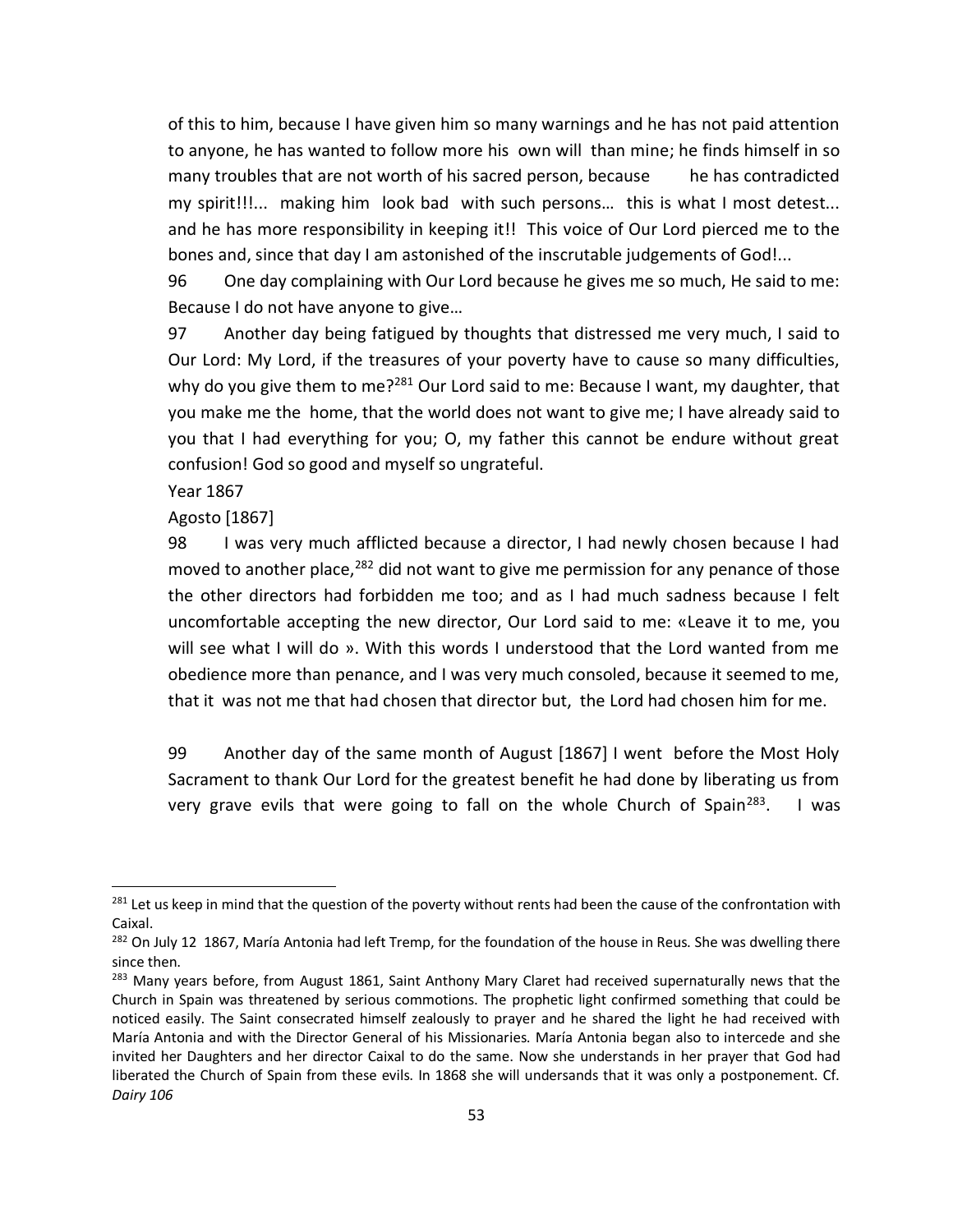of this to him, because I have given him so many warnings and he has not paid attention to anyone, he has wanted to follow more his own will than mine; he finds himself in so many troubles that are not worth of his sacred person, because he has contradicted my spirit!!!... making him look bad with such persons… this is what I most detest... and he has more responsibility in keeping it!! This voice of Our Lord pierced me to the bones and, since that day I am astonished of the inscrutable judgements of God!...

96 One day complaining with Our Lord because he gives me so much, He said to me: Because I do not have anyone to give…

97 Another day being fatigued by thoughts that distressed me very much, I said to Our Lord: My Lord, if the treasures of your poverty have to cause so many difficulties, why do you give them to me?[281] Our Lord said to me: Because I want, my daughter, that you make me the home, that the world does not want to give me; I have already said to you that I had everything for you; O, my father this cannot be endure without great confusion! God so good and myself so ungrateful.

Year 1867

Agosto [1867]

98 I was very much afflicted because a director, I had newly chosen because I had moved to another place,[282] did not want to give me permission for any penance of those the other directors had forbidden me too; and as I had much sadness because I felt uncomfortable accepting the new director, Our Lord said to me: «Leave it to me, you will see what I will do ». With this words I understood that the Lord wanted from me obedience more than penance, and I was very much consoled, because it seemed to me, that it was not me that had chosen that director but, the Lord had chosen him for me.

99 Another day of the same month of August [1867] I went before the Most Holy Sacrament to thank Our Lord for the greatest benefit he had done by liberating us from very grave evils that were going to fall on the whole Church of Spain[283]. I was

---

[281] Let us keep in mind that the question of the poverty without rents had been the cause of the confrontation with Caixal.

[282] On July 12 1867, María Antonia had left Tremp, for the foundation of the house in Reus. She was dwelling there since then.

[283] Many years before, from August 1861, Saint Anthony Mary Claret had received supernaturally news that the Church in Spain was threatened by serious commotions. The prophetic light confirmed something that could be noticed easily. The Saint consecrated himself zealously to prayer and he shared the light he had received with María Antonia and with the Director General of his Missionaries. María Antonia began also to intercede and she invited her Daughters and her director Caixal to do the same. Now she understands in her prayer that God had liberated the Church of Spain from these evils. In 1868 she will undersands that it was only a postponement. Cf. *Dairy 106*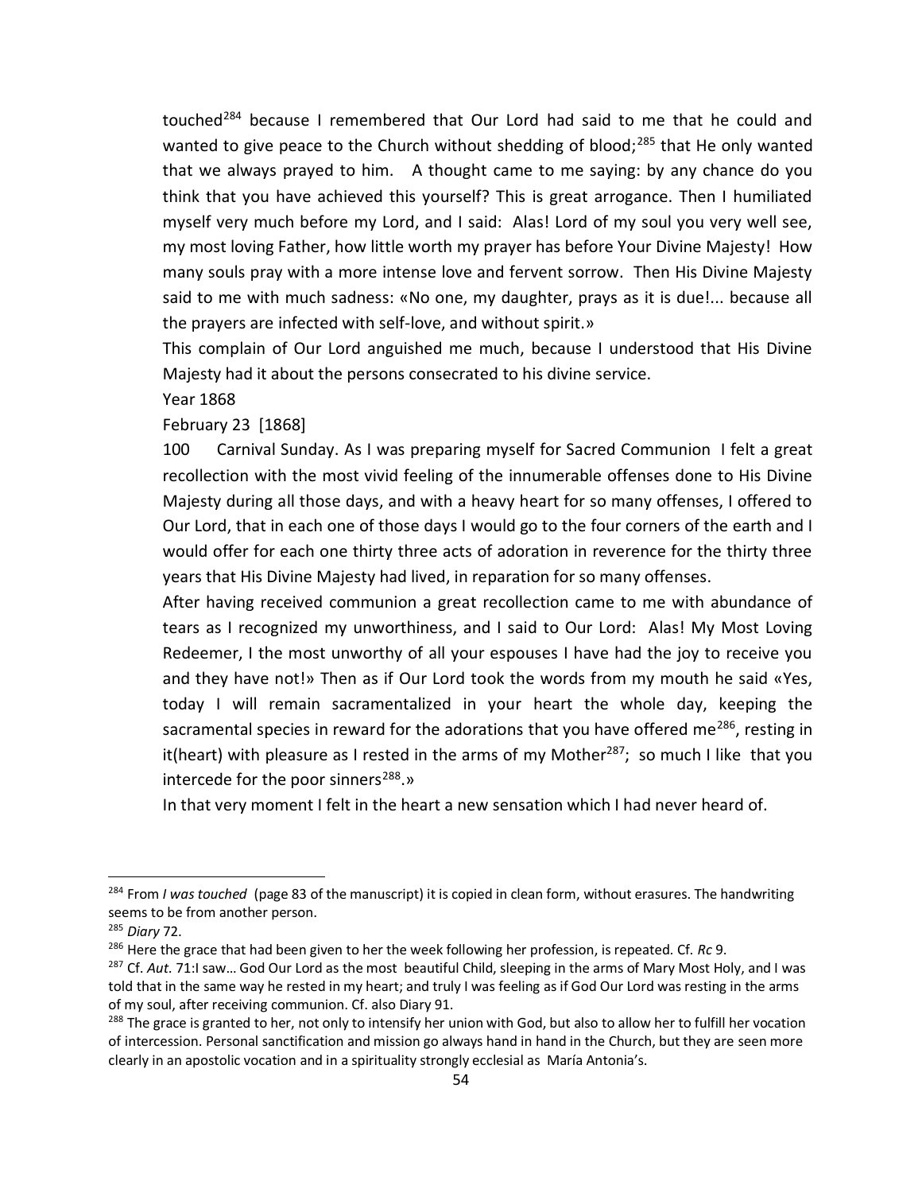touched[284] because I remembered that Our Lord had said to me that he could and wanted to give peace to the Church without shedding of blood;[285] that He only wanted that we always prayed to him. A thought came to me saying: by any chance do you think that you have achieved this yourself? This is great arrogance. Then I humiliated myself very much before my Lord, and I said: Alas! Lord of my soul you very well see, my most loving Father, how little worth my prayer has before Your Divine Majesty! How many souls pray with a more intense love and fervent sorrow. Then His Divine Majesty said to me with much sadness: «No one, my daughter, prays as it is due!... because all the prayers are infected with self-love, and without spirit.»

This complain of Our Lord anguished me much, because I understood that His Divine Majesty had it about the persons consecrated to his divine service.

Year 1868

February 23 [1868]

100 Carnival Sunday. As I was preparing myself for Sacred Communion I felt a great recollection with the most vivid feeling of the innumerable offenses done to His Divine Majesty during all those days, and with a heavy heart for so many offenses, I offered to Our Lord, that in each one of those days I would go to the four corners of the earth and I would offer for each one thirty three acts of adoration in reverence for the thirty three years that His Divine Majesty had lived, in reparation for so many offenses.

After having received communion a great recollection came to me with abundance of tears as I recognized my unworthiness, and I said to Our Lord: Alas! My Most Loving Redeemer, I the most unworthy of all your espouses I have had the joy to receive you and they have not!» Then as if Our Lord took the words from my mouth he said «Yes, today I will remain sacramentalized in your heart the whole day, keeping the sacramental species in reward for the adorations that you have offered me[286], resting in it(heart) with pleasure as I rested in the arms of my Mother[287]; so much I like that you intercede for the poor sinners[288].»

In that very moment I felt in the heart a new sensation which I had never heard of.

---

[284] From *I was touched* (page 83 of the manuscript) it is copied in clean form, without erasures. The handwriting seems to be from another person.

[285] *Diary* 72.

[286] Here the grace that had been given to her the week following her profession, is repeated. Cf. *Rc* 9.

[287] Cf. *Aut.* 71:I saw… God Our Lord as the most beautiful Child, sleeping in the arms of Mary Most Holy, and I was told that in the same way he rested in my heart; and truly I was feeling as if God Our Lord was resting in the arms of my soul, after receiving communion. Cf. also Diary 91.

[288] The grace is granted to her, not only to intensify her union with God, but also to allow her to fulfill her vocation of intercession. Personal sanctification and mission go always hand in hand in the Church, but they are seen more clearly in an apostolic vocation and in a spirituality strongly ecclesial as María Antonia's.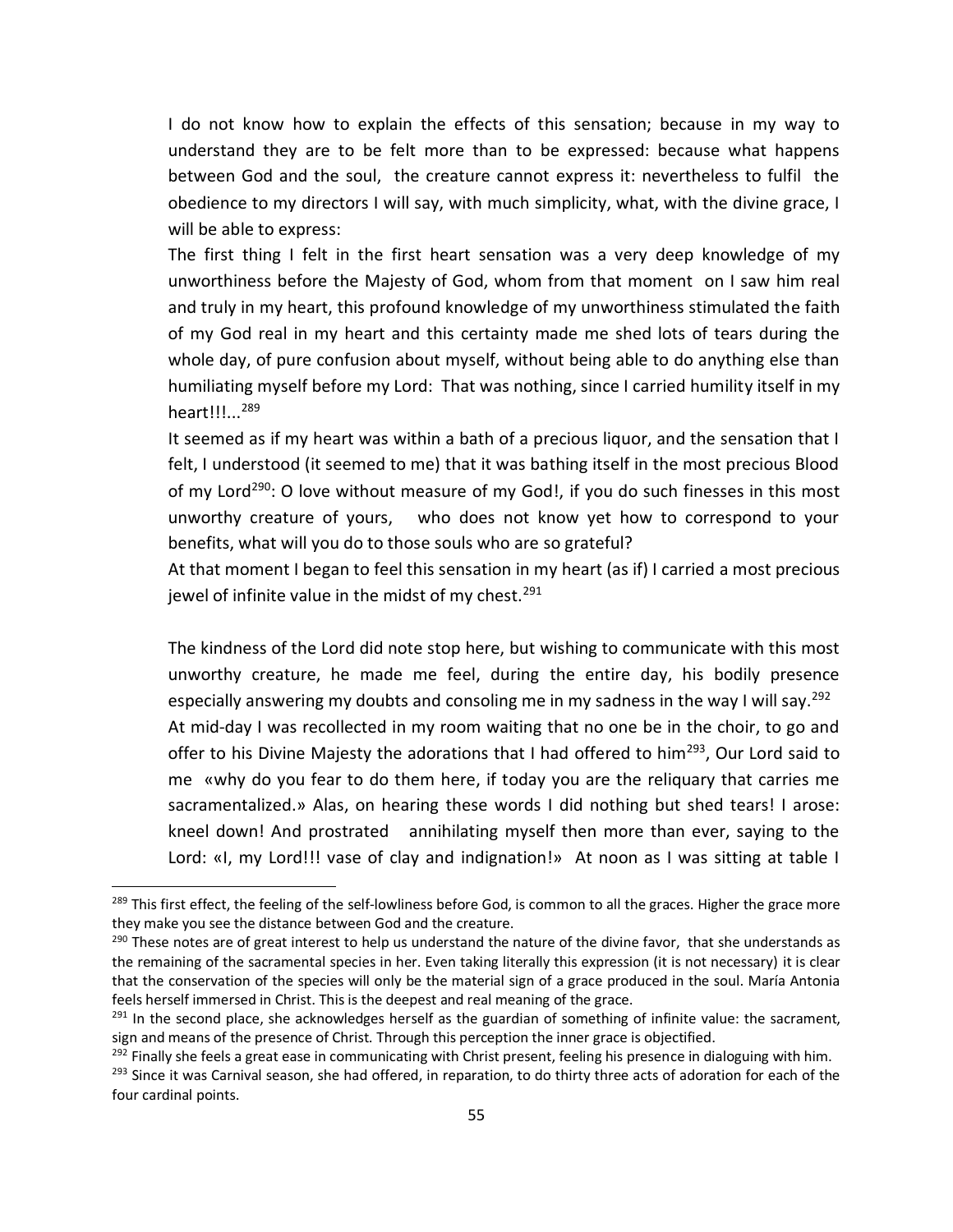I do not know how to explain the effects of this sensation; because in my way to understand they are to be felt more than to be expressed: because what happens between God and the soul, the creature cannot express it: nevertheless to fulfil the obedience to my directors I will say, with much simplicity, what, with the divine grace, I will be able to express:

The first thing I felt in the first heart sensation was a very deep knowledge of my unworthiness before the Majesty of God, whom from that moment on I saw him real and truly in my heart, this profound knowledge of my unworthiness stimulated the faith of my God real in my heart and this certainty made me shed lots of tears during the whole day, of pure confusion about myself, without being able to do anything else than humiliating myself before my Lord: That was nothing, since I carried humility itself in my heart!!!...[289]

It seemed as if my heart was within a bath of a precious liquor, and the sensation that I felt, I understood (it seemed to me) that it was bathing itself in the most precious Blood of my Lord[290]: O love without measure of my God!, if you do such finesses in this most unworthy creature of yours, who does not know yet how to correspond to your benefits, what will you do to those souls who are so grateful?

At that moment I began to feel this sensation in my heart (as if) I carried a most precious jewel of infinite value in the midst of my chest.[291]

The kindness of the Lord did note stop here, but wishing to communicate with this most unworthy creature, he made me feel, during the entire day, his bodily presence especially answering my doubts and consoling me in my sadness in the way I will say.[292]

At mid-day I was recollected in my room waiting that no one be in the choir, to go and offer to his Divine Majesty the adorations that I had offered to him[293], Our Lord said to me «why do you fear to do them here, if today you are the reliquary that carries me sacramentalized.» Alas, on hearing these words I did nothing but shed tears! I arose: kneel down! And prostrated annihilating myself then more than ever, saying to the Lord: «I, my Lord!!! vase of clay and indignation!» At noon as I was sitting at table I

---

[289] This first effect, the feeling of the self-lowliness before God, is common to all the graces. Higher the grace more they make you see the distance between God and the creature.

[290] These notes are of great interest to help us understand the nature of the divine favor, that she understands as the remaining of the sacramental species in her. Even taking literally this expression (it is not necessary) it is clear that the conservation of the species will only be the material sign of a grace produced in the soul. María Antonia feels herself immersed in Christ. This is the deepest and real meaning of the grace.

[291] In the second place, she acknowledges herself as the guardian of something of infinite value: the sacrament, sign and means of the presence of Christ. Through this perception the inner grace is objectified.

[292] Finally she feels a great ease in communicating with Christ present, feeling his presence in dialoguing with him.

[293] Since it was Carnival season, she had offered, in reparation, to do thirty three acts of adoration for each of the four cardinal points.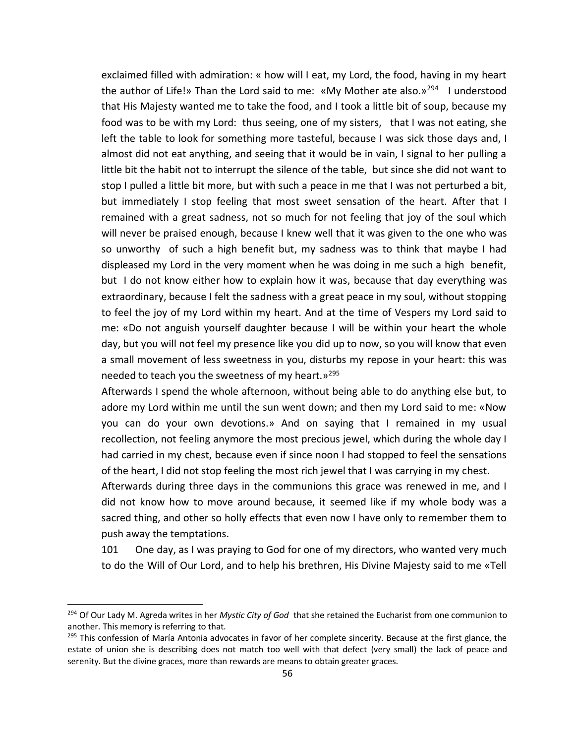exclaimed filled with admiration: « how will I eat, my Lord, the food, having in my heart the author of Life!» Than the Lord said to me: «My Mother ate also.»[294] I understood that His Majesty wanted me to take the food, and I took a little bit of soup, because my food was to be with my Lord: thus seeing, one of my sisters, that I was not eating, she left the table to look for something more tasteful, because I was sick those days and, I almost did not eat anything, and seeing that it would be in vain, I signal to her pulling a little bit the habit not to interrupt the silence of the table, but since she did not want to stop I pulled a little bit more, but with such a peace in me that I was not perturbed a bit, but immediately I stop feeling that most sweet sensation of the heart. After that I remained with a great sadness, not so much for not feeling that joy of the soul which will never be praised enough, because I knew well that it was given to the one who was so unworthy of such a high benefit but, my sadness was to think that maybe I had displeased my Lord in the very moment when he was doing in me such a high benefit, but I do not know either how to explain how it was, because that day everything was extraordinary, because I felt the sadness with a great peace in my soul, without stopping to feel the joy of my Lord within my heart. And at the time of Vespers my Lord said to me: «Do not anguish yourself daughter because I will be within your heart the whole day, but you will not feel my presence like you did up to now, so you will know that even a small movement of less sweetness in you, disturbs my repose in your heart: this was needed to teach you the sweetness of my heart.»[295]

Afterwards I spend the whole afternoon, without being able to do anything else but, to adore my Lord within me until the sun went down; and then my Lord said to me: «Now you can do your own devotions.» And on saying that I remained in my usual recollection, not feeling anymore the most precious jewel, which during the whole day I had carried in my chest, because even if since noon I had stopped to feel the sensations of the heart, I did not stop feeling the most rich jewel that I was carrying in my chest.

Afterwards during three days in the communions this grace was renewed in me, and I did not know how to move around because, it seemed like if my whole body was a sacred thing, and other so holly effects that even now I have only to remember them to push away the temptations.

101 One day, as I was praying to God for one of my directors, who wanted very much to do the Will of Our Lord, and to help his brethren, His Divine Majesty said to me «Tell

---

[294] Of Our Lady M. Agreda writes in her *Mystic City of God* that she retained the Eucharist from one communion to another. This memory is referring to that.

[295] This confession of María Antonia advocates in favor of her complete sincerity. Because at the first glance, the estate of union she is describing does not match too well with that defect (very small) the lack of peace and serenity. But the divine graces, more than rewards are means to obtain greater graces.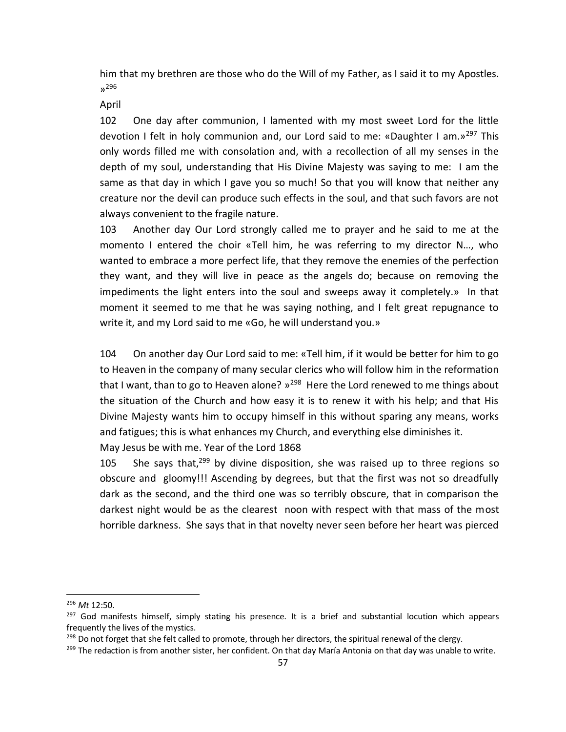him that my brethren are those who do the Will of my Father, as I said it to my Apostles. »[296]

April

102 One day after communion, I lamented with my most sweet Lord for the little devotion I felt in holy communion and, our Lord said to me: «Daughter I am.»[297] This only words filled me with consolation and, with a recollection of all my senses in the depth of my soul, understanding that His Divine Majesty was saying to me: I am the same as that day in which I gave you so much! So that you will know that neither any creature nor the devil can produce such effects in the soul, and that such favors are not always convenient to the fragile nature.

103 Another day Our Lord strongly called me to prayer and he said to me at the momento I entered the choir «Tell him, he was referring to my director N…, who wanted to embrace a more perfect life, that they remove the enemies of the perfection they want, and they will live in peace as the angels do; because on removing the impediments the light enters into the soul and sweeps away it completely.» In that moment it seemed to me that he was saying nothing, and I felt great repugnance to write it, and my Lord said to me «Go, he will understand you.»

104 On another day Our Lord said to me: «Tell him, if it would be better for him to go to Heaven in the company of many secular clerics who will follow him in the reformation that I want, than to go to Heaven alone? »[298] Here the Lord renewed to me things about the situation of the Church and how easy it is to renew it with his help; and that His Divine Majesty wants him to occupy himself in this without sparing any means, works and fatigues; this is what enhances my Church, and everything else diminishes it.

May Jesus be with me. Year of the Lord 1868

105 She says that,[299] by divine disposition, she was raised up to three regions so obscure and gloomy!!! Ascending by degrees, but that the first was not so dreadfully dark as the second, and the third one was so terribly obscure, that in comparison the darkest night would be as the clearest noon with respect with that mass of the most horrible darkness. She says that in that novelty never seen before her heart was pierced

---

[296] *Mt* 12:50.

[297] God manifests himself, simply stating his presence. It is a brief and substantial locution which appears frequently the lives of the mystics.

[298] Do not forget that she felt called to promote, through her directors, the spiritual renewal of the clergy.

[299] The redaction is from another sister, her confident. On that day María Antonia on that day was unable to write.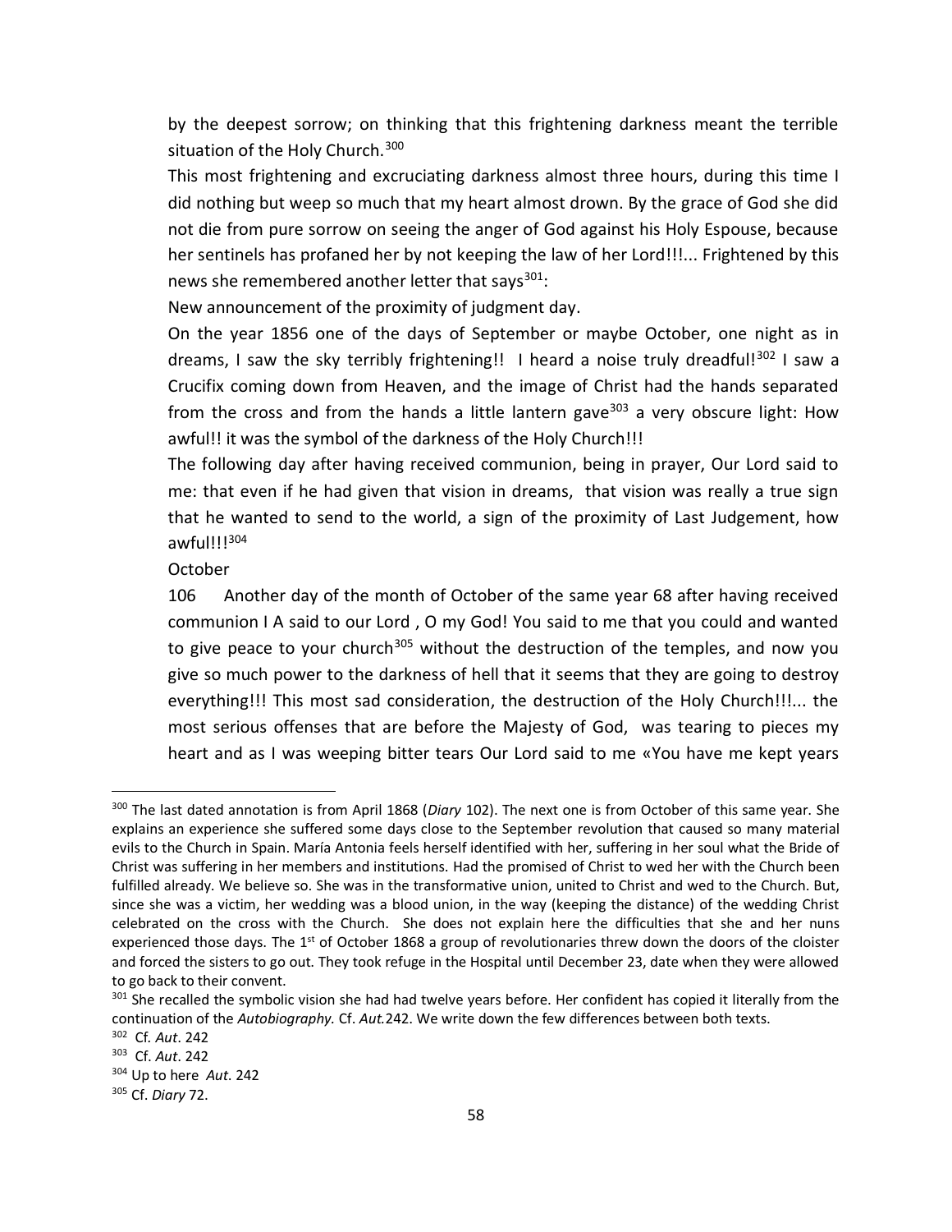by the deepest sorrow; on thinking that this frightening darkness meant the terrible situation of the Holy Church.[300]

This most frightening and excruciating darkness almost three hours, during this time I did nothing but weep so much that my heart almost drown. By the grace of God she did not die from pure sorrow on seeing the anger of God against his Holy Espouse, because her sentinels has profaned her by not keeping the law of her Lord!!!... Frightened by this news she remembered another letter that says[301]:

New announcement of the proximity of judgment day.

On the year 1856 one of the days of September or maybe October, one night as in dreams, I saw the sky terribly frightening!! I heard a noise truly dreadful![302] I saw a Crucifix coming down from Heaven, and the image of Christ had the hands separated from the cross and from the hands a little lantern gave[303] a very obscure light: How awful!! it was the symbol of the darkness of the Holy Church!!!

The following day after having received communion, being in prayer, Our Lord said to me: that even if he had given that vision in dreams, that vision was really a true sign that he wanted to send to the world, a sign of the proximity of Last Judgement, how awful!!![304]

October

106 Another day of the month of October of the same year 68 after having received communion I A said to our Lord , O my God! You said to me that you could and wanted to give peace to your church[305] without the destruction of the temples, and now you give so much power to the darkness of hell that it seems that they are going to destroy everything!!! This most sad consideration, the destruction of the Holy Church!!!... the most serious offenses that are before the Majesty of God, was tearing to pieces my heart and as I was weeping bitter tears Our Lord said to me «You have me kept years

---

[300] The last dated annotation is from April 1868 (*Diary* 102). The next one is from October of this same year. She explains an experience she suffered some days close to the September revolution that caused so many material evils to the Church in Spain. María Antonia feels herself identified with her, suffering in her soul what the Bride of Christ was suffering in her members and institutions. Had the promised of Christ to wed her with the Church been fulfilled already. We believe so. She was in the transformative union, united to Christ and wed to the Church. But, since she was a victim, her wedding was a blood union, in the way (keeping the distance) of the wedding Christ celebrated on the cross with the Church. She does not explain here the difficulties that she and her nuns experienced those days. The 1st of October 1868 a group of revolutionaries threw down the doors of the cloister and forced the sisters to go out. They took refuge in the Hospital until December 23, date when they were allowed to go back to their convent.

[301] She recalled the symbolic vision she had had twelve years before. Her confident has copied it literally from the continuation of the *Autobiography.* Cf. *Aut.*242. We write down the few differences between both texts.

[302] Cf. *Aut*. 242

[303] Cf. *Aut*. 242

[304] Up to here *Aut*. 242

[305] Cf. *Diary* 72.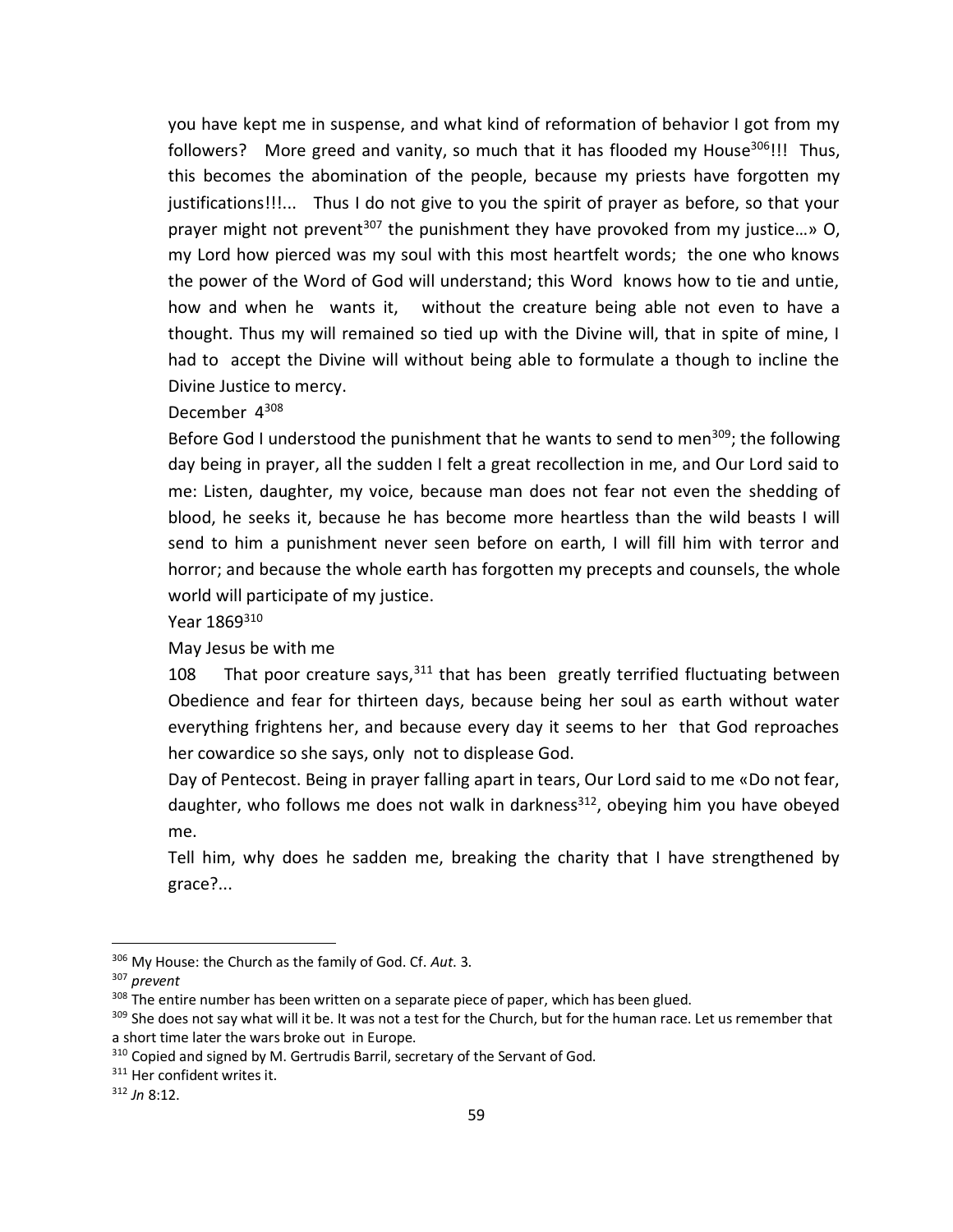you have kept me in suspense, and what kind of reformation of behavior I got from my followers? More greed and vanity, so much that it has flooded my House[306]!!! Thus, this becomes the abomination of the people, because my priests have forgotten my justifications!!!... Thus I do not give to you the spirit of prayer as before, so that your prayer might not prevent[307] the punishment they have provoked from my justice…» O, my Lord how pierced was my soul with this most heartfelt words; the one who knows the power of the Word of God will understand; this Word knows how to tie and untie, how and when he wants it, without the creature being able not even to have a thought. Thus my will remained so tied up with the Divine will, that in spite of mine, I had to accept the Divine will without being able to formulate a though to incline the Divine Justice to mercy.

December 4[308]

Before God I understood the punishment that he wants to send to men[309]; the following day being in prayer, all the sudden I felt a great recollection in me, and Our Lord said to me: Listen, daughter, my voice, because man does not fear not even the shedding of blood, he seeks it, because he has become more heartless than the wild beasts I will send to him a punishment never seen before on earth, I will fill him with terror and horror; and because the whole earth has forgotten my precepts and counsels, the whole world will participate of my justice.

Year 1869[310]

May Jesus be with me

108 That poor creature says,[311] that has been greatly terrified fluctuating between Obedience and fear for thirteen days, because being her soul as earth without water everything frightens her, and because every day it seems to her that God reproaches her cowardice so she says, only not to displease God.

Day of Pentecost. Being in prayer falling apart in tears, Our Lord said to me «Do not fear, daughter, who follows me does not walk in darkness[312], obeying him you have obeyed me.

Tell him, why does he sadden me, breaking the charity that I have strengthened by grace?...

---

[306] My House: the Church as the family of God. Cf. *Aut*. 3.

[307] *prevent*

[308] The entire number has been written on a separate piece of paper, which has been glued.

[309] She does not say what will it be. It was not a test for the Church, but for the human race. Let us remember that a short time later the wars broke out in Europe.

[310] Copied and signed by M. Gertrudis Barril, secretary of the Servant of God.

[311] Her confident writes it.

[312] *Jn* 8:12.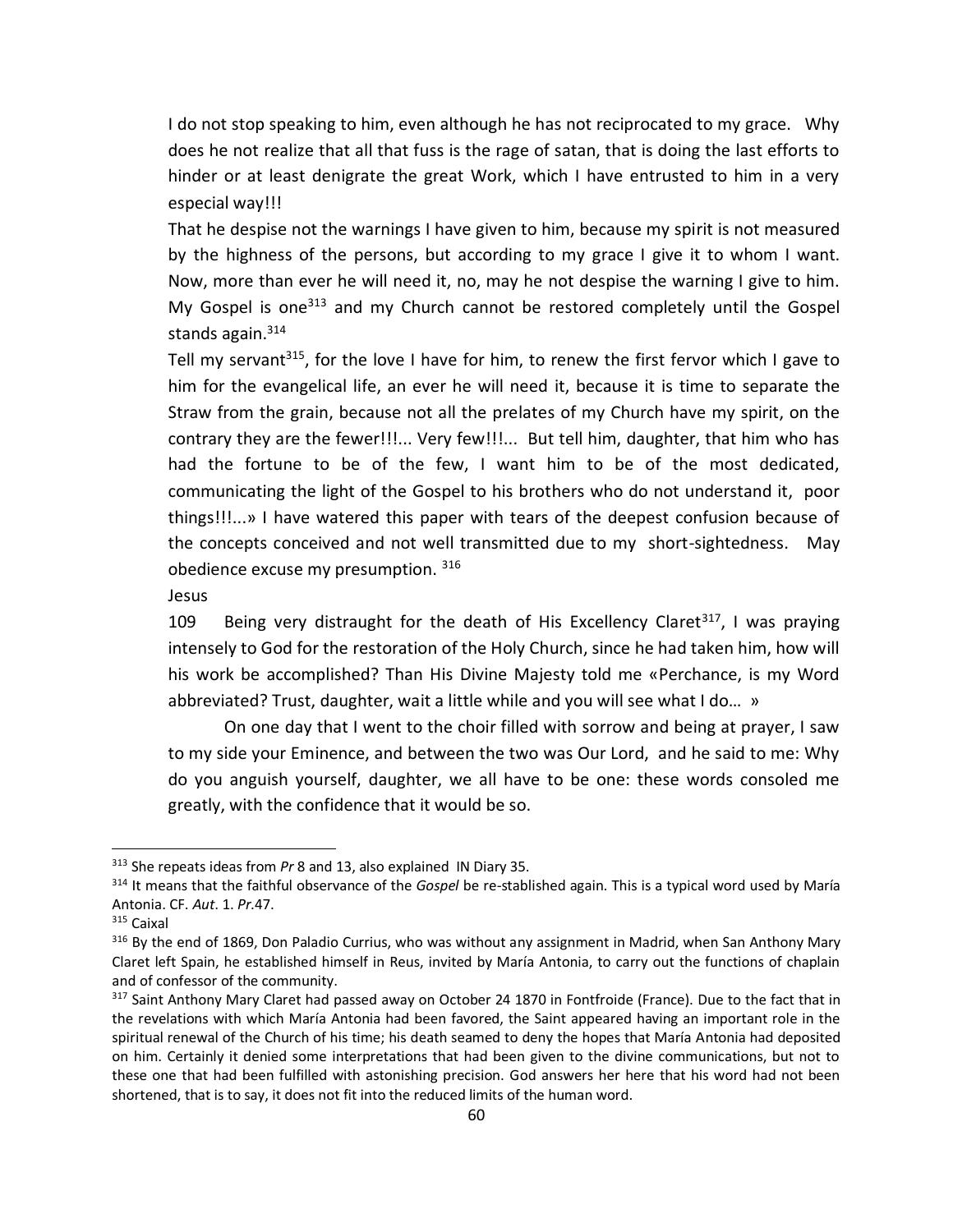I do not stop speaking to him, even although he has not reciprocated to my grace. Why does he not realize that all that fuss is the rage of satan, that is doing the last efforts to hinder or at least denigrate the great Work, which I have entrusted to him in a very especial way!!!

That he despise not the warnings I have given to him, because my spirit is not measured by the highness of the persons, but according to my grace I give it to whom I want. Now, more than ever he will need it, no, may he not despise the warning I give to him. My Gospel is one[313] and my Church cannot be restored completely until the Gospel stands again.[314]

Tell my servant[315], for the love I have for him, to renew the first fervor which I gave to him for the evangelical life, an ever he will need it, because it is time to separate the Straw from the grain, because not all the prelates of my Church have my spirit, on the contrary they are the fewer!!!... Very few!!!... But tell him, daughter, that him who has had the fortune to be of the few, I want him to be of the most dedicated, communicating the light of the Gospel to his brothers who do not understand it, poor things!!!...» I have watered this paper with tears of the deepest confusion because of the concepts conceived and not well transmitted due to my short-sightedness. May obedience excuse my presumption. [316]

Jesus

109 Being very distraught for the death of His Excellency Claret[317], I was praying intensely to God for the restoration of the Holy Church, since he had taken him, how will his work be accomplished? Than His Divine Majesty told me «Perchance, is my Word abbreviated? Trust, daughter, wait a little while and you will see what I do… »

On one day that I went to the choir filled with sorrow and being at prayer, I saw to my side your Eminence, and between the two was Our Lord, and he said to me: Why do you anguish yourself, daughter, we all have to be one: these words consoled me greatly, with the confidence that it would be so.

---

[313] She repeats ideas from *Pr* 8 and 13, also explained IN Diary 35.

[314] It means that the faithful observance of the *Gospel* be re-stablished again. This is a typical word used by María Antonia. CF. *Aut*. 1. *Pr*.47.

[315] Caixal

[316] By the end of 1869, Don Paladio Currius, who was without any assignment in Madrid, when San Anthony Mary Claret left Spain, he established himself in Reus, invited by María Antonia, to carry out the functions of chaplain and of confessor of the community.

[317] Saint Anthony Mary Claret had passed away on October 24 1870 in Fontfroide (France). Due to the fact that in the revelations with which María Antonia had been favored, the Saint appeared having an important role in the spiritual renewal of the Church of his time; his death seamed to deny the hopes that María Antonia had deposited on him. Certainly it denied some interpretations that had been given to the divine communications, but not to these one that had been fulfilled with astonishing precision. God answers her here that his word had not been shortened, that is to say, it does not fit into the reduced limits of the human word.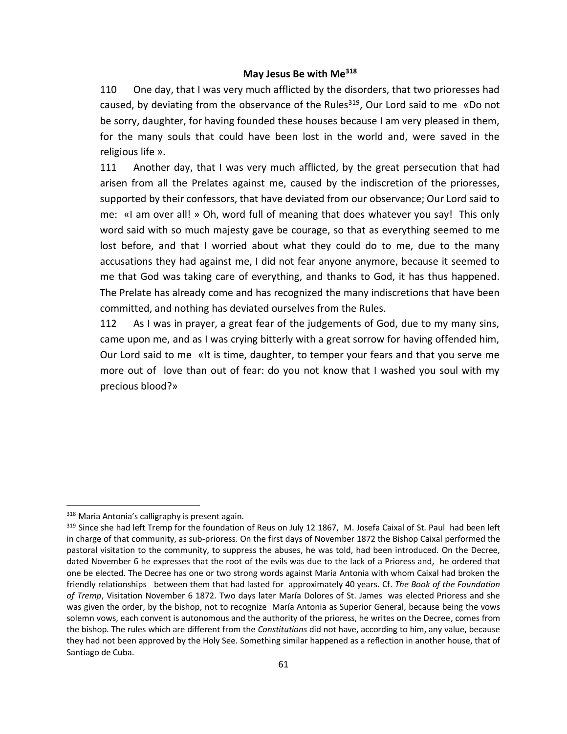### **May Jesus Be with Me**[318]

110 One day, that I was very much afflicted by the disorders, that two prioresses had caused, by deviating from the observance of the Rules[319], Our Lord said to me «Do not be sorry, daughter, for having founded these houses because I am very pleased in them, for the many souls that could have been lost in the world and, were saved in the religious life ».

111 Another day, that I was very much afflicted, by the great persecution that had arisen from all the Prelates against me, caused by the indiscretion of the prioresses, supported by their confessors, that have deviated from our observance; Our Lord said to me: «I am over all! » Oh, word full of meaning that does whatever you say! This only word said with so much majesty gave be courage, so that as everything seemed to me lost before, and that I worried about what they could do to me, due to the many accusations they had against me, I did not fear anyone anymore, because it seemed to me that God was taking care of everything, and thanks to God, it has thus happened. The Prelate has already come and has recognized the many indiscretions that have been committed, and nothing has deviated ourselves from the Rules.

112 As I was in prayer, a great fear of the judgements of God, due to my many sins, came upon me, and as I was crying bitterly with a great sorrow for having offended him, Our Lord said to me «It is time, daughter, to temper your fears and that you serve me more out of love than out of fear: do you not know that I washed you soul with my precious blood?»

---

[318] Maria Antonia's calligraphy is present again.

[319] Since she had left Tremp for the foundation of Reus on July 12 1867, M. Josefa Caixal of St. Paul had been left in charge of that community, as sub-prioress. On the first days of November 1872 the Bishop Caixal performed the pastoral visitation to the community, to suppress the abuses, he was told, had been introduced. On the Decree, dated November 6 he expresses that the root of the evils was due to the lack of a Prioress and, he ordered that one be elected. The Decree has one or two strong words against María Antonia with whom Caixal had broken the friendly relationships between them that had lasted for approximately 40 years. Cf. *The Book of the Foundation of Tremp*, Visitation November 6 1872. Two days later María Dolores of St. James was elected Prioress and she was given the order, by the bishop, not to recognize María Antonia as Superior General, because being the vows solemn vows, each convent is autonomous and the authority of the prioress, he writes on the Decree, comes from the bishop. The rules which are different from the *Constitutions* did not have, according to him, any value, because they had not been approved by the Holy See. Something similar happened as a reflection in another house, that of Santiago de Cuba.